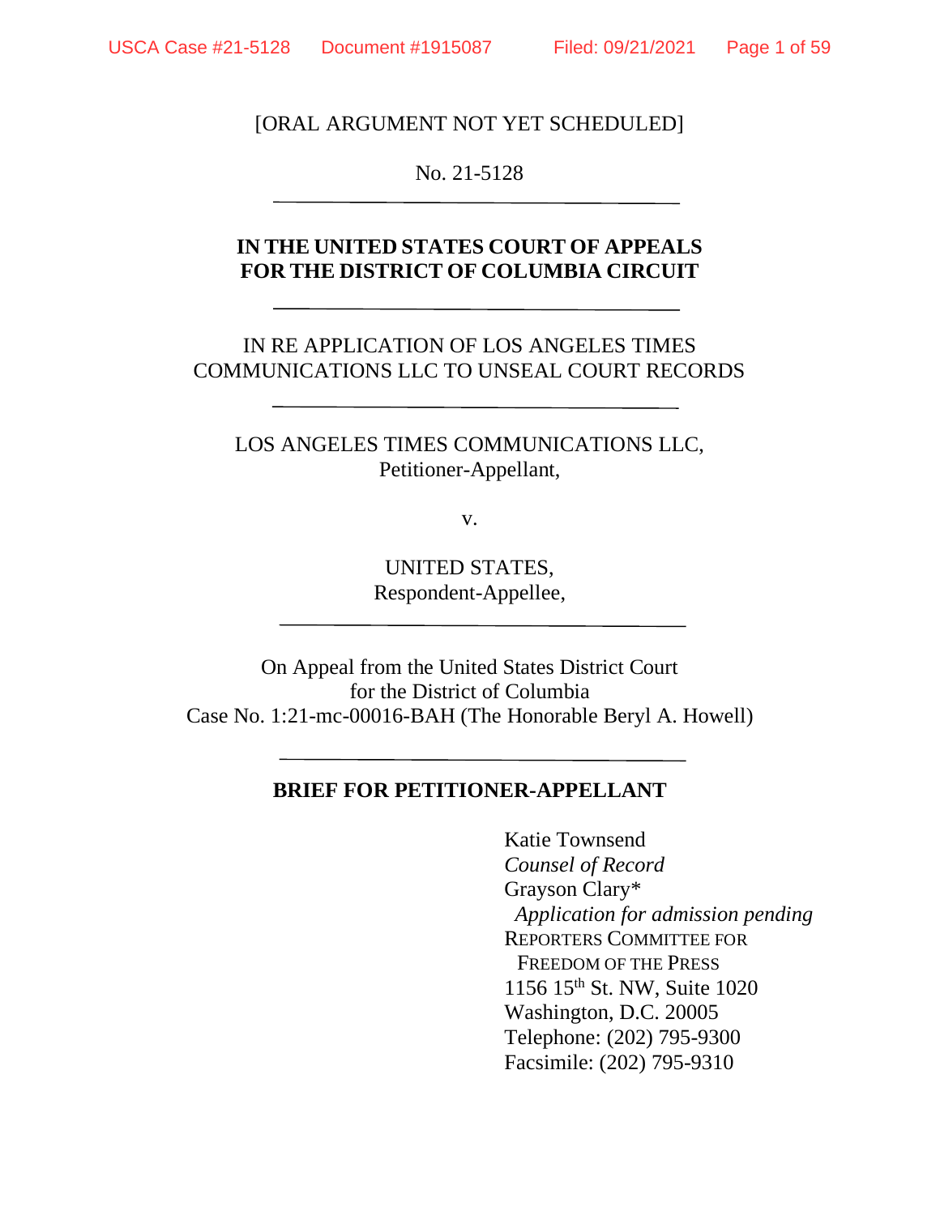[ORAL ARGUMENT NOT YET SCHEDULED]

No. 21-5128

---

**IN THE UNITED STATES COURT OF APPEALS FOR THE DISTRICT OF COLUMBIA CIRCUIT**

---

IN RE APPLICATION OF LOS ANGELES TIMES COMMUNICATIONS LLC TO UNSEAL COURT RECORDS

---

LOS ANGELES TIMES COMMUNICATIONS LLC,
Petitioner-Appellant,

v.

UNITED STATES,
Respondent-Appellee,

---

On Appeal from the United States District Court for the District of Columbia
Case No. 1:21-mc-00016-BAH (The Honorable Beryl A. Howell)

---

**BRIEF FOR PETITIONER-APPELLANT**

Katie Townsend
*Counsel of Record*
Grayson Clary*
*Application for admission pending*
REPORTERS COMMITTEE FOR FREEDOM OF THE PRESS
1156 15th St. NW, Suite 1020
Washington, D.C. 20005
Telephone: (202) 795-9300
Facsimile: (202) 795-9310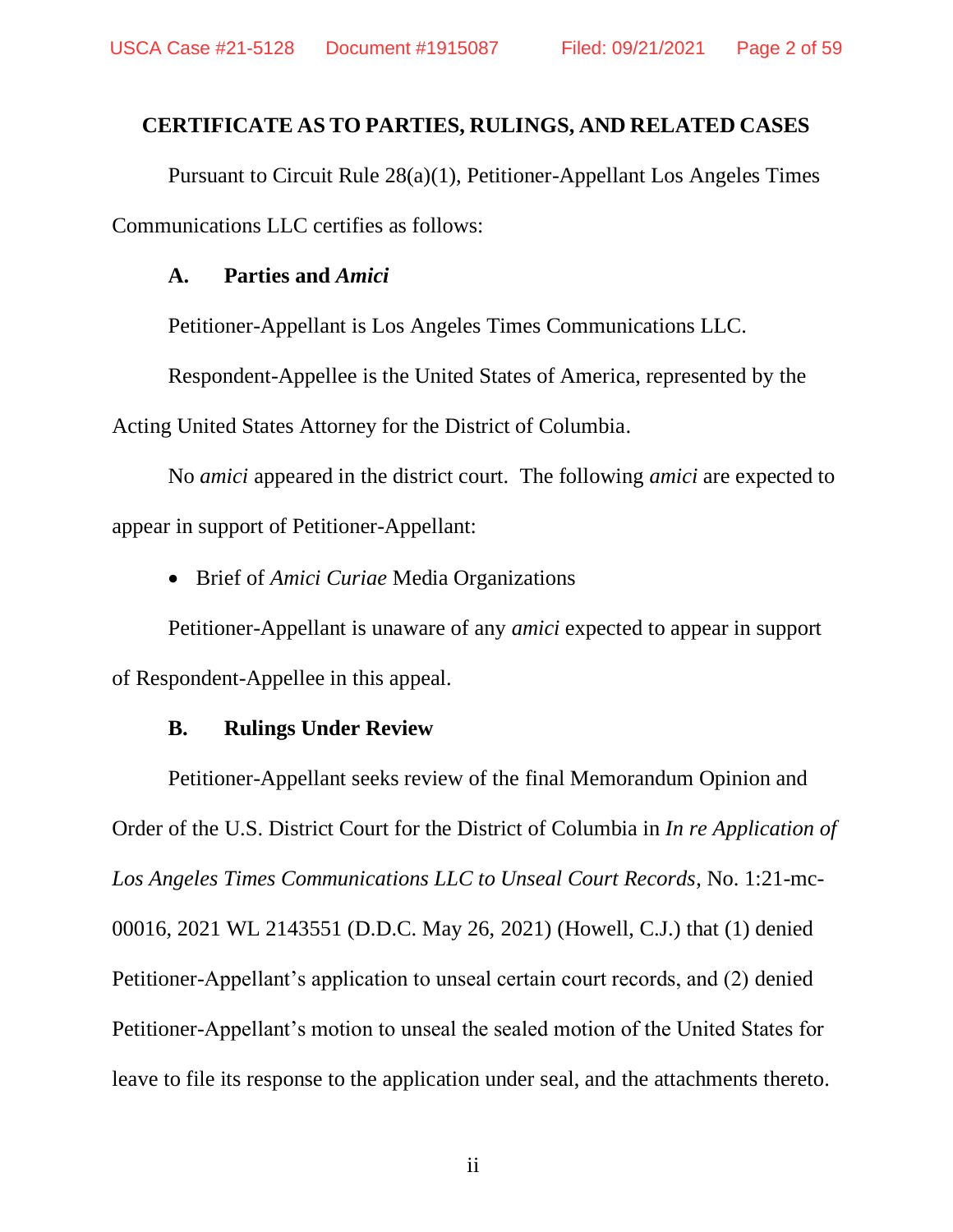## CERTIFICATE AS TO PARTIES, RULINGS, AND RELATED CASES

Pursuant to Circuit Rule 28(a)(1), Petitioner-Appellant Los Angeles Times Communications LLC certifies as follows:

### A. Parties and *Amici*

Petitioner-Appellant is Los Angeles Times Communications LLC.

Respondent-Appellee is the United States of America, represented by the Acting United States Attorney for the District of Columbia.

No *amici* appeared in the district court. The following *amici* are expected to appear in support of Petitioner-Appellant:

- Brief of *Amici Curiae* Media Organizations

Petitioner-Appellant is unaware of any *amici* expected to appear in support of Respondent-Appellee in this appeal.

### B. Rulings Under Review

Petitioner-Appellant seeks review of the final Memorandum Opinion and Order of the U.S. District Court for the District of Columbia in *In re Application of Los Angeles Times Communications LLC to Unseal Court Records*, No. 1:21-mc-00016, 2021 WL 2143551 (D.D.C. May 26, 2021) (Howell, C.J.) that (1) denied Petitioner-Appellant's application to unseal certain court records, and (2) denied Petitioner-Appellant's motion to unseal the sealed motion of the United States for leave to file its response to the application under seal, and the attachments thereto.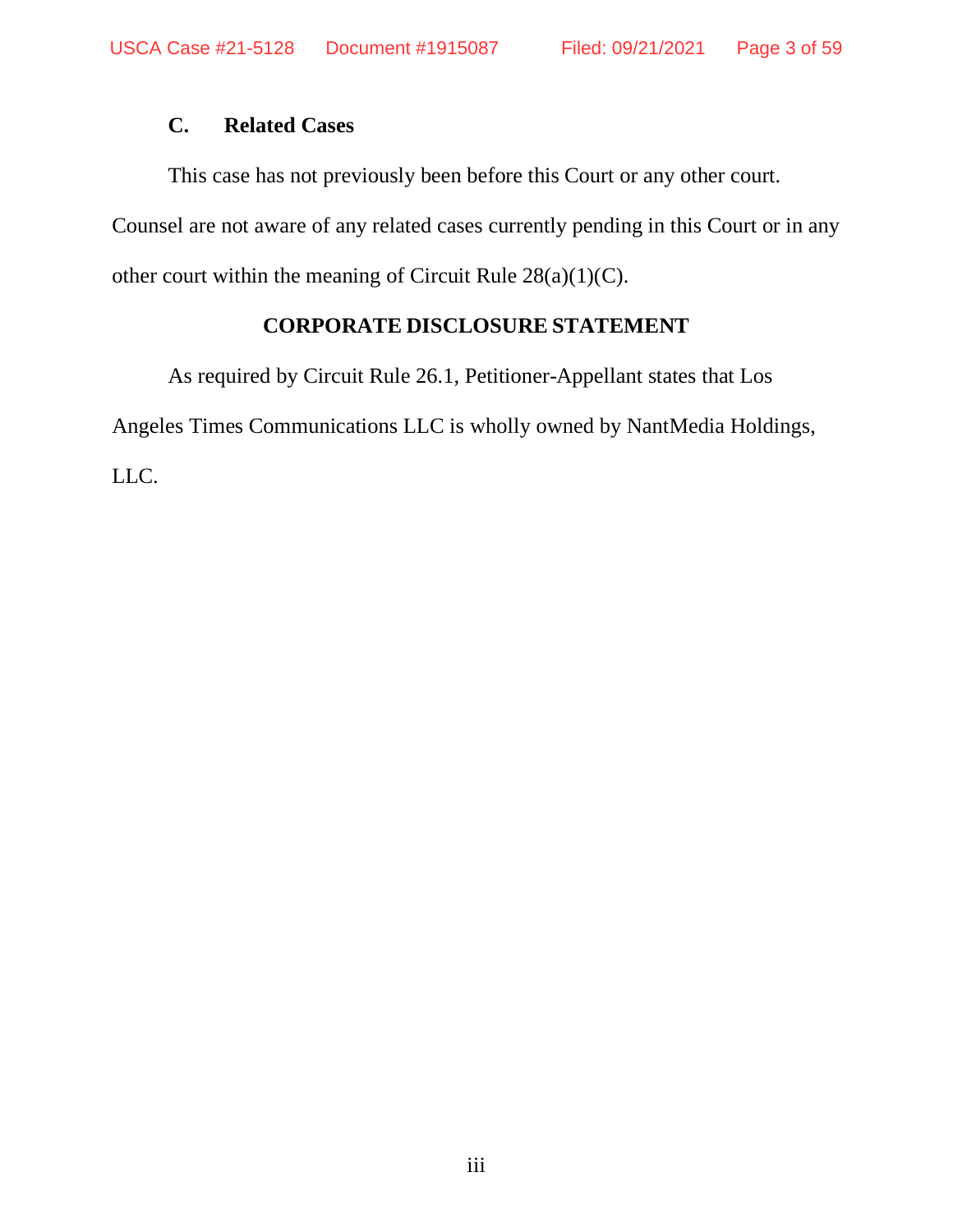### C. Related Cases

This case has not previously been before this Court or any other court. Counsel are not aware of any related cases currently pending in this Court or in any other court within the meaning of Circuit Rule 28(a)(1)(C).

## CORPORATE DISCLOSURE STATEMENT

As required by Circuit Rule 26.1, Petitioner-Appellant states that Los Angeles Times Communications LLC is wholly owned by NantMedia Holdings, LLC.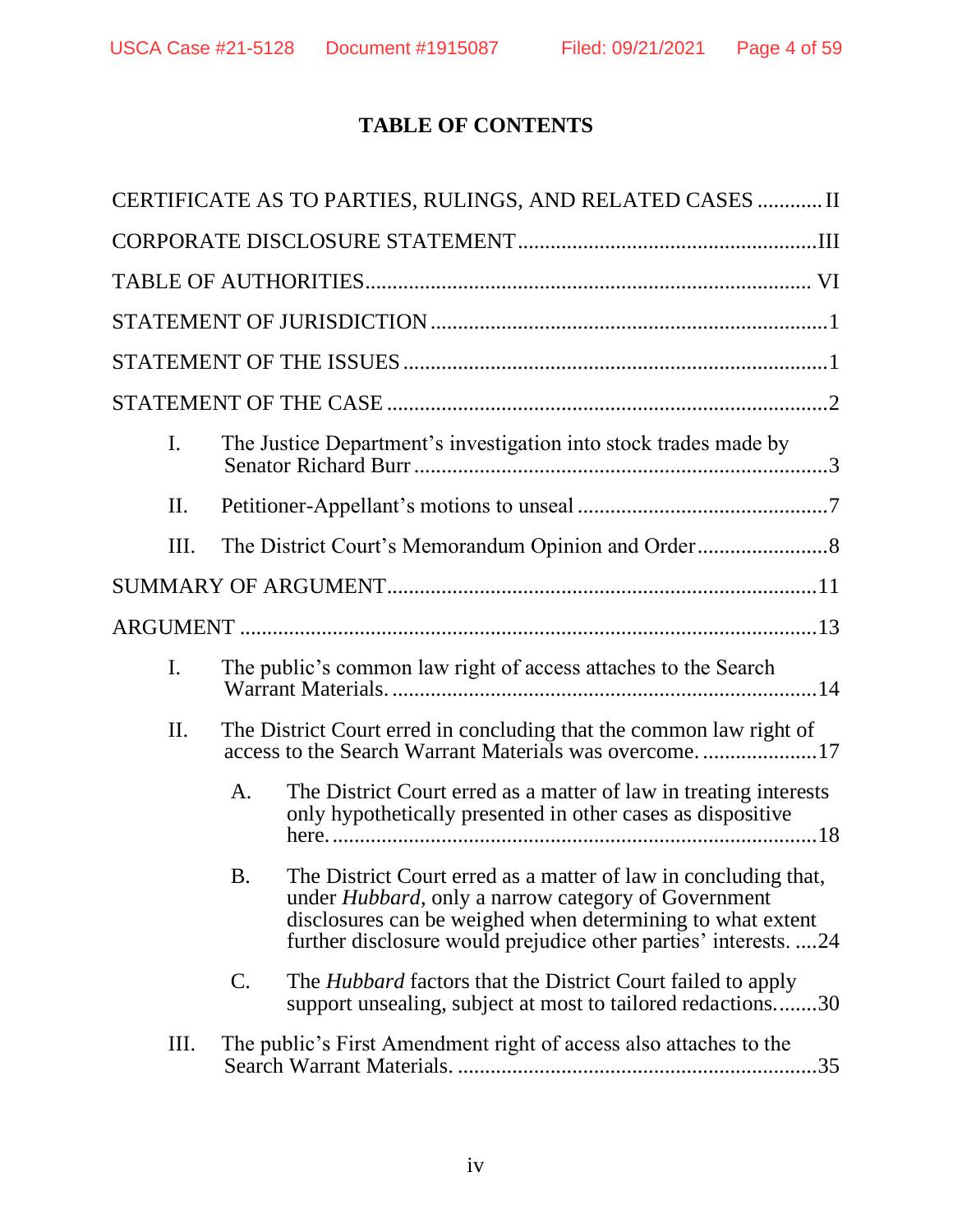# TABLE OF CONTENTS

CERTIFICATE AS TO PARTIES, RULINGS, AND RELATED CASES ............ II

CORPORATE DISCLOSURE STATEMENT ............................................. III

TABLE OF AUTHORITIES .................................................................... VI

STATEMENT OF JURISDICTION ............................................................ 1

STATEMENT OF THE ISSUES ................................................................ 1

STATEMENT OF THE CASE .................................................................... 2

- I. The Justice Department's investigation into stock trades made by Senator Richard Burr ............................................................. 3
- II. Petitioner-Appellant's motions to unseal ............................................. 7
- III. The District Court's Memorandum Opinion and Order ........................ 8

SUMMARY OF ARGUMENT ..................................................................... 11

ARGUMENT ............................................................................................. 13

- I. The public's common law right of access attaches to the Search Warrant Materials. ........................................................................... 14
- II. The District Court erred in concluding that the common law right of access to the Search Warrant Materials was overcome. ..................... 17
  - A. The District Court erred as a matter of law in treating interests only hypothetically presented in other cases as dispositive here. ........................................................................................ 18
  - B. The District Court erred as a matter of law in concluding that, under *Hubbard*, only a narrow category of Government disclosures can be weighed when determining to what extent further disclosure would prejudice other parties' interests. ....24
  - C. The *Hubbard* factors that the District Court failed to apply support unsealing, subject at most to tailored redactions. .......30
- III. The public's First Amendment right of access also attaches to the Search Warrant Materials. .................................................................. 35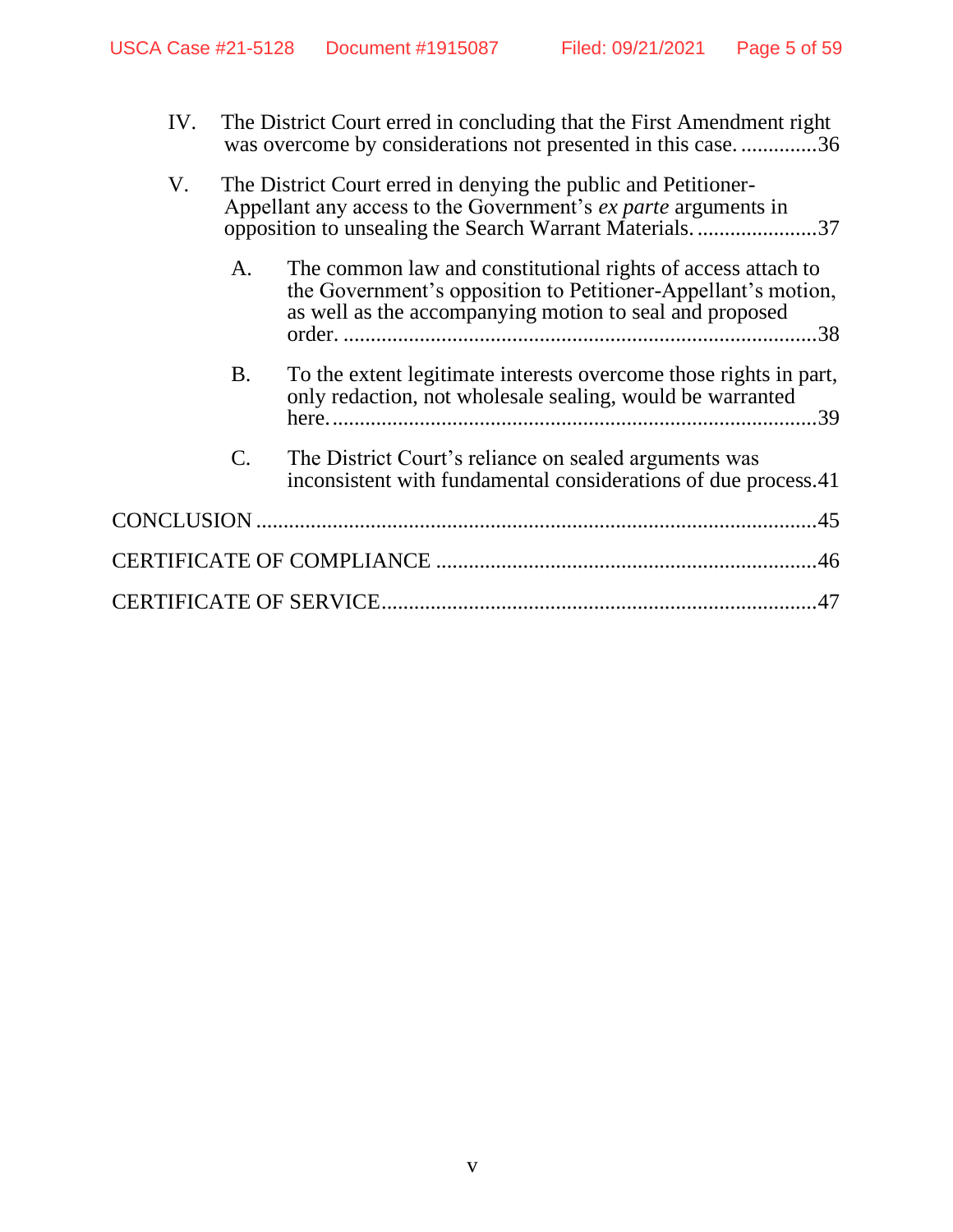IV. The District Court erred in concluding that the First Amendment right was overcome by considerations not presented in this case. ..............36

V. The District Court erred in denying the public and Petitioner-Appellant any access to the Government's *ex parte* arguments in opposition to unsealing the Search Warrant Materials. ......................37

  A. The common law and constitutional rights of access attach to the Government's opposition to Petitioner-Appellant's motion, as well as the accompanying motion to seal and proposed order. ......................................................................................38

  B. To the extent legitimate interests overcome those rights in part, only redaction, not wholesale sealing, would be warranted here. ........................................................................................39

  C. The District Court's reliance on sealed arguments was inconsistent with fundamental considerations of due process.41

CONCLUSION .......................................................................................45

CERTIFICATE OF COMPLIANCE .....................................................46

CERTIFICATE OF SERVICE................................................................47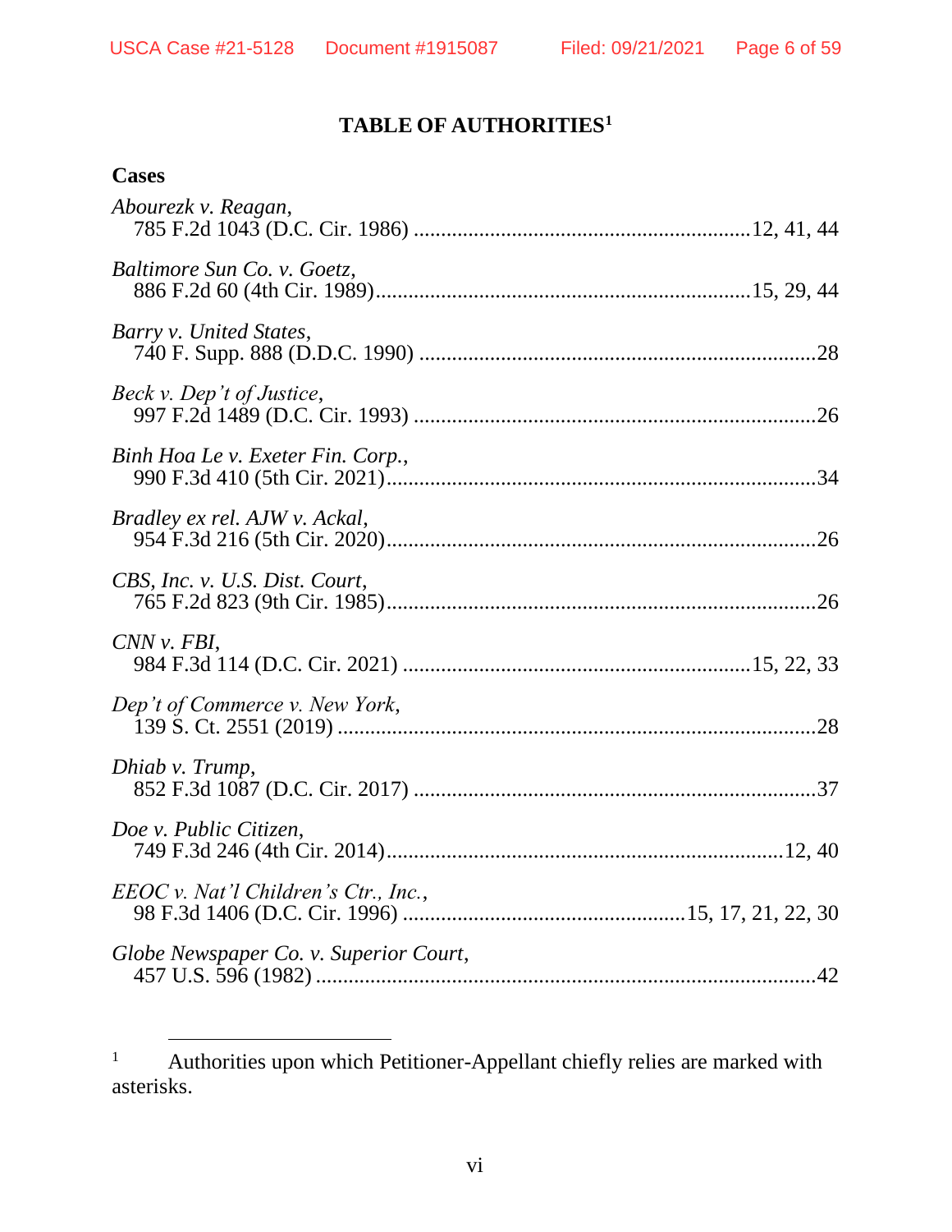# TABLE OF AUTHORITIES[1]

## Cases

*Abourezk v. Reagan*, 785 F.2d 1043 (D.C. Cir. 1986) ............................................................12, 41, 44

*Baltimore Sun Co. v. Goetz*, 886 F.2d 60 (4th Cir. 1989)...................................................................15, 29, 44

*Barry v. United States*, 740 F. Supp. 888 (D.D.C. 1990) .......................................................................28

*Beck v. Dep't of Justice*, 997 F.2d 1489 (D.C. Cir. 1993) .........................................................................26

*Binh Hoa Le v. Exeter Fin. Corp.*, 990 F.3d 410 (5th Cir. 2021)..............................................................................34

*Bradley ex rel. AJW v. Ackal*, 954 F.3d 216 (5th Cir. 2020)..............................................................................26

*CBS, Inc. v. U.S. Dist. Court*, 765 F.2d 823 (9th Cir. 1985)..............................................................................26

*CNN v. FBI*, 984 F.3d 114 (D.C. Cir. 2021) ..............................................................15, 22, 33

*Dep't of Commerce v. New York*, 139 S. Ct. 2551 (2019) .......................................................................................28

*Dhiab v. Trump*, 852 F.3d 1087 (D.C. Cir. 2017) .........................................................................37

*Doe v. Public Citizen*, 749 F.3d 246 (4th Cir. 2014).......................................................................12, 40

*EEOC v. Nat'l Children's Ctr., Inc.*, 98 F.3d 1406 (D.C. Cir. 1996) ...................................................15, 17, 21, 22, 30

*Globe Newspaper Co. v. Superior Court*, 457 U.S. 596 (1982) ...........................................................................................42

---

[1] Authorities upon which Petitioner-Appellant chiefly relies are marked with asterisks.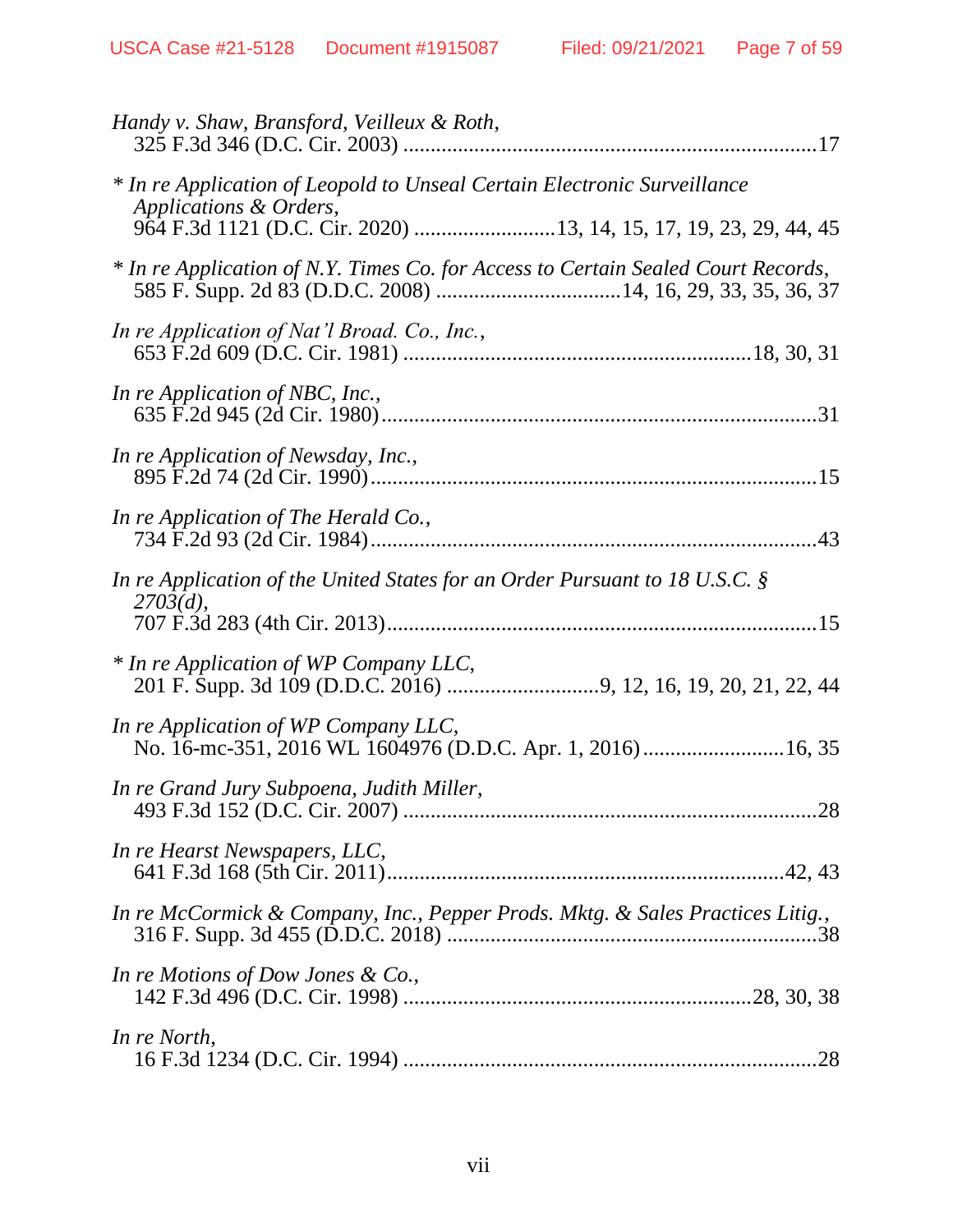*Handy v. Shaw, Bransford, Veilleux & Roth*,
325 F.3d 346 (D.C. Cir. 2003) ....................................................................17

* *In re Application of Leopold to Unseal Certain Electronic Surveillance Applications & Orders*,
964 F.3d 1121 (D.C. Cir. 2020) .........................13, 14, 15, 17, 19, 23, 29, 44, 45

* *In re Application of N.Y. Times Co. for Access to Certain Sealed Court Records*,
585 F. Supp. 2d 83 (D.D.C. 2008) .................................14, 16, 29, 33, 35, 36, 37

*In re Application of Nat'l Broad. Co., Inc.*,
653 F.2d 609 (D.C. Cir. 1981) ..............................................................18, 30, 31

*In re Application of NBC, Inc.*,
635 F.2d 945 (2d Cir. 1980)...............................................................................31

*In re Application of Newsday, Inc.*,
895 F.2d 74 (2d Cir. 1990).................................................................................15

*In re Application of The Herald Co.*,
734 F.2d 93 (2d Cir. 1984).................................................................................43

*In re Application of the United States for an Order Pursuant to 18 U.S.C. § 2703(d)*,
707 F.3d 283 (4th Cir. 2013)..............................................................................15

* *In re Application of WP Company LLC*,
201 F. Supp. 3d 109 (D.D.C. 2016) ...........................9, 12, 16, 19, 20, 21, 22, 44

*In re Application of WP Company LLC*,
No. 16-mc-351, 2016 WL 1604976 (D.D.C. Apr. 1, 2016)..........................16, 35

*In re Grand Jury Subpoena, Judith Miller*,
493 F.3d 152 (D.C. Cir. 2007) ...........................................................................28

*In re Hearst Newspapers, LLC*,
641 F.3d 168 (5th Cir. 2011)........................................................................42, 43

*In re McCormick & Company, Inc., Pepper Prods. Mktg. & Sales Practices Litig.*,
316 F. Supp. 3d 455 (D.D.C. 2018) ...................................................................38

*In re Motions of Dow Jones & Co.*,
142 F.3d 496 (D.C. Cir. 1998) ...............................................................28, 30, 38

*In re North*,
16 F.3d 1234 (D.C. Cir. 1994) ...........................................................................28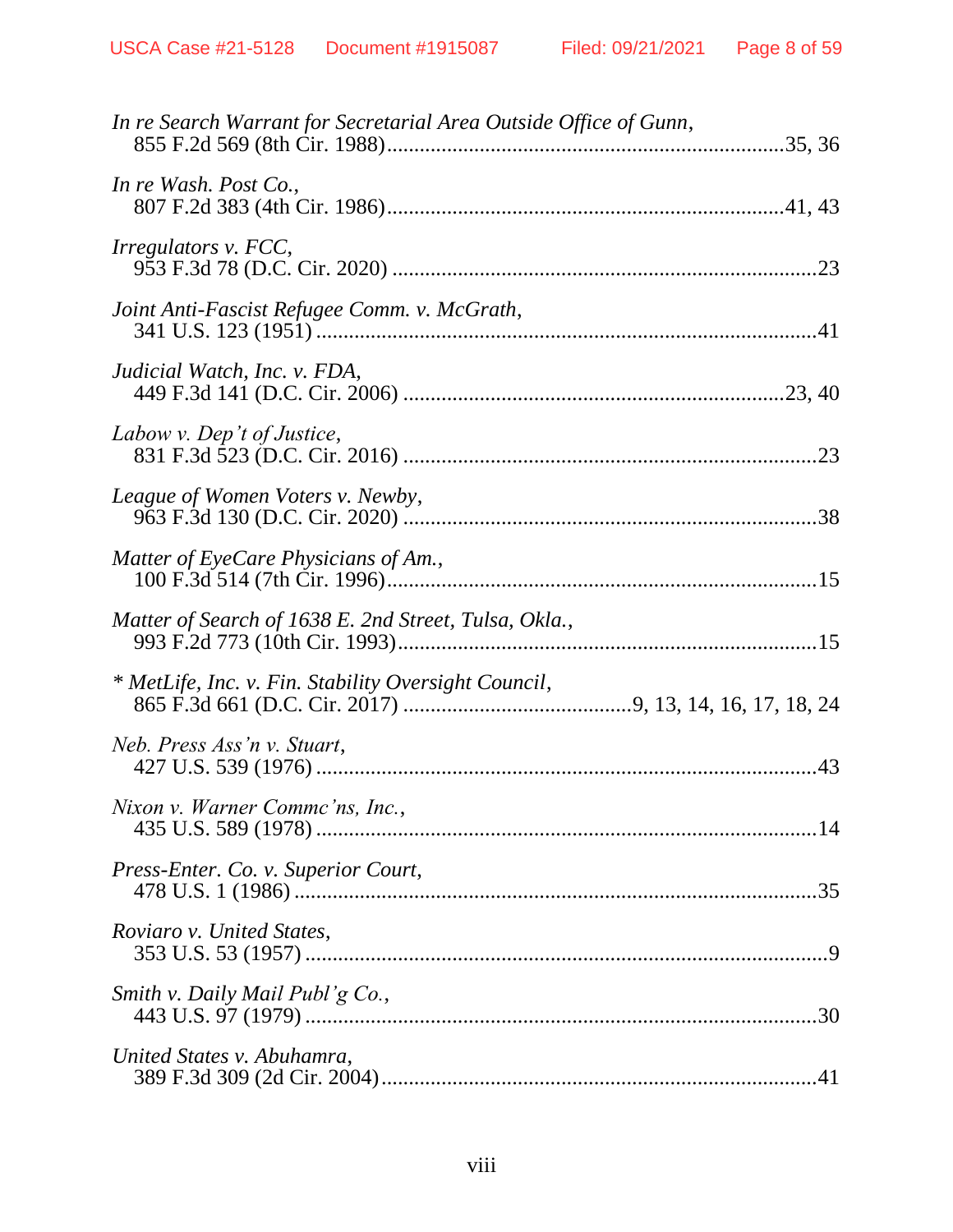*In re Search Warrant for Secretarial Area Outside Office of Gunn*,
855 F.2d 569 (8th Cir. 1988)........................................................................35, 36

*In re Wash. Post Co.*,
807 F.2d 383 (4th Cir. 1986)........................................................................41, 43

*Irregulators v. FCC*,
953 F.3d 78 (D.C. Cir. 2020) ............................................................................23

*Joint Anti-Fascist Refugee Comm. v. McGrath*,
341 U.S. 123 (1951) ..........................................................................................41

*Judicial Watch, Inc. v. FDA*,
449 F.3d 141 (D.C. Cir. 2006) .....................................................................23, 40

*Labow v. Dep't of Justice*,
831 F.3d 523 (D.C. Cir. 2016) ...........................................................................23

*League of Women Voters v. Newby*,
963 F.3d 130 (D.C. Cir. 2020) ...........................................................................38

*Matter of EyeCare Physicians of Am.*,
100 F.3d 514 (7th Cir. 1996)..............................................................................15

*Matter of Search of 1638 E. 2nd Street, Tulsa, Okla.*,
993 F.2d 773 (10th Cir. 1993)............................................................................15

\* *MetLife, Inc. v. Fin. Stability Oversight Council*,
865 F.3d 661 (D.C. Cir. 2017) .........................................9, 13, 14, 16, 17, 18, 24

*Neb. Press Ass'n v. Stuart*,
427 U.S. 539 (1976) ..........................................................................................43

*Nixon v. Warner Commc'ns, Inc.*,
435 U.S. 589 (1978) ..........................................................................................14

*Press-Enter. Co. v. Superior Court*,
478 U.S. 1 (1986) ...............................................................................................35

*Roviaro v. United States*,
353 U.S. 53 (1957) .............................................................................................9

*Smith v. Daily Mail Publ'g Co.*,
443 U.S. 97 (1979) .............................................................................................30

*United States v. Abuhamra*,
389 F.3d 309 (2d Cir. 2004)...............................................................................41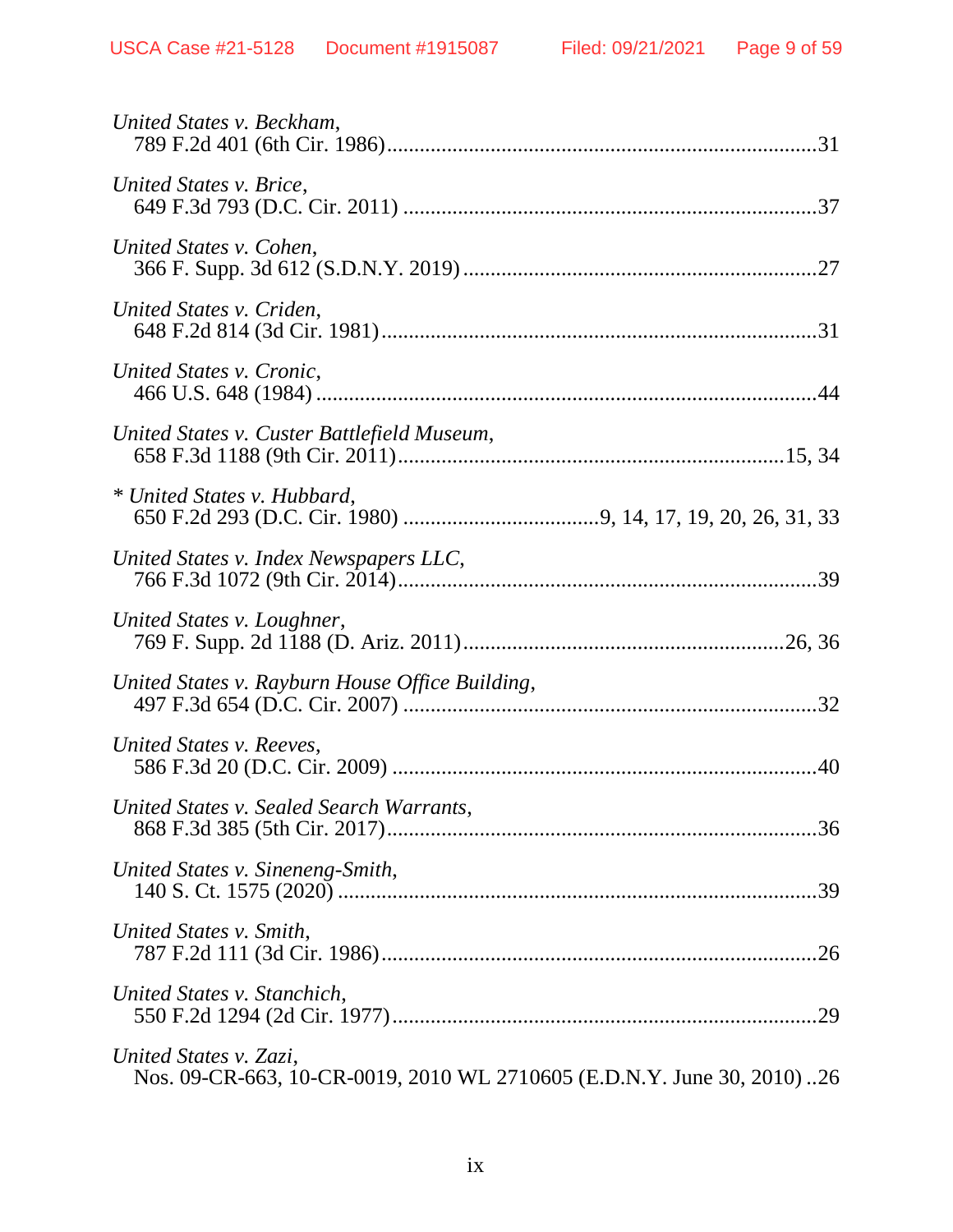*United States v. Beckham*,
789 F.2d 401 (6th Cir. 1986)......................................................................31

*United States v. Brice*,
649 F.3d 793 (D.C. Cir. 2011) ....................................................................37

*United States v. Cohen*,
366 F. Supp. 3d 612 (S.D.N.Y. 2019) ..........................................................27

*United States v. Criden*,
648 F.2d 814 (3d Cir. 1981).........................................................................31

*United States v. Cronic*,
466 U.S. 648 (1984) ....................................................................................44

*United States v. Custer Battlefield Museum*,
658 F.3d 1188 (9th Cir. 2011)...............................................................15, 34

* *United States v. Hubbard*,
650 F.2d 293 (D.C. Cir. 1980) ...................................9, 14, 17, 19, 20, 26, 31, 33

*United States v. Index Newspapers LLC*,
766 F.3d 1072 (9th Cir. 2014)......................................................................39

*United States v. Loughner*,
769 F. Supp. 2d 1188 (D. Ariz. 2011)....................................................26, 36

*United States v. Rayburn House Office Building*,
497 F.3d 654 (D.C. Cir. 2007) ....................................................................32

*United States v. Reeves*,
586 F.3d 20 (D.C. Cir. 2009) ......................................................................40

*United States v. Sealed Search Warrants*,
868 F.3d 385 (5th Cir. 2017).......................................................................36

*United States v. Sineneng-Smith*,
140 S. Ct. 1575 (2020) ................................................................................39

*United States v. Smith*,
787 F.2d 111 (3d Cir. 1986).........................................................................26

*United States v. Stanchich*,
550 F.2d 1294 (2d Cir. 1977).......................................................................29

*United States v. Zazi*,
Nos. 09-CR-663, 10-CR-0019, 2010 WL 2710605 (E.D.N.Y. June 30, 2010) ..26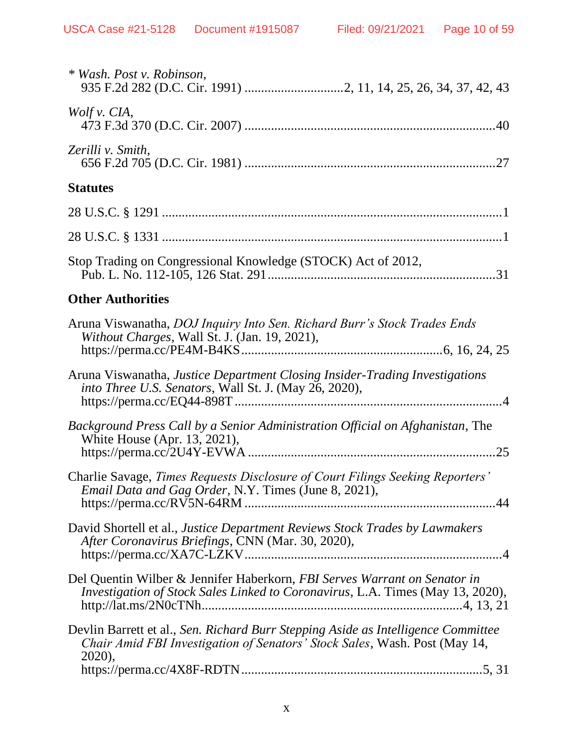\* *Wash. Post v. Robinson*,
935 F.2d 282 (D.C. Cir. 1991) ............................2, 11, 14, 25, 26, 34, 37, 42, 43

*Wolf v. CIA*,
473 F.3d 370 (D.C. Cir. 2007) ..........................................................................40

*Zerilli v. Smith*,
656 F.2d 705 (D.C. Cir. 1981) ..........................................................................27

**Statutes**

28 U.S.C. § 1291 .....................................................................................................1

28 U.S.C. § 1331 .....................................................................................................1

Stop Trading on Congressional Knowledge (STOCK) Act of 2012,
Pub. L. No. 112-105, 126 Stat. 291....................................................................31

**Other Authorities**

Aruna Viswanatha, *DOJ Inquiry Into Sen. Richard Burr's Stock Trades Ends Without Charges*, Wall St. J. (Jan. 19, 2021),
https://perma.cc/PE4M-B4KS............................................................6, 16, 24, 25

Aruna Viswanatha, *Justice Department Closing Insider-Trading Investigations into Three U.S. Senators*, Wall St. J. (May 26, 2020),
https://perma.cc/EQ44-898T ................................................................................4

*Background Press Call by a Senior Administration Official on Afghanistan*, The White House (Apr. 13, 2021),
https://perma.cc/2U4Y-EVWA ..........................................................................25

Charlie Savage, *Times Requests Disclosure of Court Filings Seeking Reporters' Email Data and Gag Order*, N.Y. Times (June 8, 2021),
https://perma.cc/RV5N-64RM ..........................................................................44

David Shortell et al., *Justice Department Reviews Stock Trades by Lawmakers After Coronavirus Briefings*, CNN (Mar. 30, 2020),
https://perma.cc/XA7C-LZKV.............................................................................4

Del Quentin Wilber & Jennifer Haberkorn, *FBI Serves Warrant on Senator in Investigation of Stock Sales Linked to Coronavirus*, L.A. Times (May 13, 2020),
http://lat.ms/2N0cTNh.............................................................................4, 13, 21

Devlin Barrett et al., *Sen. Richard Burr Stepping Aside as Intelligence Committee Chair Amid FBI Investigation of Senators' Stock Sales*, Wash. Post (May 14, 2020),
https://perma.cc/4X8F-RDTN.......................................................................5, 31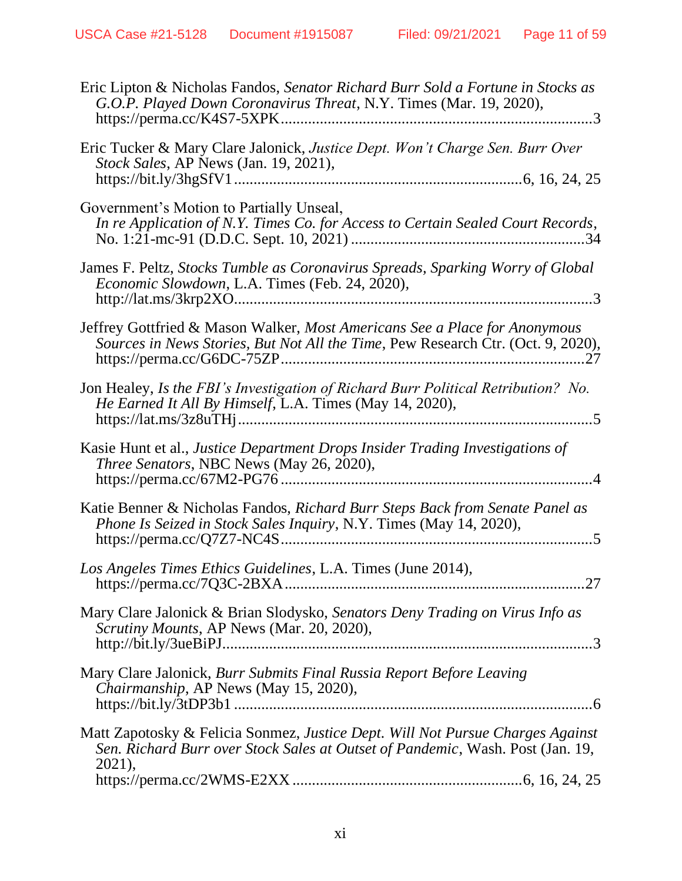Eric Lipton & Nicholas Fandos, *Senator Richard Burr Sold a Fortune in Stocks as G.O.P. Played Down Coronavirus Threat*, N.Y. Times (Mar. 19, 2020), https://perma.cc/K4S7-5XPK...............................................................................3

Eric Tucker & Mary Clare Jalonick, *Justice Dept. Won't Charge Sen. Burr Over Stock Sales*, AP News (Jan. 19, 2021), https://bit.ly/3hgSfV1.........................................................................6, 16, 24, 25

Government's Motion to Partially Unseal, *In re Application of N.Y. Times Co. for Access to Certain Sealed Court Records*, No. 1:21-mc-91 (D.D.C. Sept. 10, 2021) ..........................................................34

James F. Peltz, *Stocks Tumble as Coronavirus Spreads, Sparking Worry of Global Economic Slowdown*, L.A. Times (Feb. 24, 2020), http://lat.ms/3krp2XO...........................................................................................3

Jeffrey Gottfried & Mason Walker, *Most Americans See a Place for Anonymous Sources in News Stories, But Not All the Time*, Pew Research Ctr. (Oct. 9, 2020), https://perma.cc/G6DC-75ZP.............................................................................27

Jon Healey, *Is the FBI's Investigation of Richard Burr Political Retribution? No. He Earned It All By Himself*, L.A. Times (May 14, 2020), https://lat.ms/3z8uTHj.........................................................................................5

Kasie Hunt et al., *Justice Department Drops Insider Trading Investigations of Three Senators*, NBC News (May 26, 2020), https://perma.cc/67M2-PG76...............................................................................4

Katie Benner & Nicholas Fandos, *Richard Burr Steps Back from Senate Panel as Phone Is Seized in Stock Sales Inquiry*, N.Y. Times (May 14, 2020), https://perma.cc/Q7Z7-NC4S...............................................................................5

*Los Angeles Times Ethics Guidelines*, L.A. Times (June 2014), https://perma.cc/7Q3C-2BXA............................................................................27

Mary Clare Jalonick & Brian Slodysko, *Senators Deny Trading on Virus Info as Scrutiny Mounts*, AP News (Mar. 20, 2020), http://bit.ly/3ueBiPJ.............................................................................................3

Mary Clare Jalonick, *Burr Submits Final Russia Report Before Leaving Chairmanship*, AP News (May 15, 2020), https://bit.ly/3tDP3b1 ...........................................................................................6

Matt Zapotosky & Felicia Sonmez, *Justice Dept. Will Not Pursue Charges Against Sen. Richard Burr over Stock Sales at Outset of Pandemic*, Wash. Post (Jan. 19, 2021), https://perma.cc/2WMS-E2XX ..........................................................6, 16, 24, 25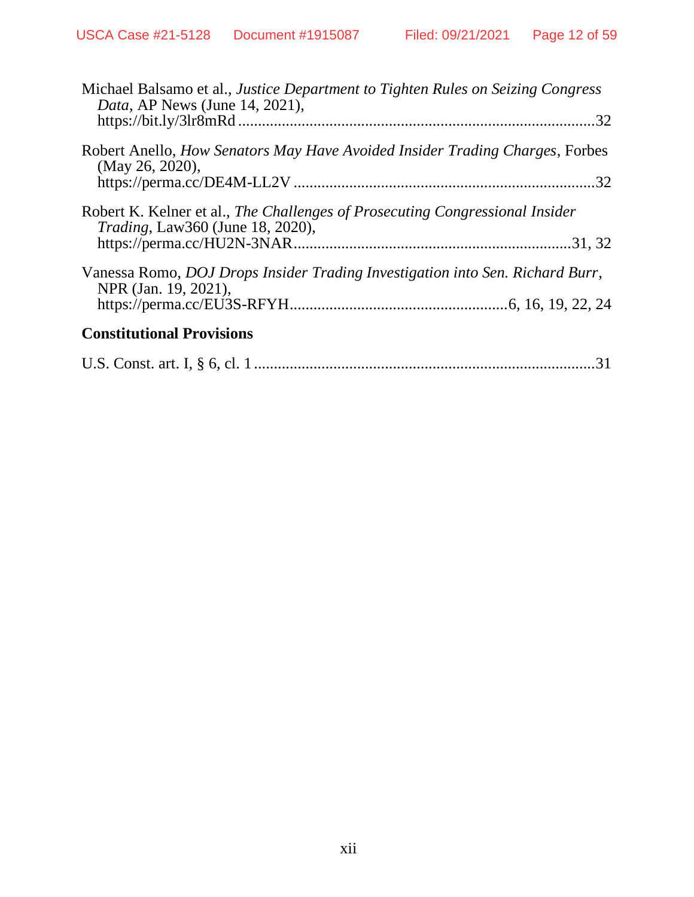Michael Balsamo et al., *Justice Department to Tighten Rules on Seizing Congress Data*, AP News (June 14, 2021), https://bit.ly/3lr8mRd ........................................................................................32

Robert Anello, *How Senators May Have Avoided Insider Trading Charges*, Forbes (May 26, 2020), https://perma.cc/DE4M-LL2V ..........................................................................32

Robert K. Kelner et al., *The Challenges of Prosecuting Congressional Insider Trading*, Law360 (June 18, 2020), https://perma.cc/HU2N-3NAR....................................................................31, 32

Vanessa Romo, *DOJ Drops Insider Trading Investigation into Sen. Richard Burr*, NPR (Jan. 19, 2021), https://perma.cc/EU3S-RFYH......................................................6, 16, 19, 22, 24

**Constitutional Provisions**

U.S. Const. art. I, § 6, cl. 1 ....................................................................................31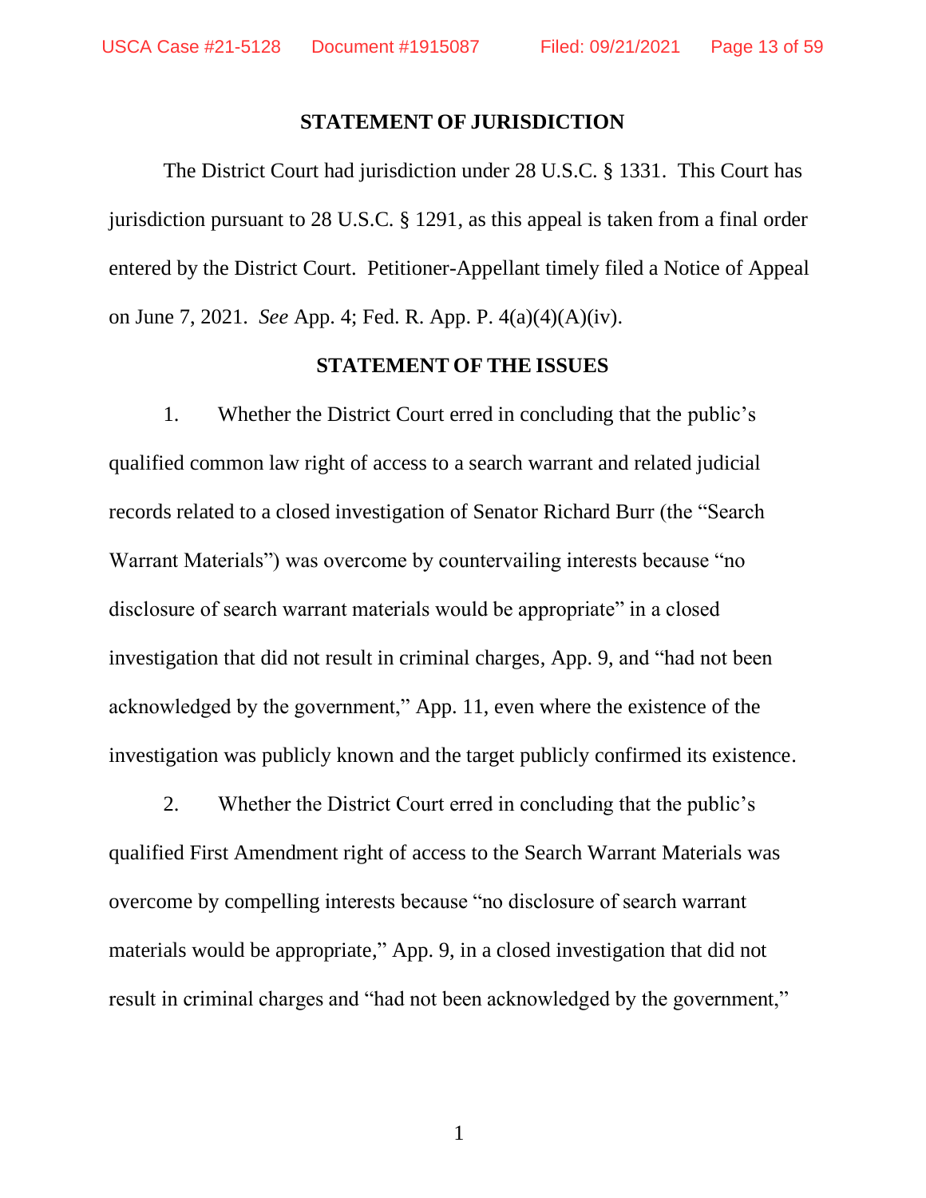## STATEMENT OF JURISDICTION

The District Court had jurisdiction under 28 U.S.C. § 1331. This Court has jurisdiction pursuant to 28 U.S.C. § 1291, as this appeal is taken from a final order entered by the District Court. Petitioner-Appellant timely filed a Notice of Appeal on June 7, 2021. *See* App. 4; Fed. R. App. P. 4(a)(4)(A)(iv).

## STATEMENT OF THE ISSUES

1. Whether the District Court erred in concluding that the public's qualified common law right of access to a search warrant and related judicial records related to a closed investigation of Senator Richard Burr (the "Search Warrant Materials") was overcome by countervailing interests because "no disclosure of search warrant materials would be appropriate" in a closed investigation that did not result in criminal charges, App. 9, and "had not been acknowledged by the government," App. 11, even where the existence of the investigation was publicly known and the target publicly confirmed its existence.

2. Whether the District Court erred in concluding that the public's qualified First Amendment right of access to the Search Warrant Materials was overcome by compelling interests because "no disclosure of search warrant materials would be appropriate," App. 9, in a closed investigation that did not result in criminal charges and "had not been acknowledged by the government,"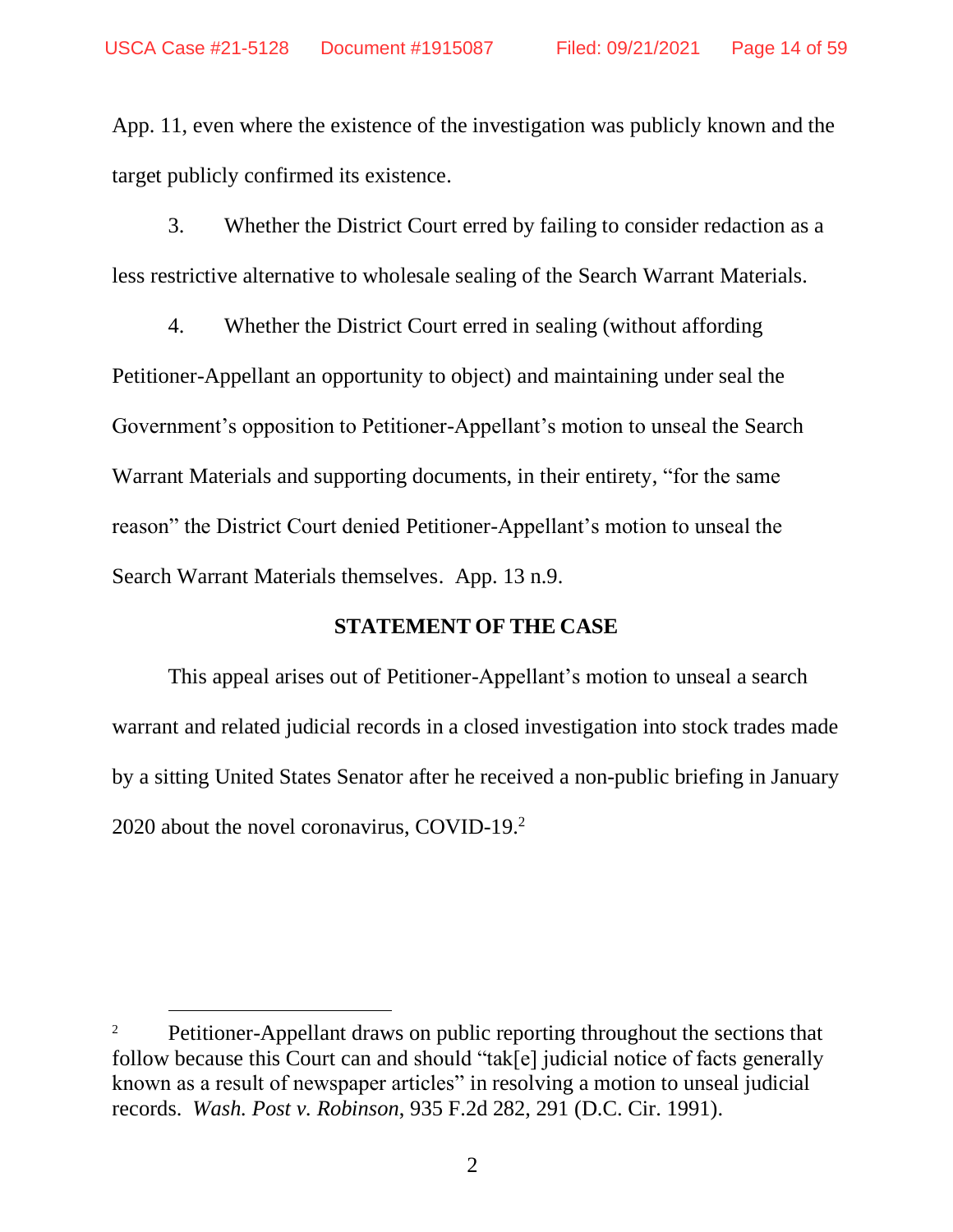App. 11, even where the existence of the investigation was publicly known and the target publicly confirmed its existence.

3. Whether the District Court erred by failing to consider redaction as a less restrictive alternative to wholesale sealing of the Search Warrant Materials.

4. Whether the District Court erred in sealing (without affording Petitioner-Appellant an opportunity to object) and maintaining under seal the Government's opposition to Petitioner-Appellant's motion to unseal the Search Warrant Materials and supporting documents, in their entirety, "for the same reason" the District Court denied Petitioner-Appellant's motion to unseal the Search Warrant Materials themselves. App. 13 n.9.

## STATEMENT OF THE CASE

This appeal arises out of Petitioner-Appellant's motion to unseal a search warrant and related judicial records in a closed investigation into stock trades made by a sitting United States Senator after he received a non-public briefing in January 2020 about the novel coronavirus, COVID-19.[2]

---

[2] Petitioner-Appellant draws on public reporting throughout the sections that follow because this Court can and should "tak[e] judicial notice of facts generally known as a result of newspaper articles" in resolving a motion to unseal judicial records. *Wash. Post v. Robinson*, 935 F.2d 282, 291 (D.C. Cir. 1991).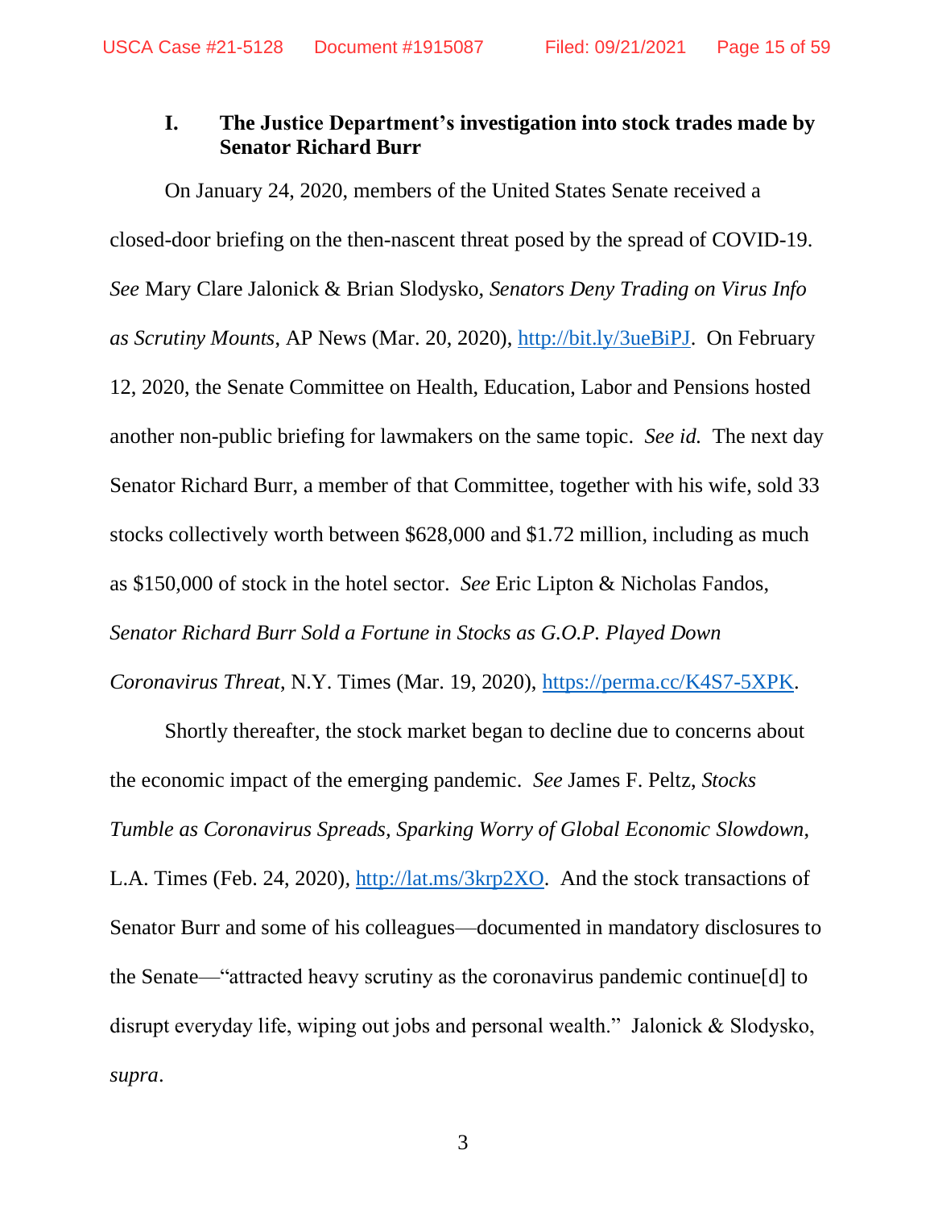## I. The Justice Department's investigation into stock trades made by Senator Richard Burr

On January 24, 2020, members of the United States Senate received a closed-door briefing on the then-nascent threat posed by the spread of COVID-19. *See* Mary Clare Jalonick & Brian Slodysko, *Senators Deny Trading on Virus Info as Scrutiny Mounts*, AP News (Mar. 20, 2020), http://bit.ly/3ueBiPJ. On February 12, 2020, the Senate Committee on Health, Education, Labor and Pensions hosted another non-public briefing for lawmakers on the same topic. *See id.* The next day Senator Richard Burr, a member of that Committee, together with his wife, sold 33 stocks collectively worth between $628,000 and $1.72 million, including as much as $150,000 of stock in the hotel sector. *See* Eric Lipton & Nicholas Fandos, *Senator Richard Burr Sold a Fortune in Stocks as G.O.P. Played Down Coronavirus Threat*, N.Y. Times (Mar. 19, 2020), https://perma.cc/K4S7-5XPK.

Shortly thereafter, the stock market began to decline due to concerns about the economic impact of the emerging pandemic. *See* James F. Peltz, *Stocks Tumble as Coronavirus Spreads, Sparking Worry of Global Economic Slowdown*, L.A. Times (Feb. 24, 2020), http://lat.ms/3krp2XO. And the stock transactions of Senator Burr and some of his colleagues—documented in mandatory disclosures to the Senate—"attracted heavy scrutiny as the coronavirus pandemic continue[d] to disrupt everyday life, wiping out jobs and personal wealth." Jalonick & Slodysko, *supra*.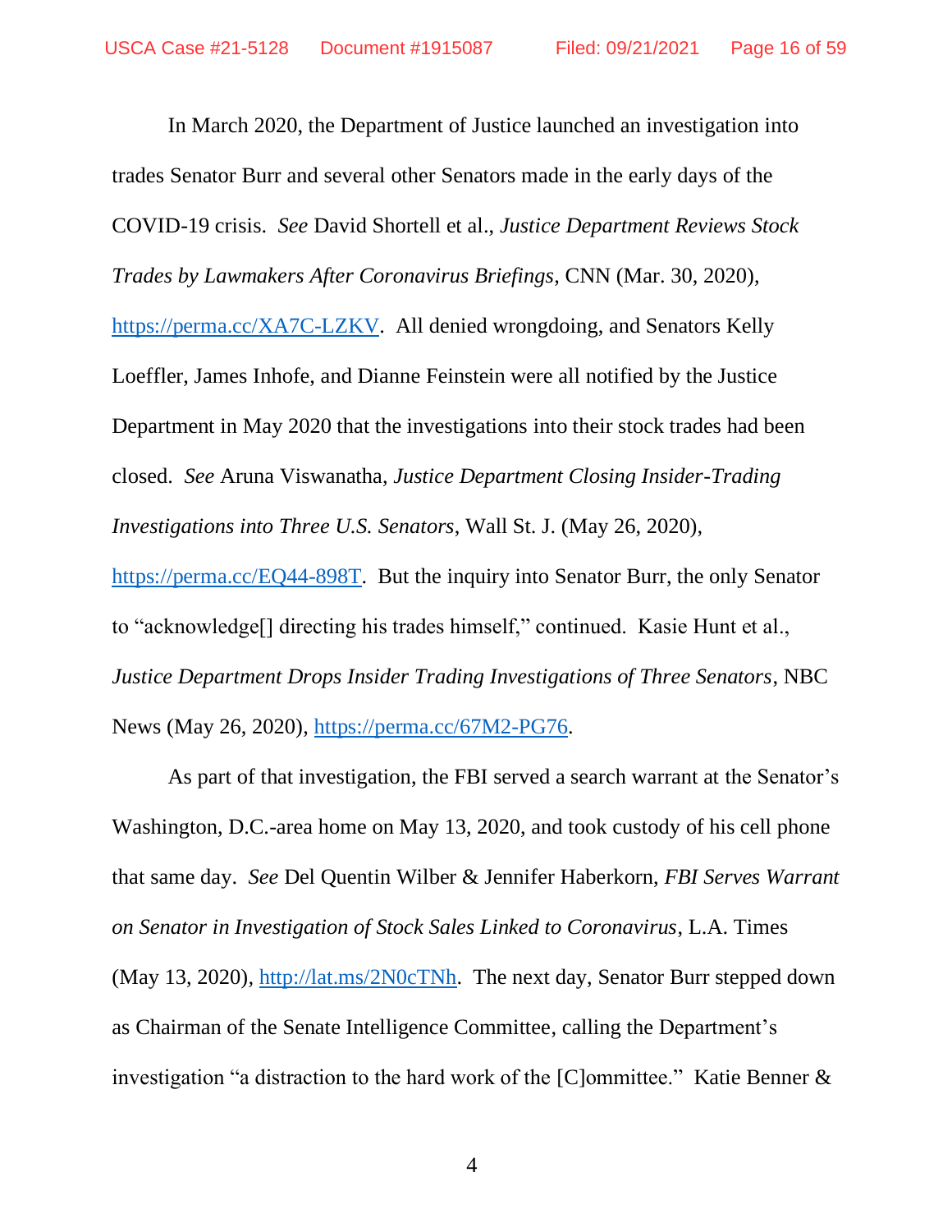In March 2020, the Department of Justice launched an investigation into trades Senator Burr and several other Senators made in the early days of the COVID-19 crisis. *See* David Shortell et al., *Justice Department Reviews Stock Trades by Lawmakers After Coronavirus Briefings*, CNN (Mar. 30, 2020), https://perma.cc/XA7C-LZKV. All denied wrongdoing, and Senators Kelly Loeffler, James Inhofe, and Dianne Feinstein were all notified by the Justice Department in May 2020 that the investigations into their stock trades had been closed. *See* Aruna Viswanatha, *Justice Department Closing Insider-Trading Investigations into Three U.S. Senators*, Wall St. J. (May 26, 2020), https://perma.cc/EQ44-898T. But the inquiry into Senator Burr, the only Senator to "acknowledge[] directing his trades himself," continued. Kasie Hunt et al., *Justice Department Drops Insider Trading Investigations of Three Senators*, NBC News (May 26, 2020), https://perma.cc/67M2-PG76.

As part of that investigation, the FBI served a search warrant at the Senator's Washington, D.C.-area home on May 13, 2020, and took custody of his cell phone that same day. *See* Del Quentin Wilber & Jennifer Haberkorn, *FBI Serves Warrant on Senator in Investigation of Stock Sales Linked to Coronavirus*, L.A. Times (May 13, 2020), http://lat.ms/2N0cTNh. The next day, Senator Burr stepped down as Chairman of the Senate Intelligence Committee, calling the Department's investigation "a distraction to the hard work of the [C]ommittee." Katie Benner &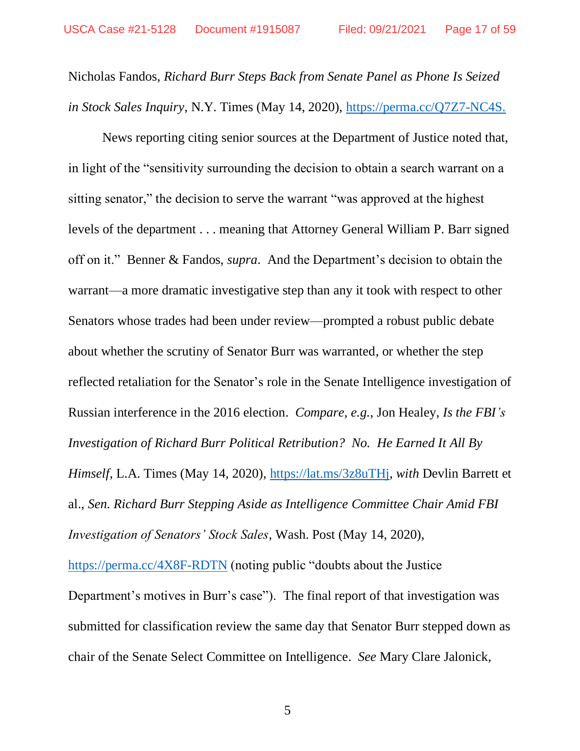Nicholas Fandos, *Richard Burr Steps Back from Senate Panel as Phone Is Seized in Stock Sales Inquiry*, N.Y. Times (May 14, 2020), https://perma.cc/Q7Z7-NC4S.

News reporting citing senior sources at the Department of Justice noted that, in light of the "sensitivity surrounding the decision to obtain a search warrant on a sitting senator," the decision to serve the warrant "was approved at the highest levels of the department . . . meaning that Attorney General William P. Barr signed off on it." Benner & Fandos, *supra*. And the Department's decision to obtain the warrant—a more dramatic investigative step than any it took with respect to other Senators whose trades had been under review—prompted a robust public debate about whether the scrutiny of Senator Burr was warranted, or whether the step reflected retaliation for the Senator's role in the Senate Intelligence investigation of Russian interference in the 2016 election. *Compare, e.g.*, Jon Healey, *Is the FBI's Investigation of Richard Burr Political Retribution? No. He Earned It All By Himself*, L.A. Times (May 14, 2020), https://lat.ms/3z8uTHj, *with* Devlin Barrett et al., *Sen. Richard Burr Stepping Aside as Intelligence Committee Chair Amid FBI Investigation of Senators' Stock Sales*, Wash. Post (May 14, 2020), https://perma.cc/4X8F-RDTN (noting public "doubts about the Justice Department's motives in Burr's case"). The final report of that investigation was submitted for classification review the same day that Senator Burr stepped down as chair of the Senate Select Committee on Intelligence. *See* Mary Clare Jalonick,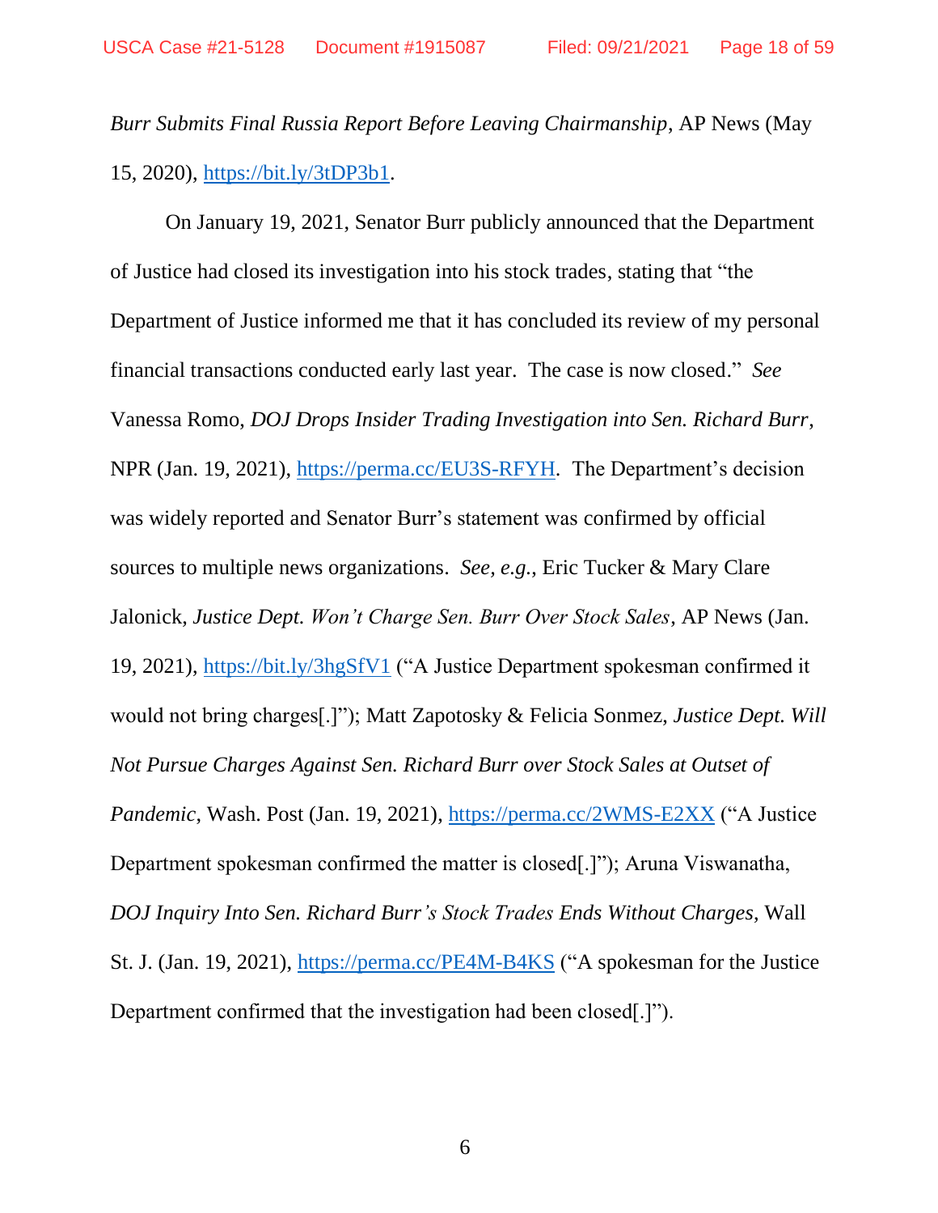*Burr Submits Final Russia Report Before Leaving Chairmanship*, AP News (May 15, 2020), https://bit.ly/3tDP3b1.

On January 19, 2021, Senator Burr publicly announced that the Department of Justice had closed its investigation into his stock trades, stating that "the Department of Justice informed me that it has concluded its review of my personal financial transactions conducted early last year. The case is now closed." *See* Vanessa Romo, *DOJ Drops Insider Trading Investigation into Sen. Richard Burr*, NPR (Jan. 19, 2021), https://perma.cc/EU3S-RFYH. The Department's decision was widely reported and Senator Burr's statement was confirmed by official sources to multiple news organizations. *See, e.g.*, Eric Tucker & Mary Clare Jalonick, *Justice Dept. Won't Charge Sen. Burr Over Stock Sales*, AP News (Jan. 19, 2021), https://bit.ly/3hgSfV1 ("A Justice Department spokesman confirmed it would not bring charges[.]"); Matt Zapotosky & Felicia Sonmez, *Justice Dept. Will Not Pursue Charges Against Sen. Richard Burr over Stock Sales at Outset of Pandemic*, Wash. Post (Jan. 19, 2021), https://perma.cc/2WMS-E2XX ("A Justice Department spokesman confirmed the matter is closed[.]"); Aruna Viswanatha, *DOJ Inquiry Into Sen. Richard Burr's Stock Trades Ends Without Charges*, Wall St. J. (Jan. 19, 2021), https://perma.cc/PE4M-B4KS ("A spokesman for the Justice Department confirmed that the investigation had been closed[.]").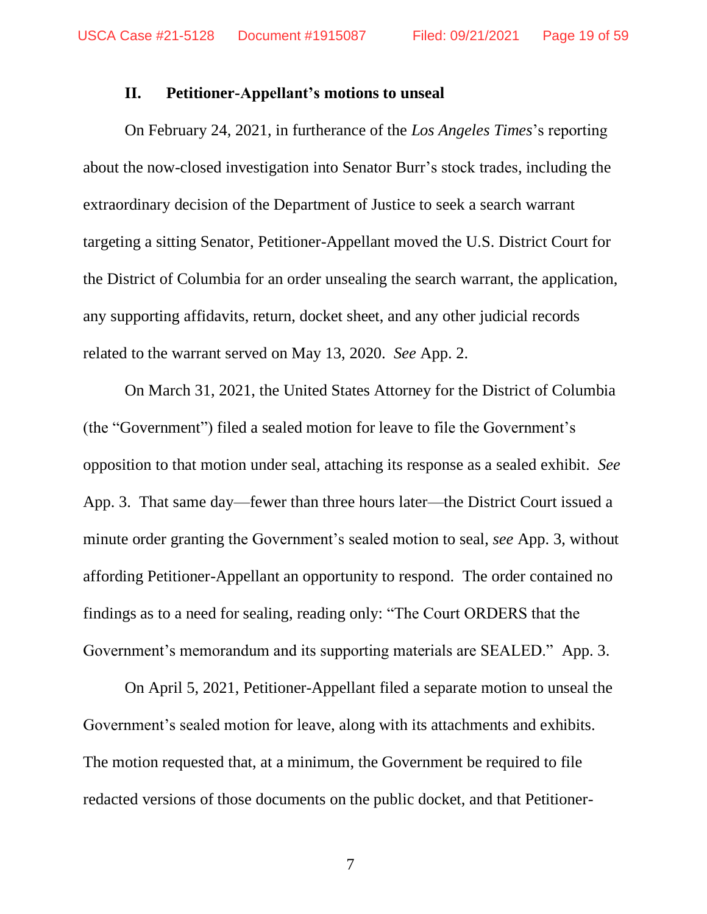## II. Petitioner-Appellant's motions to unseal

On February 24, 2021, in furtherance of the *Los Angeles Times*'s reporting about the now-closed investigation into Senator Burr's stock trades, including the extraordinary decision of the Department of Justice to seek a search warrant targeting a sitting Senator, Petitioner-Appellant moved the U.S. District Court for the District of Columbia for an order unsealing the search warrant, the application, any supporting affidavits, return, docket sheet, and any other judicial records related to the warrant served on May 13, 2020. *See* App. 2.

On March 31, 2021, the United States Attorney for the District of Columbia (the "Government") filed a sealed motion for leave to file the Government's opposition to that motion under seal, attaching its response as a sealed exhibit. *See* App. 3. That same day—fewer than three hours later—the District Court issued a minute order granting the Government's sealed motion to seal, *see* App. 3, without affording Petitioner-Appellant an opportunity to respond. The order contained no findings as to a need for sealing, reading only: "The Court ORDERS that the Government's memorandum and its supporting materials are SEALED." App. 3.

On April 5, 2021, Petitioner-Appellant filed a separate motion to unseal the Government's sealed motion for leave, along with its attachments and exhibits. The motion requested that, at a minimum, the Government be required to file redacted versions of those documents on the public docket, and that Petitioner-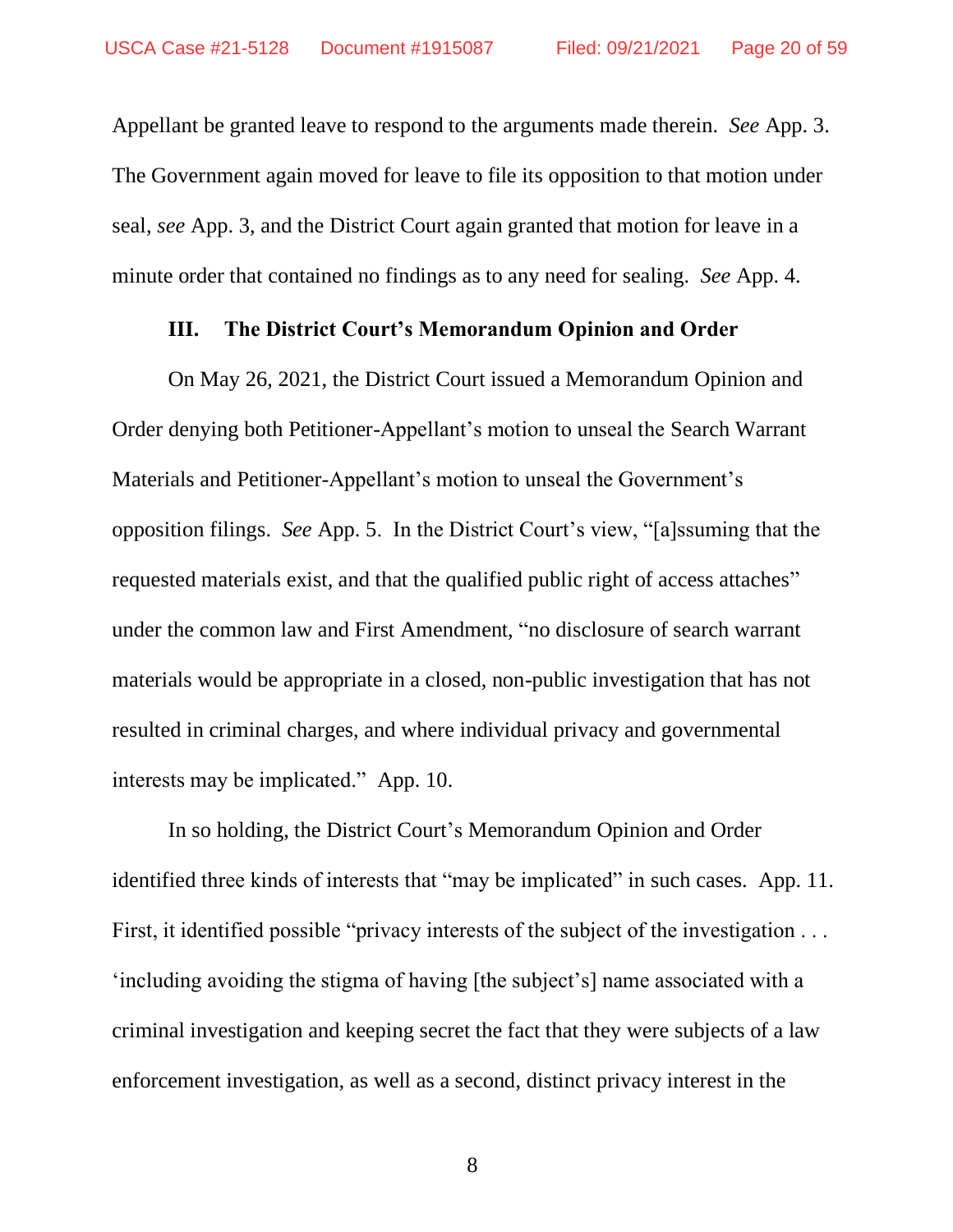Appellant be granted leave to respond to the arguments made therein. *See* App. 3. The Government again moved for leave to file its opposition to that motion under seal, *see* App. 3, and the District Court again granted that motion for leave in a minute order that contained no findings as to any need for sealing. *See* App. 4.

### III. The District Court's Memorandum Opinion and Order

On May 26, 2021, the District Court issued a Memorandum Opinion and Order denying both Petitioner-Appellant's motion to unseal the Search Warrant Materials and Petitioner-Appellant's motion to unseal the Government's opposition filings. *See* App. 5. In the District Court's view, "[a]ssuming that the requested materials exist, and that the qualified public right of access attaches" under the common law and First Amendment, "no disclosure of search warrant materials would be appropriate in a closed, non-public investigation that has not resulted in criminal charges, and where individual privacy and governmental interests may be implicated." App. 10.

In so holding, the District Court's Memorandum Opinion and Order identified three kinds of interests that "may be implicated" in such cases. App. 11. First, it identified possible "privacy interests of the subject of the investigation . . . 'including avoiding the stigma of having [the subject's] name associated with a criminal investigation and keeping secret the fact that they were subjects of a law enforcement investigation, as well as a second, distinct privacy interest in the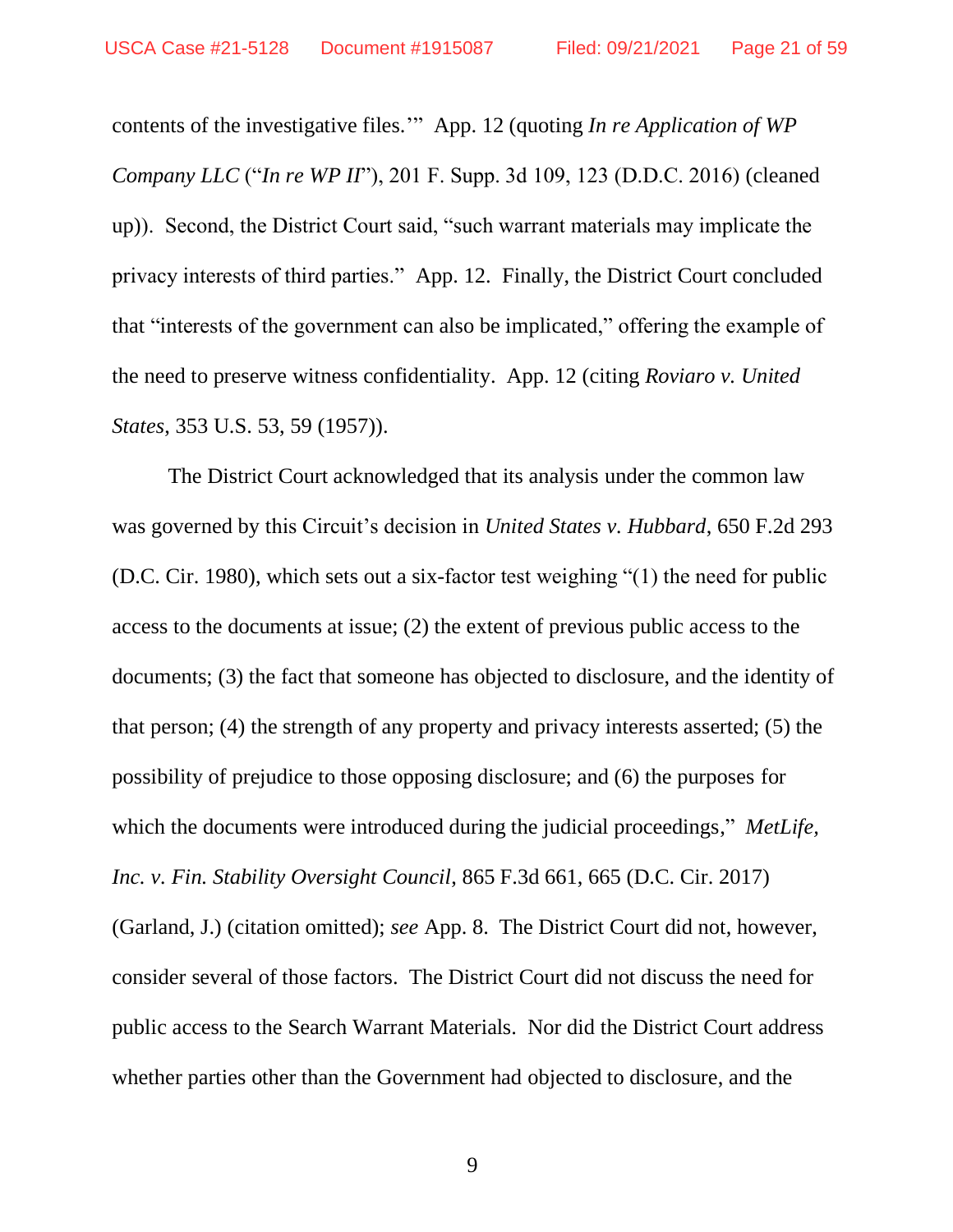contents of the investigative files.'" App. 12 (quoting *In re Application of WP Company LLC* ("*In re WP II*"), 201 F. Supp. 3d 109, 123 (D.D.C. 2016) (cleaned up)). Second, the District Court said, "such warrant materials may implicate the privacy interests of third parties." App. 12. Finally, the District Court concluded that "interests of the government can also be implicated," offering the example of the need to preserve witness confidentiality. App. 12 (citing *Roviaro v. United States*, 353 U.S. 53, 59 (1957)).

The District Court acknowledged that its analysis under the common law was governed by this Circuit's decision in *United States v. Hubbard*, 650 F.2d 293 (D.C. Cir. 1980), which sets out a six-factor test weighing "(1) the need for public access to the documents at issue; (2) the extent of previous public access to the documents; (3) the fact that someone has objected to disclosure, and the identity of that person; (4) the strength of any property and privacy interests asserted; (5) the possibility of prejudice to those opposing disclosure; and (6) the purposes for which the documents were introduced during the judicial proceedings," *MetLife, Inc. v. Fin. Stability Oversight Council*, 865 F.3d 661, 665 (D.C. Cir. 2017) (Garland, J.) (citation omitted); *see* App. 8. The District Court did not, however, consider several of those factors. The District Court did not discuss the need for public access to the Search Warrant Materials. Nor did the District Court address whether parties other than the Government had objected to disclosure, and the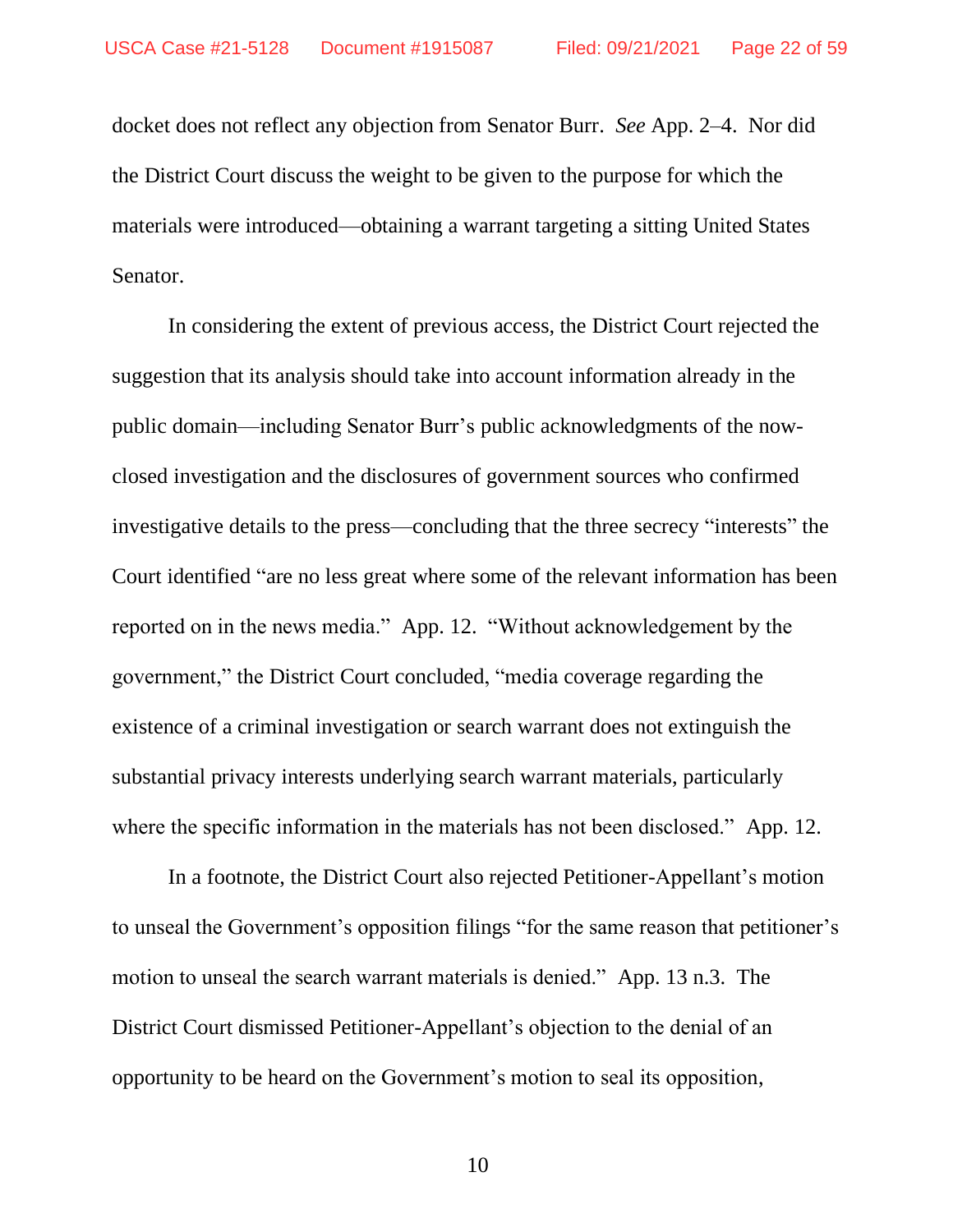docket does not reflect any objection from Senator Burr. *See* App. 2–4. Nor did the District Court discuss the weight to be given to the purpose for which the materials were introduced—obtaining a warrant targeting a sitting United States Senator.

In considering the extent of previous access, the District Court rejected the suggestion that its analysis should take into account information already in the public domain—including Senator Burr's public acknowledgments of the now-closed investigation and the disclosures of government sources who confirmed investigative details to the press—concluding that the three secrecy "interests" the Court identified "are no less great where some of the relevant information has been reported on in the news media." App. 12. "Without acknowledgement by the government," the District Court concluded, "media coverage regarding the existence of a criminal investigation or search warrant does not extinguish the substantial privacy interests underlying search warrant materials, particularly where the specific information in the materials has not been disclosed." App. 12.

In a footnote, the District Court also rejected Petitioner-Appellant's motion to unseal the Government's opposition filings "for the same reason that petitioner's motion to unseal the search warrant materials is denied." App. 13 n.3. The District Court dismissed Petitioner-Appellant's objection to the denial of an opportunity to be heard on the Government's motion to seal its opposition,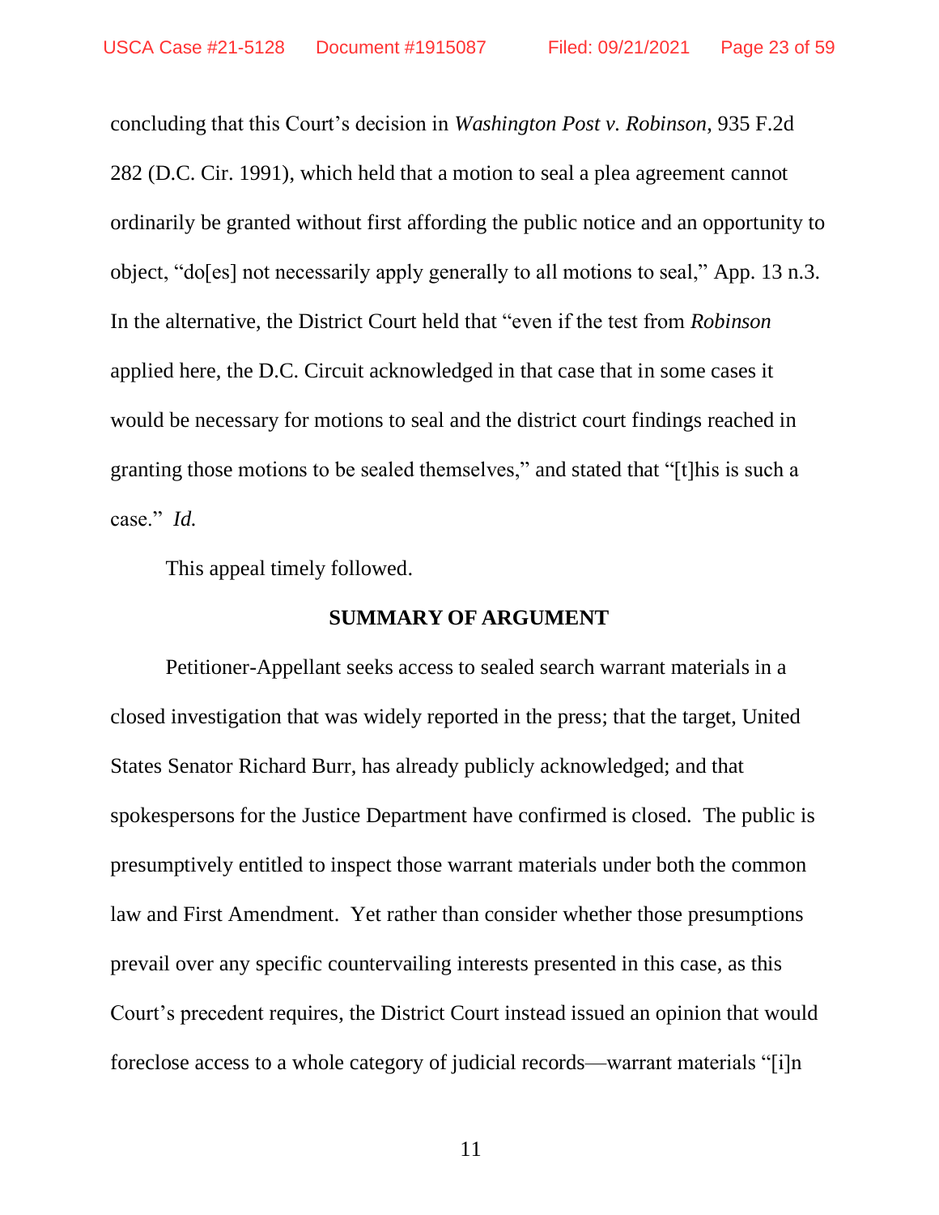concluding that this Court's decision in *Washington Post v. Robinson*, 935 F.2d 282 (D.C. Cir. 1991), which held that a motion to seal a plea agreement cannot ordinarily be granted without first affording the public notice and an opportunity to object, "do[es] not necessarily apply generally to all motions to seal," App. 13 n.3. In the alternative, the District Court held that "even if the test from *Robinson* applied here, the D.C. Circuit acknowledged in that case that in some cases it would be necessary for motions to seal and the district court findings reached in granting those motions to be sealed themselves," and stated that "[t]his is such a case." *Id.*

This appeal timely followed.

## SUMMARY OF ARGUMENT

Petitioner-Appellant seeks access to sealed search warrant materials in a closed investigation that was widely reported in the press; that the target, United States Senator Richard Burr, has already publicly acknowledged; and that spokespersons for the Justice Department have confirmed is closed. The public is presumptively entitled to inspect those warrant materials under both the common law and First Amendment. Yet rather than consider whether those presumptions prevail over any specific countervailing interests presented in this case, as this Court's precedent requires, the District Court instead issued an opinion that would foreclose access to a whole category of judicial records—warrant materials "[i]n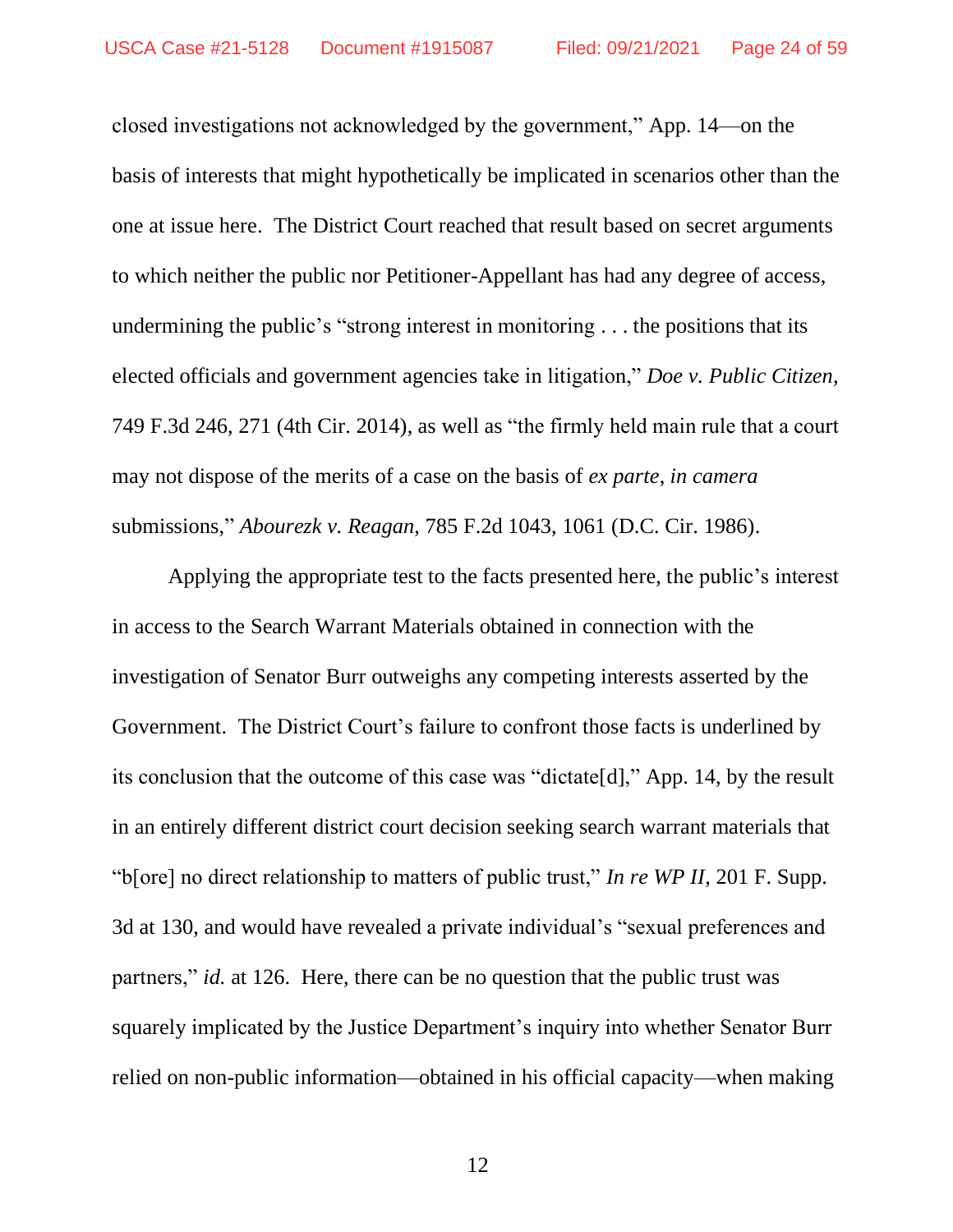closed investigations not acknowledged by the government," App. 14—on the basis of interests that might hypothetically be implicated in scenarios other than the one at issue here. The District Court reached that result based on secret arguments to which neither the public nor Petitioner-Appellant has had any degree of access, undermining the public's "strong interest in monitoring . . . the positions that its elected officials and government agencies take in litigation," *Doe v. Public Citizen*, 749 F.3d 246, 271 (4th Cir. 2014), as well as "the firmly held main rule that a court may not dispose of the merits of a case on the basis of *ex parte*, *in camera* submissions," *Abourezk v. Reagan*, 785 F.2d 1043, 1061 (D.C. Cir. 1986).

Applying the appropriate test to the facts presented here, the public's interest in access to the Search Warrant Materials obtained in connection with the investigation of Senator Burr outweighs any competing interests asserted by the Government. The District Court's failure to confront those facts is underlined by its conclusion that the outcome of this case was "dictate[d]," App. 14, by the result in an entirely different district court decision seeking search warrant materials that "b[ore] no direct relationship to matters of public trust," *In re WP II*, 201 F. Supp. 3d at 130, and would have revealed a private individual's "sexual preferences and partners," *id.* at 126. Here, there can be no question that the public trust was squarely implicated by the Justice Department's inquiry into whether Senator Burr relied on non-public information—obtained in his official capacity—when making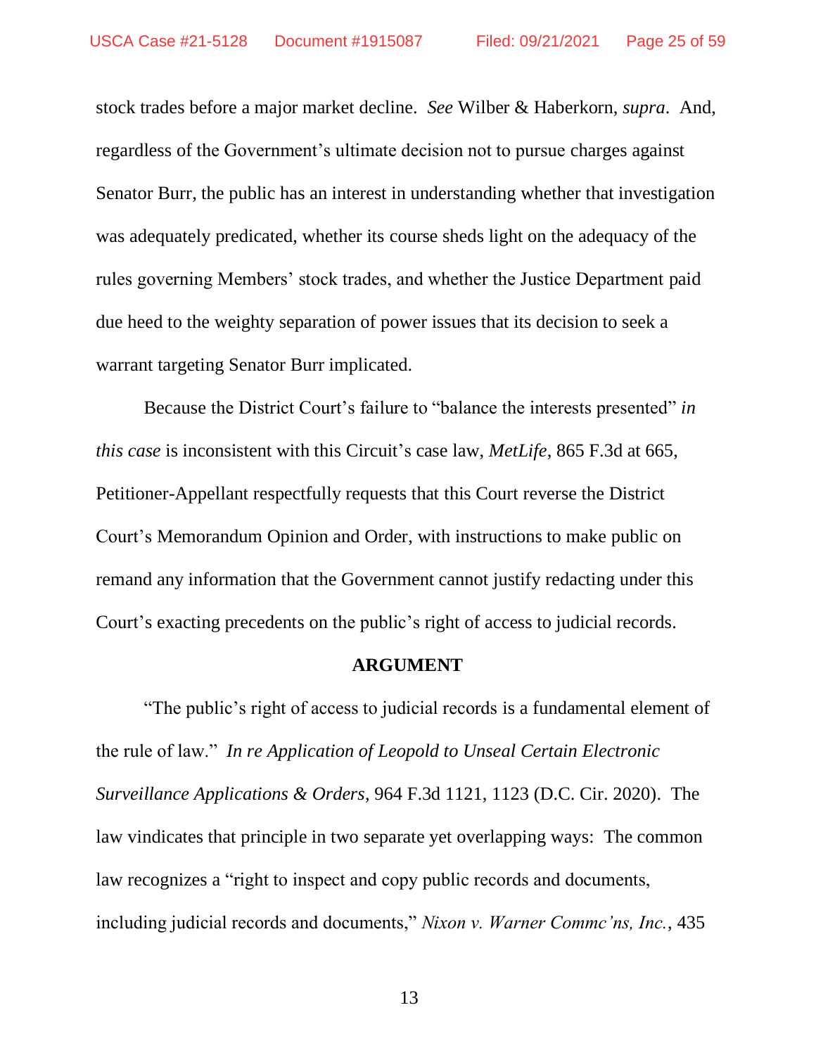stock trades before a major market decline. *See* Wilber & Haberkorn, *supra*. And, regardless of the Government's ultimate decision not to pursue charges against Senator Burr, the public has an interest in understanding whether that investigation was adequately predicated, whether its course sheds light on the adequacy of the rules governing Members' stock trades, and whether the Justice Department paid due heed to the weighty separation of power issues that its decision to seek a warrant targeting Senator Burr implicated.

Because the District Court's failure to "balance the interests presented" *in this case* is inconsistent with this Circuit's case law, *MetLife*, 865 F.3d at 665, Petitioner-Appellant respectfully requests that this Court reverse the District Court's Memorandum Opinion and Order, with instructions to make public on remand any information that the Government cannot justify redacting under this Court's exacting precedents on the public's right of access to judicial records.

## ARGUMENT

"The public's right of access to judicial records is a fundamental element of the rule of law." *In re Application of Leopold to Unseal Certain Electronic Surveillance Applications & Orders*, 964 F.3d 1121, 1123 (D.C. Cir. 2020). The law vindicates that principle in two separate yet overlapping ways: The common law recognizes a "right to inspect and copy public records and documents, including judicial records and documents," *Nixon v. Warner Commc'ns, Inc.*, 435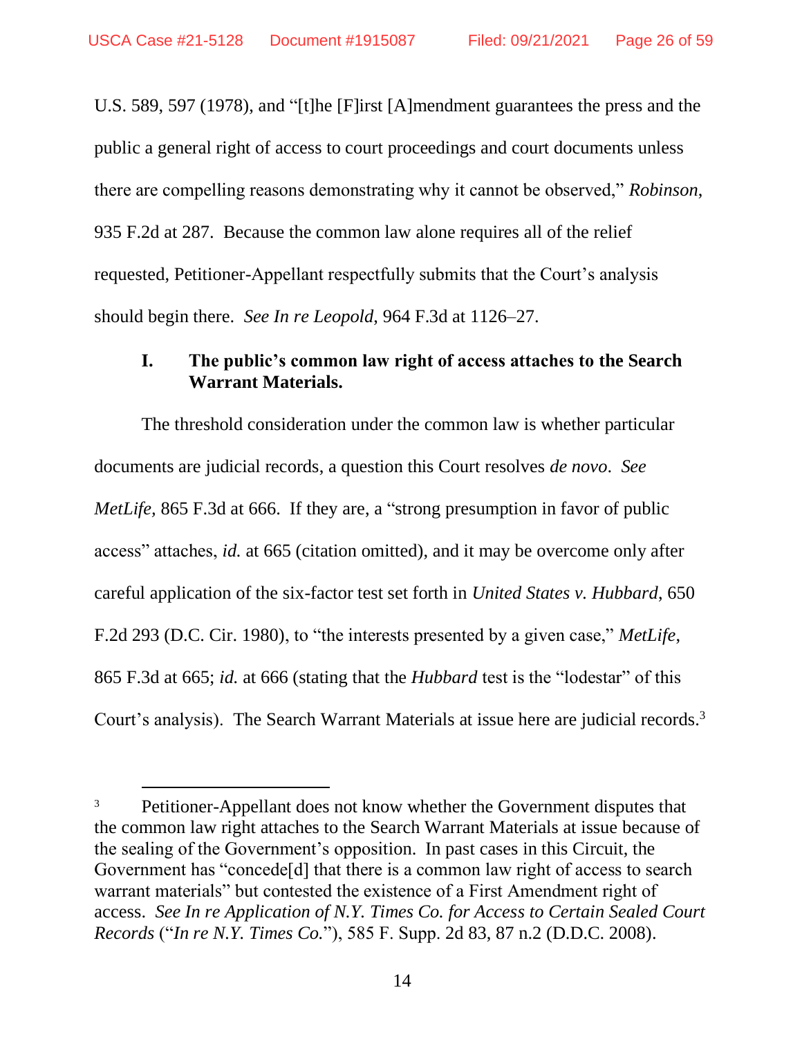U.S. 589, 597 (1978), and "[t]he [F]irst [A]mendment guarantees the press and the public a general right of access to court proceedings and court documents unless there are compelling reasons demonstrating why it cannot be observed," *Robinson*, 935 F.2d at 287. Because the common law alone requires all of the relief requested, Petitioner-Appellant respectfully submits that the Court's analysis should begin there. *See In re Leopold*, 964 F.3d at 1126–27.

### I. The public's common law right of access attaches to the Search Warrant Materials.

The threshold consideration under the common law is whether particular documents are judicial records, a question this Court resolves *de novo*. *See MetLife*, 865 F.3d at 666. If they are, a "strong presumption in favor of public access" attaches, *id.* at 665 (citation omitted), and it may be overcome only after careful application of the six-factor test set forth in *United States v. Hubbard*, 650 F.2d 293 (D.C. Cir. 1980), to "the interests presented by a given case," *MetLife*, 865 F.3d at 665; *id.* at 666 (stating that the *Hubbard* test is the "lodestar" of this Court's analysis). The Search Warrant Materials at issue here are judicial records.[3]

---

[3] Petitioner-Appellant does not know whether the Government disputes that the common law right attaches to the Search Warrant Materials at issue because of the sealing of the Government's opposition. In past cases in this Circuit, the Government has "concede[d] that there is a common law right of access to search warrant materials" but contested the existence of a First Amendment right of access. *See In re Application of N.Y. Times Co. for Access to Certain Sealed Court Records* ("*In re N.Y. Times Co.*"), 585 F. Supp. 2d 83, 87 n.2 (D.D.C. 2008).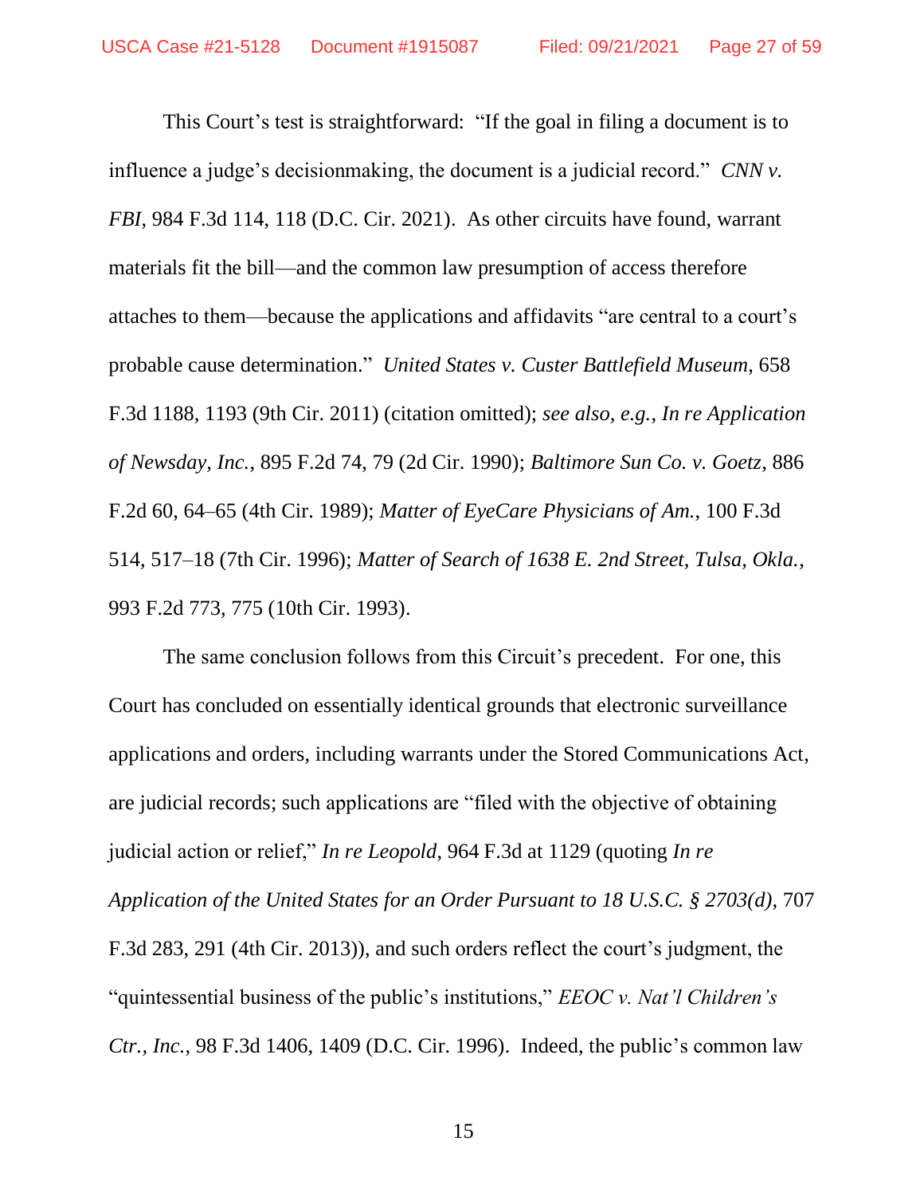This Court's test is straightforward: "If the goal in filing a document is to influence a judge's decisionmaking, the document is a judicial record." *CNN v. FBI*, 984 F.3d 114, 118 (D.C. Cir. 2021). As other circuits have found, warrant materials fit the bill—and the common law presumption of access therefore attaches to them—because the applications and affidavits "are central to a court's probable cause determination." *United States v. Custer Battlefield Museum*, 658 F.3d 1188, 1193 (9th Cir. 2011) (citation omitted); *see also, e.g.*, *In re Application of Newsday, Inc.*, 895 F.2d 74, 79 (2d Cir. 1990); *Baltimore Sun Co. v. Goetz*, 886 F.2d 60, 64–65 (4th Cir. 1989); *Matter of EyeCare Physicians of Am.*, 100 F.3d 514, 517–18 (7th Cir. 1996); *Matter of Search of 1638 E. 2nd Street, Tulsa, Okla.*, 993 F.2d 773, 775 (10th Cir. 1993).

The same conclusion follows from this Circuit's precedent. For one, this Court has concluded on essentially identical grounds that electronic surveillance applications and orders, including warrants under the Stored Communications Act, are judicial records; such applications are "filed with the objective of obtaining judicial action or relief," *In re Leopold*, 964 F.3d at 1129 (quoting *In re Application of the United States for an Order Pursuant to 18 U.S.C. § 2703(d)*, 707 F.3d 283, 291 (4th Cir. 2013)), and such orders reflect the court's judgment, the "quintessential business of the public's institutions," *EEOC v. Nat'l Children's Ctr., Inc.*, 98 F.3d 1406, 1409 (D.C. Cir. 1996). Indeed, the public's common law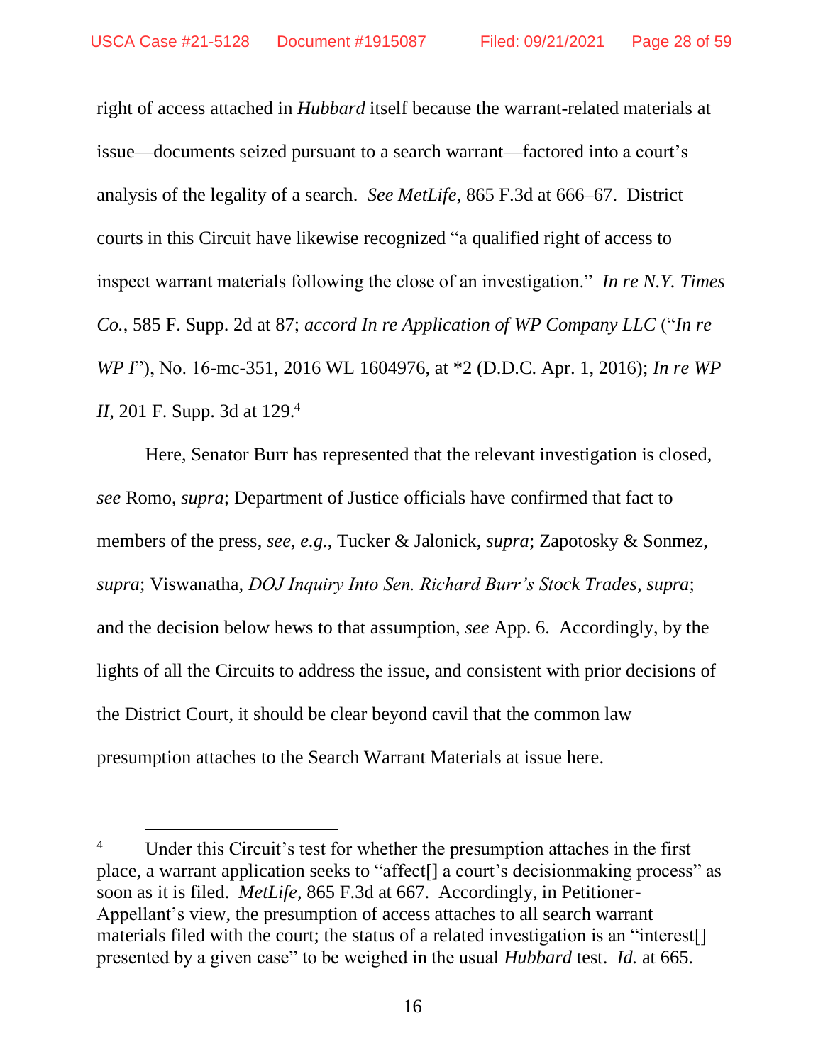right of access attached in *Hubbard* itself because the warrant-related materials at issue—documents seized pursuant to a search warrant—factored into a court's analysis of the legality of a search. *See MetLife*, 865 F.3d at 666–67. District courts in this Circuit have likewise recognized "a qualified right of access to inspect warrant materials following the close of an investigation." *In re N.Y. Times Co.*, 585 F. Supp. 2d at 87; *accord In re Application of WP Company LLC* ("*In re WP I*"), No. 16-mc-351, 2016 WL 1604976, at *2 (D.D.C. Apr. 1, 2016); *In re WP II*, 201 F. Supp. 3d at 129.[4]

Here, Senator Burr has represented that the relevant investigation is closed, *see* Romo, *supra*; Department of Justice officials have confirmed that fact to members of the press, *see, e.g.*, Tucker & Jalonick, *supra*; Zapotosky & Sonmez, *supra*; Viswanatha, *DOJ Inquiry Into Sen. Richard Burr's Stock Trades*, *supra*; and the decision below hews to that assumption, *see* App. 6. Accordingly, by the lights of all the Circuits to address the issue, and consistent with prior decisions of the District Court, it should be clear beyond cavil that the common law presumption attaches to the Search Warrant Materials at issue here.

---

[4] Under this Circuit's test for whether the presumption attaches in the first place, a warrant application seeks to "affect[] a court's decisionmaking process" as soon as it is filed. *MetLife*, 865 F.3d at 667. Accordingly, in Petitioner-Appellant's view, the presumption of access attaches to all search warrant materials filed with the court; the status of a related investigation is an "interest[] presented by a given case" to be weighed in the usual *Hubbard* test. *Id.* at 665.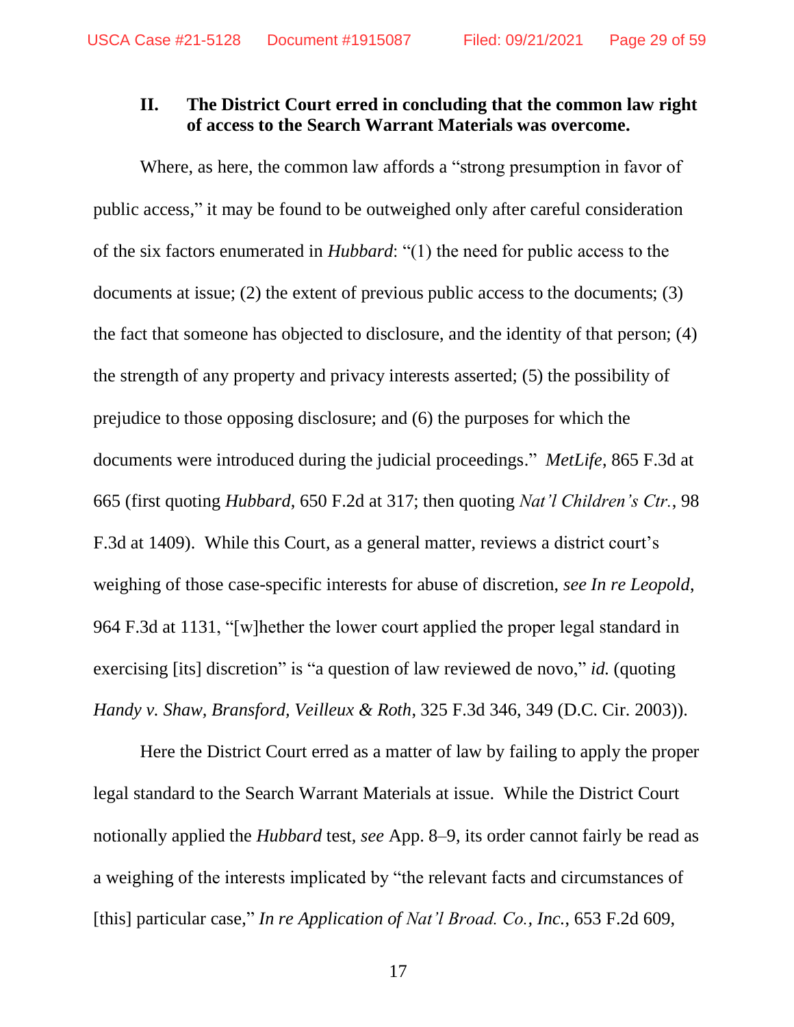## II. The District Court erred in concluding that the common law right of access to the Search Warrant Materials was overcome.

Where, as here, the common law affords a "strong presumption in favor of public access," it may be found to be outweighed only after careful consideration of the six factors enumerated in *Hubbard*: "(1) the need for public access to the documents at issue; (2) the extent of previous public access to the documents; (3) the fact that someone has objected to disclosure, and the identity of that person; (4) the strength of any property and privacy interests asserted; (5) the possibility of prejudice to those opposing disclosure; and (6) the purposes for which the documents were introduced during the judicial proceedings." *MetLife*, 865 F.3d at 665 (first quoting *Hubbard*, 650 F.2d at 317; then quoting *Nat'l Children's Ctr.*, 98 F.3d at 1409). While this Court, as a general matter, reviews a district court's weighing of those case-specific interests for abuse of discretion, *see In re Leopold*, 964 F.3d at 1131, "[w]hether the lower court applied the proper legal standard in exercising [its] discretion" is "a question of law reviewed de novo," *id.* (quoting *Handy v. Shaw, Bransford, Veilleux & Roth*, 325 F.3d 346, 349 (D.C. Cir. 2003)).

Here the District Court erred as a matter of law by failing to apply the proper legal standard to the Search Warrant Materials at issue. While the District Court notionally applied the *Hubbard* test, *see* App. 8–9, its order cannot fairly be read as a weighing of the interests implicated by "the relevant facts and circumstances of [this] particular case," *In re Application of Nat'l Broad. Co., Inc.*, 653 F.2d 609,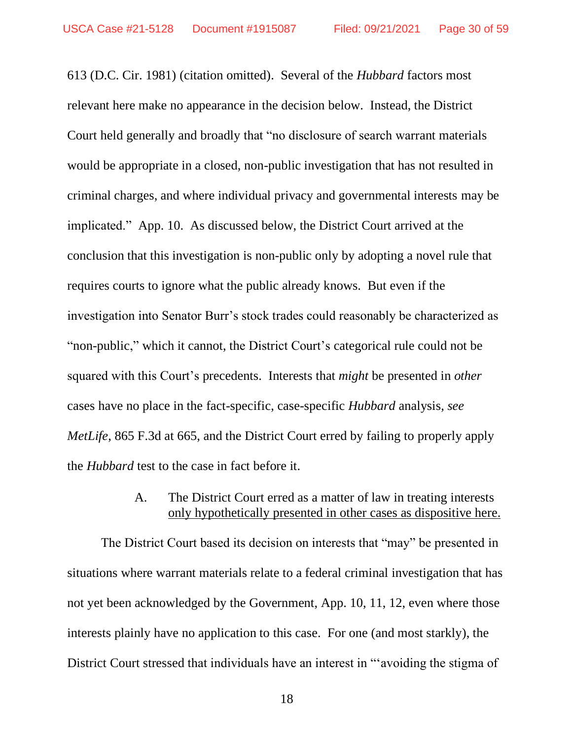613 (D.C. Cir. 1981) (citation omitted). Several of the *Hubbard* factors most relevant here make no appearance in the decision below. Instead, the District Court held generally and broadly that "no disclosure of search warrant materials would be appropriate in a closed, non-public investigation that has not resulted in criminal charges, and where individual privacy and governmental interests may be implicated." App. 10. As discussed below, the District Court arrived at the conclusion that this investigation is non-public only by adopting a novel rule that requires courts to ignore what the public already knows. But even if the investigation into Senator Burr's stock trades could reasonably be characterized as "non-public," which it cannot, the District Court's categorical rule could not be squared with this Court's precedents. Interests that *might* be presented in *other* cases have no place in the fact-specific, case-specific *Hubbard* analysis, *see MetLife*, 865 F.3d at 665, and the District Court erred by failing to properly apply the *Hubbard* test to the case in fact before it.

### A. The District Court erred as a matter of law in treating interests only hypothetically presented in other cases as dispositive here.

The District Court based its decision on interests that "may" be presented in situations where warrant materials relate to a federal criminal investigation that has not yet been acknowledged by the Government, App. 10, 11, 12, even where those interests plainly have no application to this case. For one (and most starkly), the District Court stressed that individuals have an interest in "'avoiding the stigma of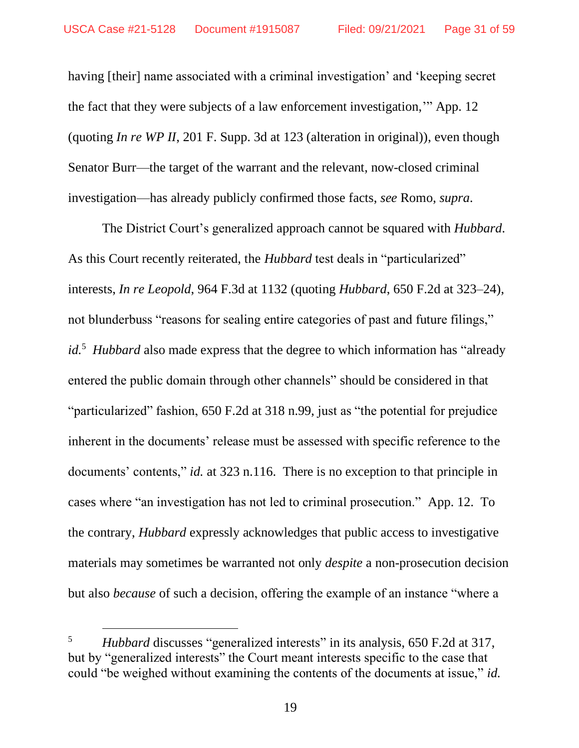having [their] name associated with a criminal investigation' and 'keeping secret the fact that they were subjects of a law enforcement investigation,'" App. 12 (quoting *In re WP II*, 201 F. Supp. 3d at 123 (alteration in original)), even though Senator Burr—the target of the warrant and the relevant, now-closed criminal investigation—has already publicly confirmed those facts, *see* Romo, *supra*.

The District Court's generalized approach cannot be squared with *Hubbard*. As this Court recently reiterated, the *Hubbard* test deals in "particularized" interests, *In re Leopold*, 964 F.3d at 1132 (quoting *Hubbard*, 650 F.2d at 323–24), not blunderbuss "reasons for sealing entire categories of past and future filings," *id.*[5] *Hubbard* also made express that the degree to which information has "already entered the public domain through other channels" should be considered in that "particularized" fashion, 650 F.2d at 318 n.99, just as "the potential for prejudice inherent in the documents' release must be assessed with specific reference to the documents' contents," *id.* at 323 n.116. There is no exception to that principle in cases where "an investigation has not led to criminal prosecution." App. 12. To the contrary, *Hubbard* expressly acknowledges that public access to investigative materials may sometimes be warranted not only *despite* a non-prosecution decision but also *because* of such a decision, offering the example of an instance "where a

[5] *Hubbard* discusses "generalized interests" in its analysis, 650 F.2d at 317, but by "generalized interests" the Court meant interests specific to the case that could "be weighed without examining the contents of the documents at issue," *id.*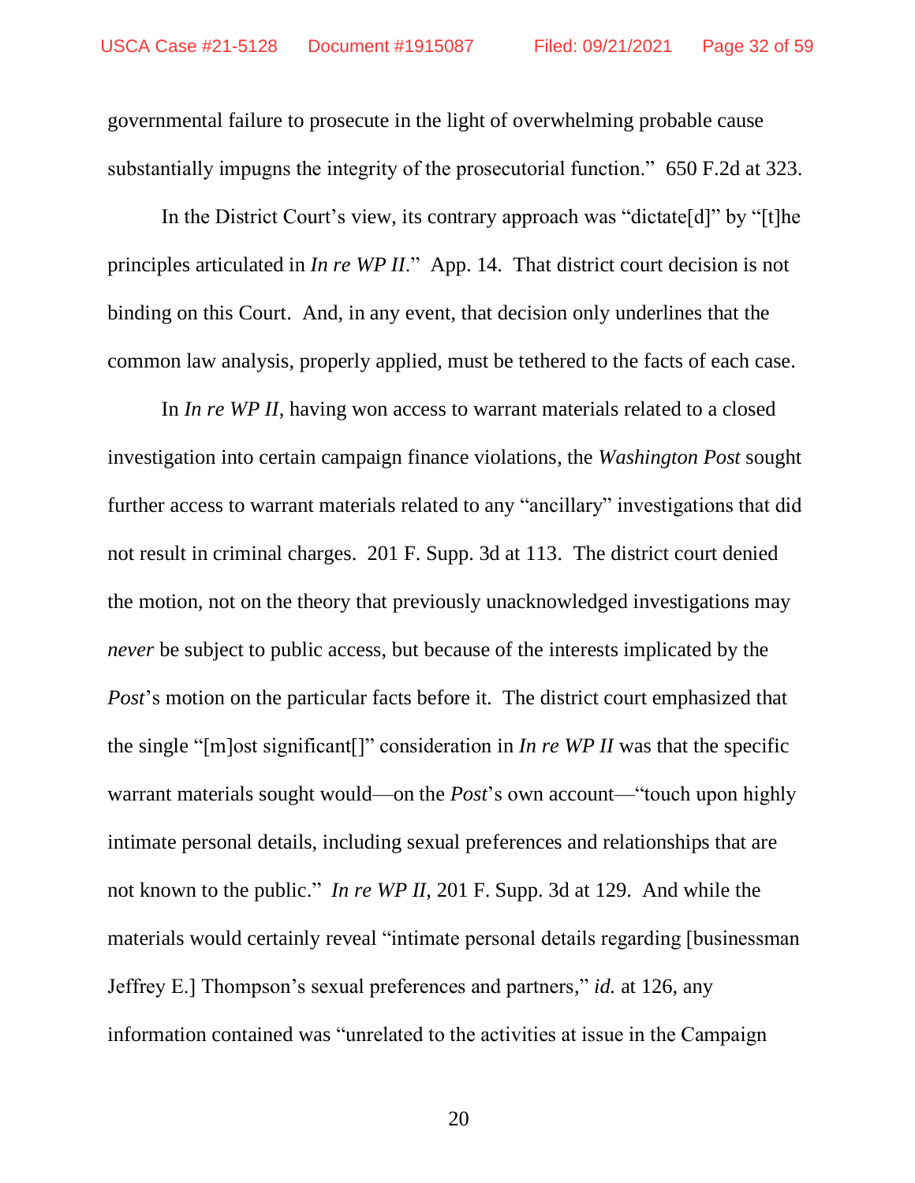governmental failure to prosecute in the light of overwhelming probable cause substantially impugns the integrity of the prosecutorial function." 650 F.2d at 323.

In the District Court's view, its contrary approach was "dictate[d]" by "[t]he principles articulated in *In re WP II*." App. 14. That district court decision is not binding on this Court. And, in any event, that decision only underlines that the common law analysis, properly applied, must be tethered to the facts of each case.

In *In re WP II*, having won access to warrant materials related to a closed investigation into certain campaign finance violations, the *Washington Post* sought further access to warrant materials related to any "ancillary" investigations that did not result in criminal charges. 201 F. Supp. 3d at 113. The district court denied the motion, not on the theory that previously unacknowledged investigations may *never* be subject to public access, but because of the interests implicated by the *Post*'s motion on the particular facts before it. The district court emphasized that the single "[m]ost significant[]" consideration in *In re WP II* was that the specific warrant materials sought would—on the *Post*'s own account—"touch upon highly intimate personal details, including sexual preferences and relationships that are not known to the public." *In re WP II*, 201 F. Supp. 3d at 129. And while the materials would certainly reveal "intimate personal details regarding [businessman Jeffrey E.] Thompson's sexual preferences and partners," *id.* at 126, any information contained was "unrelated to the activities at issue in the Campaign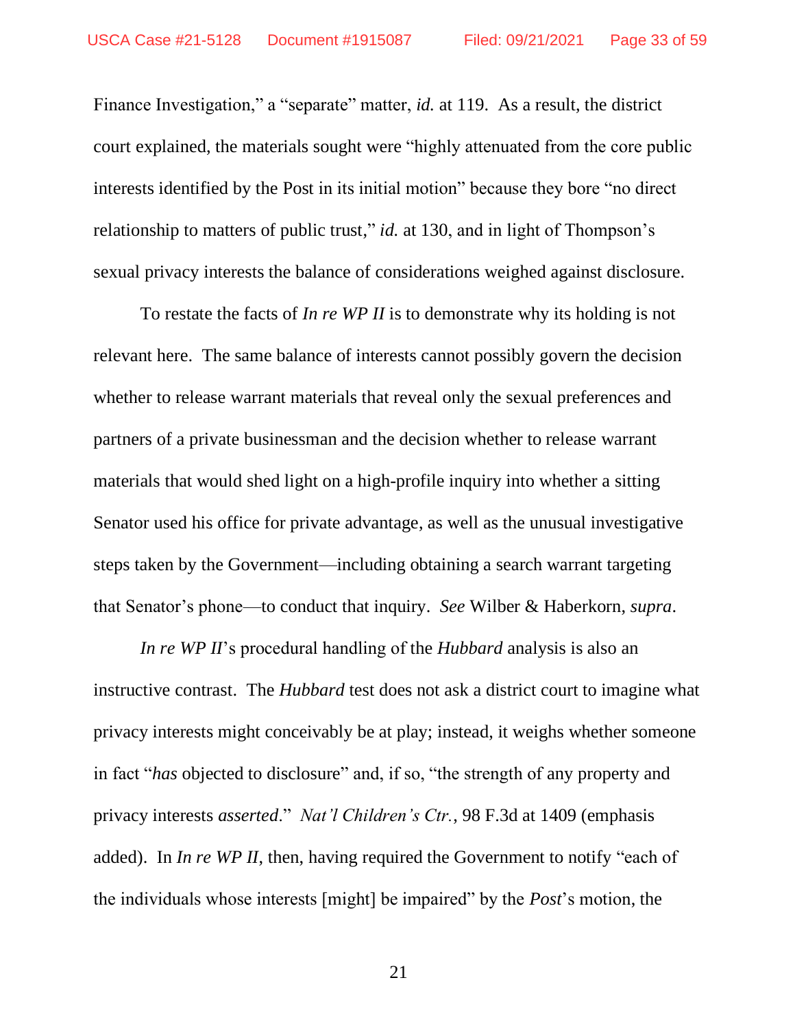Finance Investigation," a "separate" matter, *id.* at 119. As a result, the district court explained, the materials sought were "highly attenuated from the core public interests identified by the Post in its initial motion" because they bore "no direct relationship to matters of public trust," *id.* at 130, and in light of Thompson's sexual privacy interests the balance of considerations weighed against disclosure.

To restate the facts of *In re WP II* is to demonstrate why its holding is not relevant here. The same balance of interests cannot possibly govern the decision whether to release warrant materials that reveal only the sexual preferences and partners of a private businessman and the decision whether to release warrant materials that would shed light on a high-profile inquiry into whether a sitting Senator used his office for private advantage, as well as the unusual investigative steps taken by the Government—including obtaining a search warrant targeting that Senator's phone—to conduct that inquiry. *See* Wilber & Haberkorn, *supra*.

*In re WP II*'s procedural handling of the *Hubbard* analysis is also an instructive contrast. The *Hubbard* test does not ask a district court to imagine what privacy interests might conceivably be at play; instead, it weighs whether someone in fact "*has* objected to disclosure" and, if so, "the strength of any property and privacy interests *asserted*." *Nat'l Children's Ctr.*, 98 F.3d at 1409 (emphasis added). In *In re WP II*, then, having required the Government to notify "each of the individuals whose interests [might] be impaired" by the *Post*'s motion, the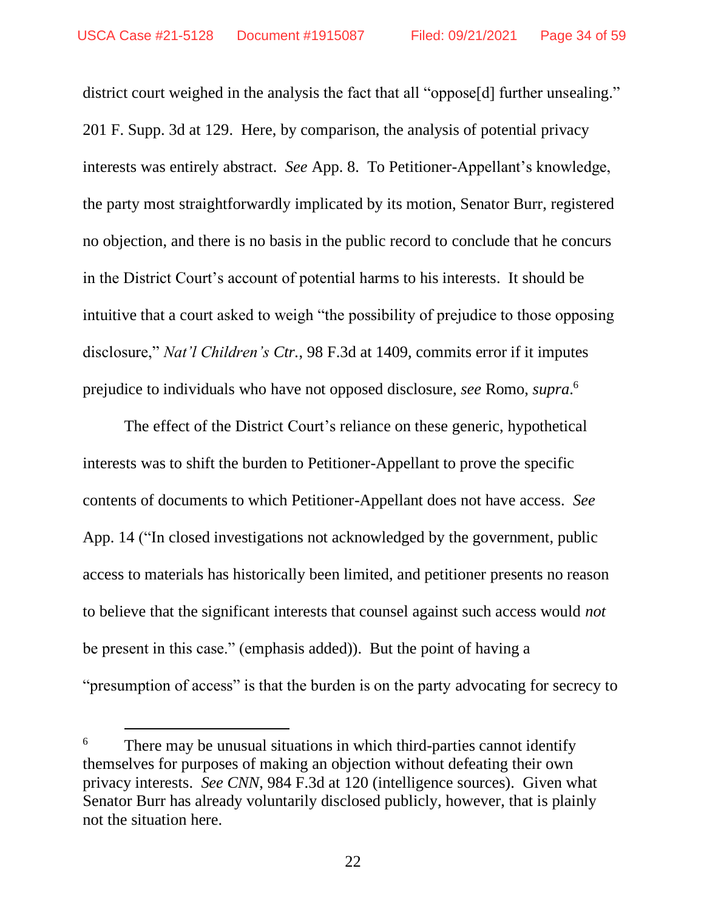district court weighed in the analysis the fact that all "oppose[d] further unsealing." 201 F. Supp. 3d at 129. Here, by comparison, the analysis of potential privacy interests was entirely abstract. *See* App. 8. To Petitioner-Appellant's knowledge, the party most straightforwardly implicated by its motion, Senator Burr, registered no objection, and there is no basis in the public record to conclude that he concurs in the District Court's account of potential harms to his interests. It should be intuitive that a court asked to weigh "the possibility of prejudice to those opposing disclosure," *Nat'l Children's Ctr.*, 98 F.3d at 1409, commits error if it imputes prejudice to individuals who have not opposed disclosure, *see* Romo, *supra*.[6]

The effect of the District Court's reliance on these generic, hypothetical interests was to shift the burden to Petitioner-Appellant to prove the specific contents of documents to which Petitioner-Appellant does not have access. *See* App. 14 ("In closed investigations not acknowledged by the government, public access to materials has historically been limited, and petitioner presents no reason to believe that the significant interests that counsel against such access would *not* be present in this case." (emphasis added)). But the point of having a "presumption of access" is that the burden is on the party advocating for secrecy to

---

[6] There may be unusual situations in which third-parties cannot identify themselves for purposes of making an objection without defeating their own privacy interests. *See CNN*, 984 F.3d at 120 (intelligence sources). Given what Senator Burr has already voluntarily disclosed publicly, however, that is plainly not the situation here.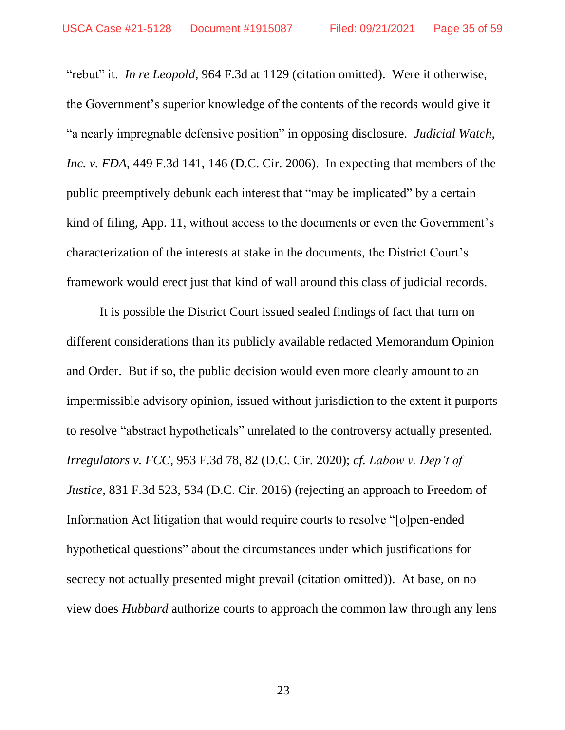"rebut" it. *In re Leopold*, 964 F.3d at 1129 (citation omitted). Were it otherwise, the Government's superior knowledge of the contents of the records would give it "a nearly impregnable defensive position" in opposing disclosure. *Judicial Watch, Inc. v. FDA*, 449 F.3d 141, 146 (D.C. Cir. 2006). In expecting that members of the public preemptively debunk each interest that "may be implicated" by a certain kind of filing, App. 11, without access to the documents or even the Government's characterization of the interests at stake in the documents, the District Court's framework would erect just that kind of wall around this class of judicial records.

It is possible the District Court issued sealed findings of fact that turn on different considerations than its publicly available redacted Memorandum Opinion and Order. But if so, the public decision would even more clearly amount to an impermissible advisory opinion, issued without jurisdiction to the extent it purports to resolve "abstract hypotheticals" unrelated to the controversy actually presented. *Irregulators v. FCC*, 953 F.3d 78, 82 (D.C. Cir. 2020); *cf. Labow v. Dep't of Justice*, 831 F.3d 523, 534 (D.C. Cir. 2016) (rejecting an approach to Freedom of Information Act litigation that would require courts to resolve "[o]pen-ended hypothetical questions" about the circumstances under which justifications for secrecy not actually presented might prevail (citation omitted)). At base, on no view does *Hubbard* authorize courts to approach the common law through any lens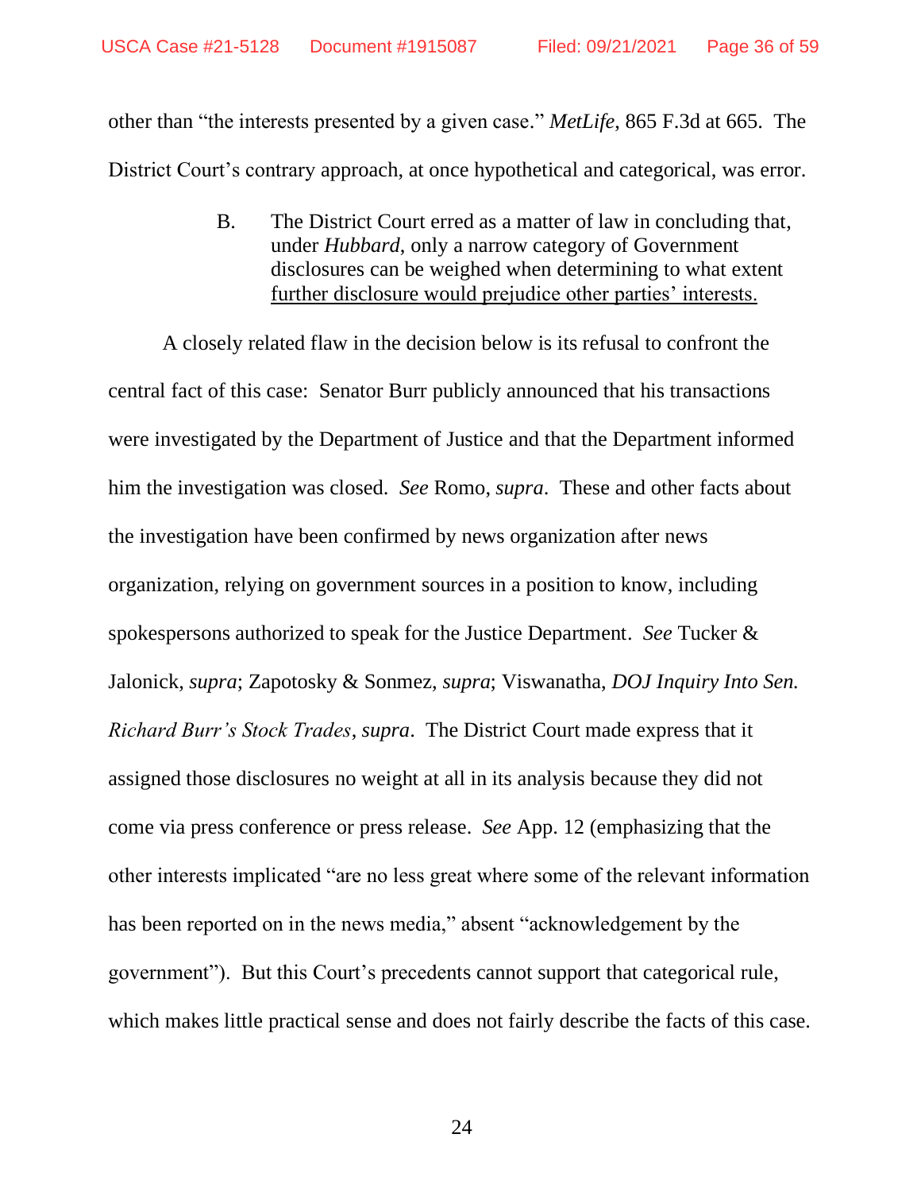other than "the interests presented by a given case." *MetLife*, 865 F.3d at 665. The District Court's contrary approach, at once hypothetical and categorical, was error.

### B. The District Court erred as a matter of law in concluding that, under *Hubbard*, only a narrow category of Government disclosures can be weighed when determining to what extent further disclosure would prejudice other parties' interests.

A closely related flaw in the decision below is its refusal to confront the central fact of this case: Senator Burr publicly announced that his transactions were investigated by the Department of Justice and that the Department informed him the investigation was closed. *See* Romo, *supra*. These and other facts about the investigation have been confirmed by news organization after news organization, relying on government sources in a position to know, including spokespersons authorized to speak for the Justice Department. *See* Tucker & Jalonick, *supra*; Zapotosky & Sonmez, *supra*; Viswanatha, *DOJ Inquiry Into Sen. Richard Burr's Stock Trades*, *supra*. The District Court made express that it assigned those disclosures no weight at all in its analysis because they did not come via press conference or press release. *See* App. 12 (emphasizing that the other interests implicated "are no less great where some of the relevant information has been reported on in the news media," absent "acknowledgement by the government"). But this Court's precedents cannot support that categorical rule, which makes little practical sense and does not fairly describe the facts of this case.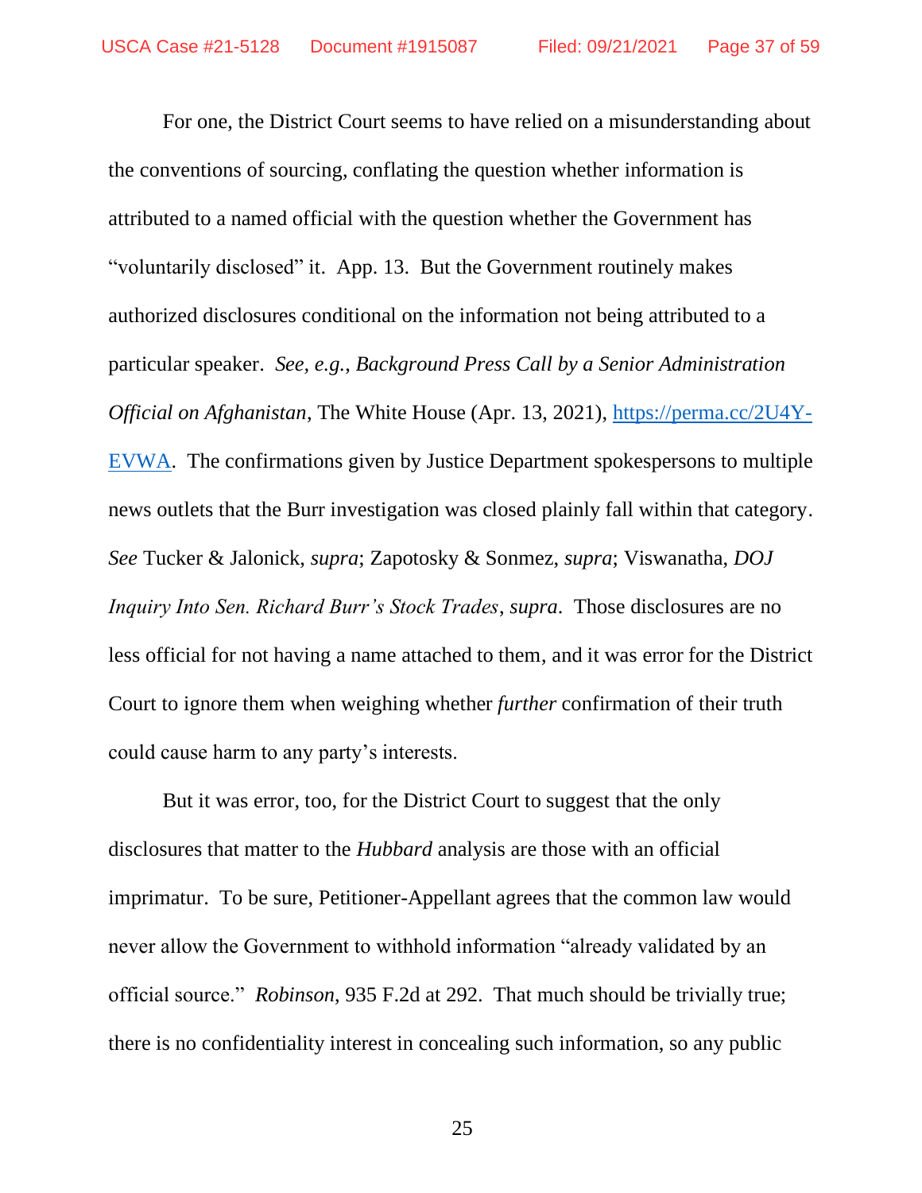For one, the District Court seems to have relied on a misunderstanding about the conventions of sourcing, conflating the question whether information is attributed to a named official with the question whether the Government has "voluntarily disclosed" it. App. 13. But the Government routinely makes authorized disclosures conditional on the information not being attributed to a particular speaker. *See, e.g.*, *Background Press Call by a Senior Administration Official on Afghanistan*, The White House (Apr. 13, 2021), [https://perma.cc/2U4Y-EVWA](https://perma.cc/2U4Y-EVWA). The confirmations given by Justice Department spokespersons to multiple news outlets that the Burr investigation was closed plainly fall within that category. *See* Tucker & Jalonick, *supra*; Zapotosky & Sonmez, *supra*; Viswanatha, *DOJ Inquiry Into Sen. Richard Burr's Stock Trades*, *supra*. Those disclosures are no less official for not having a name attached to them, and it was error for the District Court to ignore them when weighing whether *further* confirmation of their truth could cause harm to any party's interests.

But it was error, too, for the District Court to suggest that the only disclosures that matter to the *Hubbard* analysis are those with an official imprimatur. To be sure, Petitioner-Appellant agrees that the common law would never allow the Government to withhold information "already validated by an official source." *Robinson*, 935 F.2d at 292. That much should be trivially true; there is no confidentiality interest in concealing such information, so any public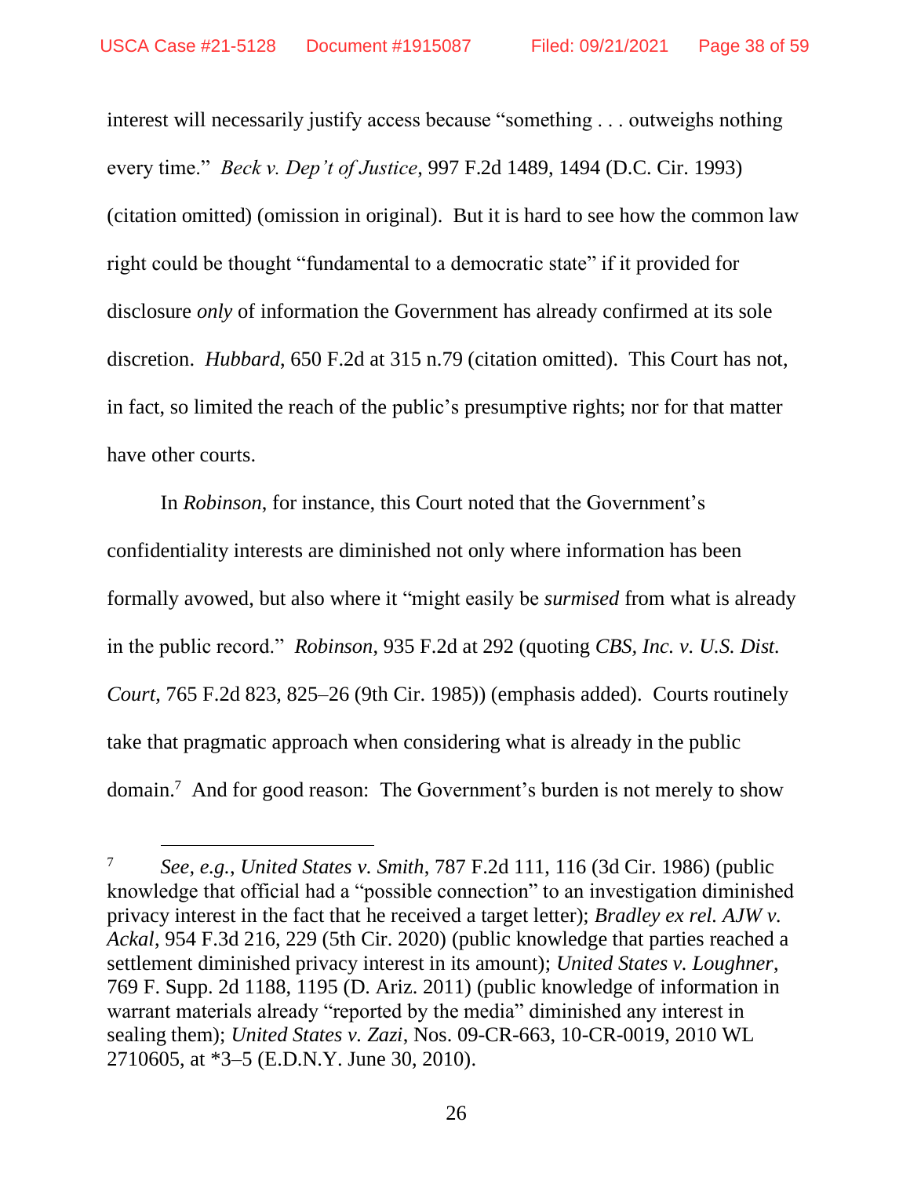interest will necessarily justify access because "something . . . outweighs nothing every time." *Beck v. Dep't of Justice*, 997 F.2d 1489, 1494 (D.C. Cir. 1993) (citation omitted) (omission in original). But it is hard to see how the common law right could be thought "fundamental to a democratic state" if it provided for disclosure *only* of information the Government has already confirmed at its sole discretion. *Hubbard*, 650 F.2d at 315 n.79 (citation omitted). This Court has not, in fact, so limited the reach of the public's presumptive rights; nor for that matter have other courts.

In *Robinson*, for instance, this Court noted that the Government's confidentiality interests are diminished not only where information has been formally avowed, but also where it "might easily be *surmised* from what is already in the public record." *Robinson*, 935 F.2d at 292 (quoting *CBS, Inc. v. U.S. Dist. Court*, 765 F.2d 823, 825–26 (9th Cir. 1985)) (emphasis added). Courts routinely take that pragmatic approach when considering what is already in the public domain.[7] And for good reason: The Government's burden is not merely to show

---

[7] *See, e.g.*, *United States v. Smith*, 787 F.2d 111, 116 (3d Cir. 1986) (public knowledge that official had a "possible connection" to an investigation diminished privacy interest in the fact that he received a target letter); *Bradley ex rel. AJW v. Ackal*, 954 F.3d 216, 229 (5th Cir. 2020) (public knowledge that parties reached a settlement diminished privacy interest in its amount); *United States v. Loughner*, 769 F. Supp. 2d 1188, 1195 (D. Ariz. 2011) (public knowledge of information in warrant materials already "reported by the media" diminished any interest in sealing them); *United States v. Zazi*, Nos. 09-CR-663, 10-CR-0019, 2010 WL 2710605, at *3–5 (E.D.N.Y. June 30, 2010).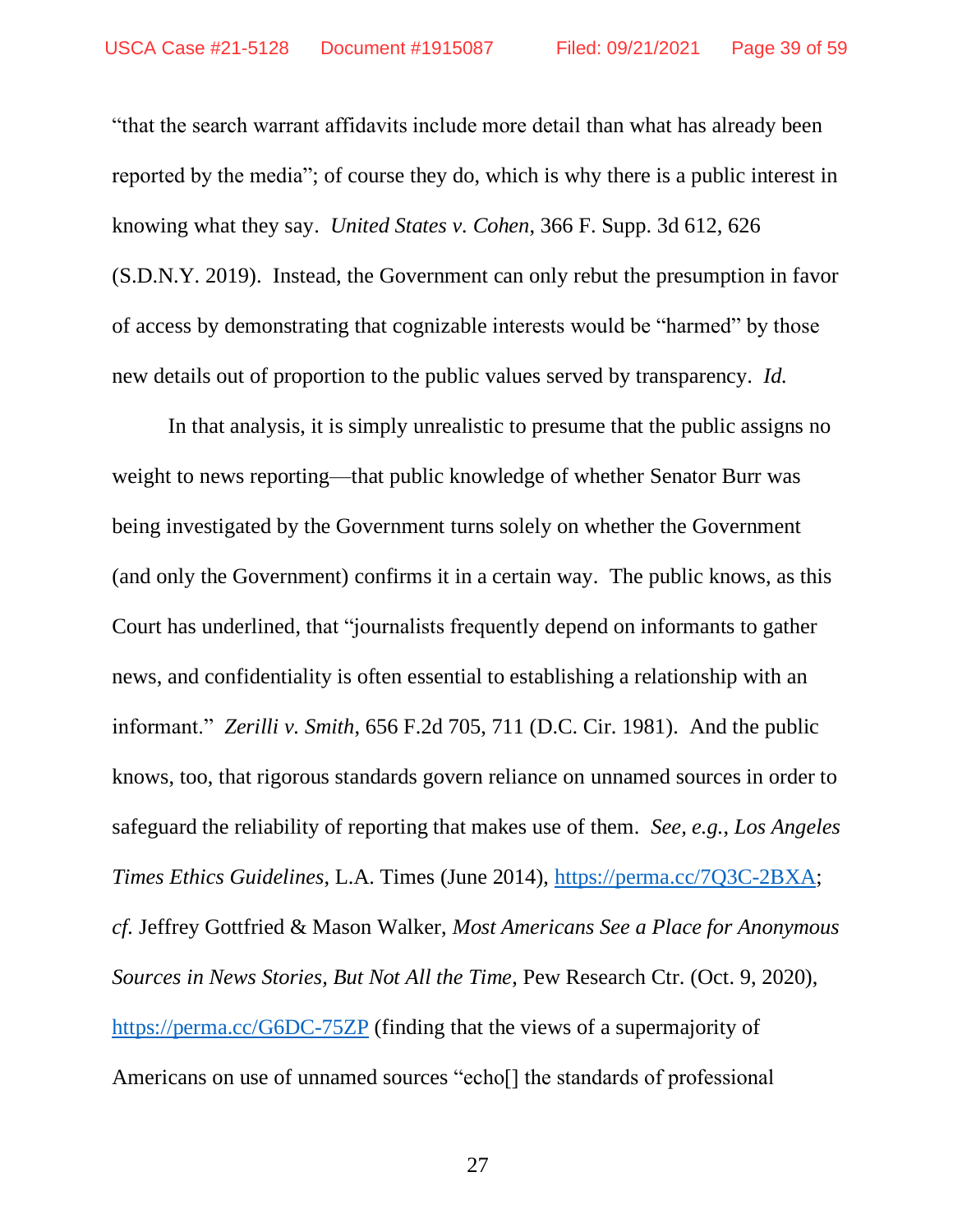"that the search warrant affidavits include more detail than what has already been reported by the media"; of course they do, which is why there is a public interest in knowing what they say. *United States v. Cohen*, 366 F. Supp. 3d 612, 626 (S.D.N.Y. 2019). Instead, the Government can only rebut the presumption in favor of access by demonstrating that cognizable interests would be "harmed" by those new details out of proportion to the public values served by transparency. *Id.*

In that analysis, it is simply unrealistic to presume that the public assigns no weight to news reporting—that public knowledge of whether Senator Burr was being investigated by the Government turns solely on whether the Government (and only the Government) confirms it in a certain way. The public knows, as this Court has underlined, that "journalists frequently depend on informants to gather news, and confidentiality is often essential to establishing a relationship with an informant." *Zerilli v. Smith*, 656 F.2d 705, 711 (D.C. Cir. 1981). And the public knows, too, that rigorous standards govern reliance on unnamed sources in order to safeguard the reliability of reporting that makes use of them. *See, e.g.*, *Los Angeles Times Ethics Guidelines*, L.A. Times (June 2014), https://perma.cc/7Q3C-2BXA; *cf.* Jeffrey Gottfried & Mason Walker, *Most Americans See a Place for Anonymous Sources in News Stories, But Not All the Time*, Pew Research Ctr. (Oct. 9, 2020), https://perma.cc/G6DC-75ZP (finding that the views of a supermajority of Americans on use of unnamed sources "echo[] the standards of professional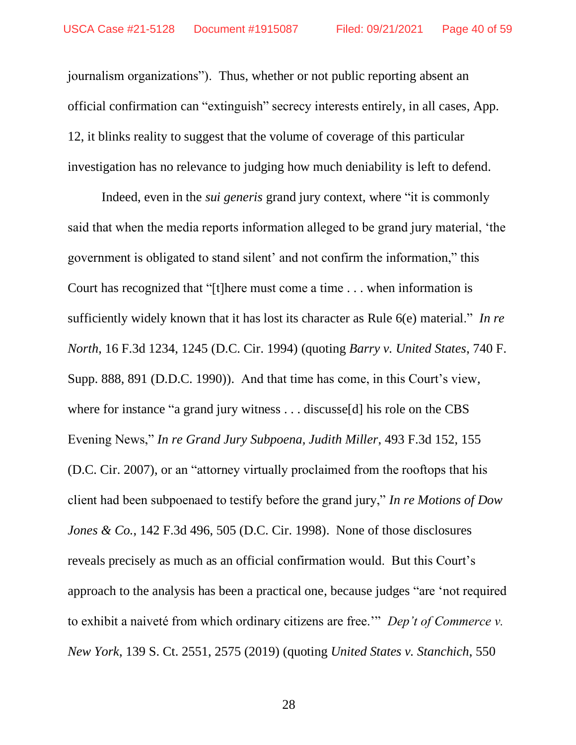journalism organizations"). Thus, whether or not public reporting absent an official confirmation can "extinguish" secrecy interests entirely, in all cases, App. 12, it blinks reality to suggest that the volume of coverage of this particular investigation has no relevance to judging how much deniability is left to defend.

Indeed, even in the *sui generis* grand jury context, where "it is commonly said that when the media reports information alleged to be grand jury material, 'the government is obligated to stand silent' and not confirm the information," this Court has recognized that "[t]here must come a time . . . when information is sufficiently widely known that it has lost its character as Rule 6(e) material." *In re North*, 16 F.3d 1234, 1245 (D.C. Cir. 1994) (quoting *Barry v. United States*, 740 F. Supp. 888, 891 (D.D.C. 1990)). And that time has come, in this Court's view, where for instance "a grand jury witness . . . discusse[d] his role on the CBS Evening News," *In re Grand Jury Subpoena, Judith Miller*, 493 F.3d 152, 155 (D.C. Cir. 2007), or an "attorney virtually proclaimed from the rooftops that his client had been subpoenaed to testify before the grand jury," *In re Motions of Dow Jones & Co.*, 142 F.3d 496, 505 (D.C. Cir. 1998). None of those disclosures reveals precisely as much as an official confirmation would. But this Court's approach to the analysis has been a practical one, because judges "are 'not required to exhibit a naiveté from which ordinary citizens are free.'" *Dep't of Commerce v. New York*, 139 S. Ct. 2551, 2575 (2019) (quoting *United States v. Stanchich*, 550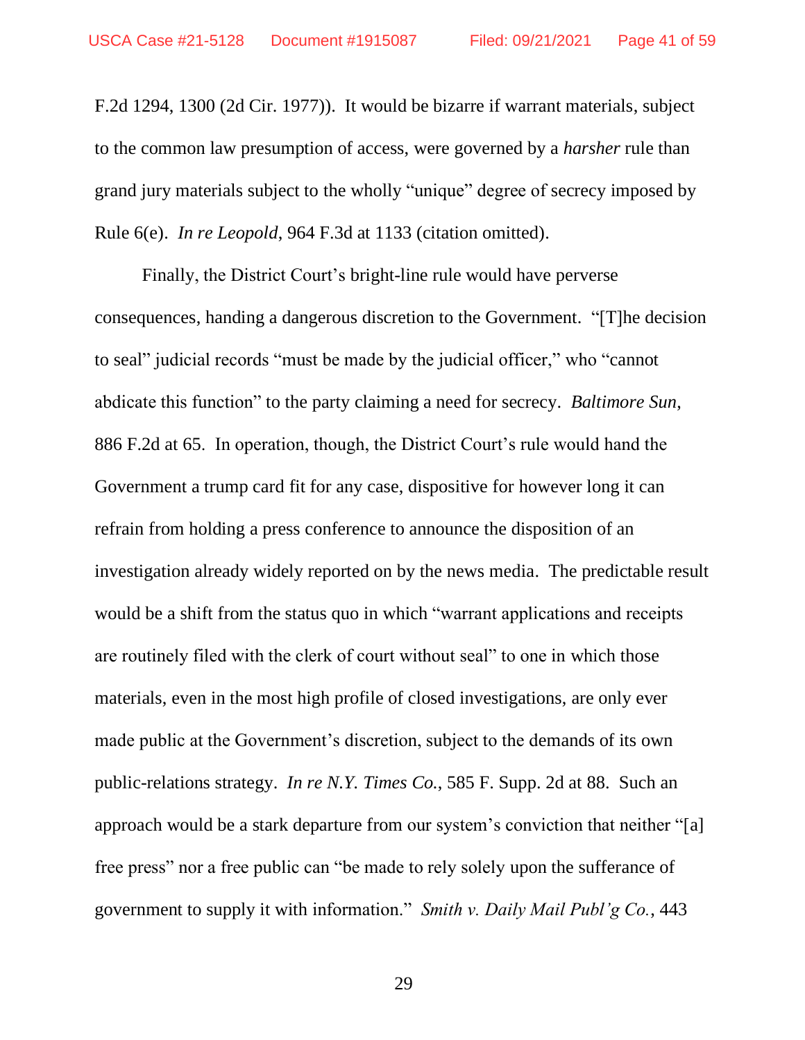F.2d 1294, 1300 (2d Cir. 1977)). It would be bizarre if warrant materials, subject to the common law presumption of access, were governed by a *harsher* rule than grand jury materials subject to the wholly "unique" degree of secrecy imposed by Rule 6(e). *In re Leopold*, 964 F.3d at 1133 (citation omitted).

Finally, the District Court's bright-line rule would have perverse consequences, handing a dangerous discretion to the Government. "[T]he decision to seal" judicial records "must be made by the judicial officer," who "cannot abdicate this function" to the party claiming a need for secrecy. *Baltimore Sun*, 886 F.2d at 65. In operation, though, the District Court's rule would hand the Government a trump card fit for any case, dispositive for however long it can refrain from holding a press conference to announce the disposition of an investigation already widely reported on by the news media. The predictable result would be a shift from the status quo in which "warrant applications and receipts are routinely filed with the clerk of court without seal" to one in which those materials, even in the most high profile of closed investigations, are only ever made public at the Government's discretion, subject to the demands of its own public-relations strategy. *In re N.Y. Times Co.*, 585 F. Supp. 2d at 88. Such an approach would be a stark departure from our system's conviction that neither "[a] free press" nor a free public can "be made to rely solely upon the sufferance of government to supply it with information." *Smith v. Daily Mail Publ'g Co.*, 443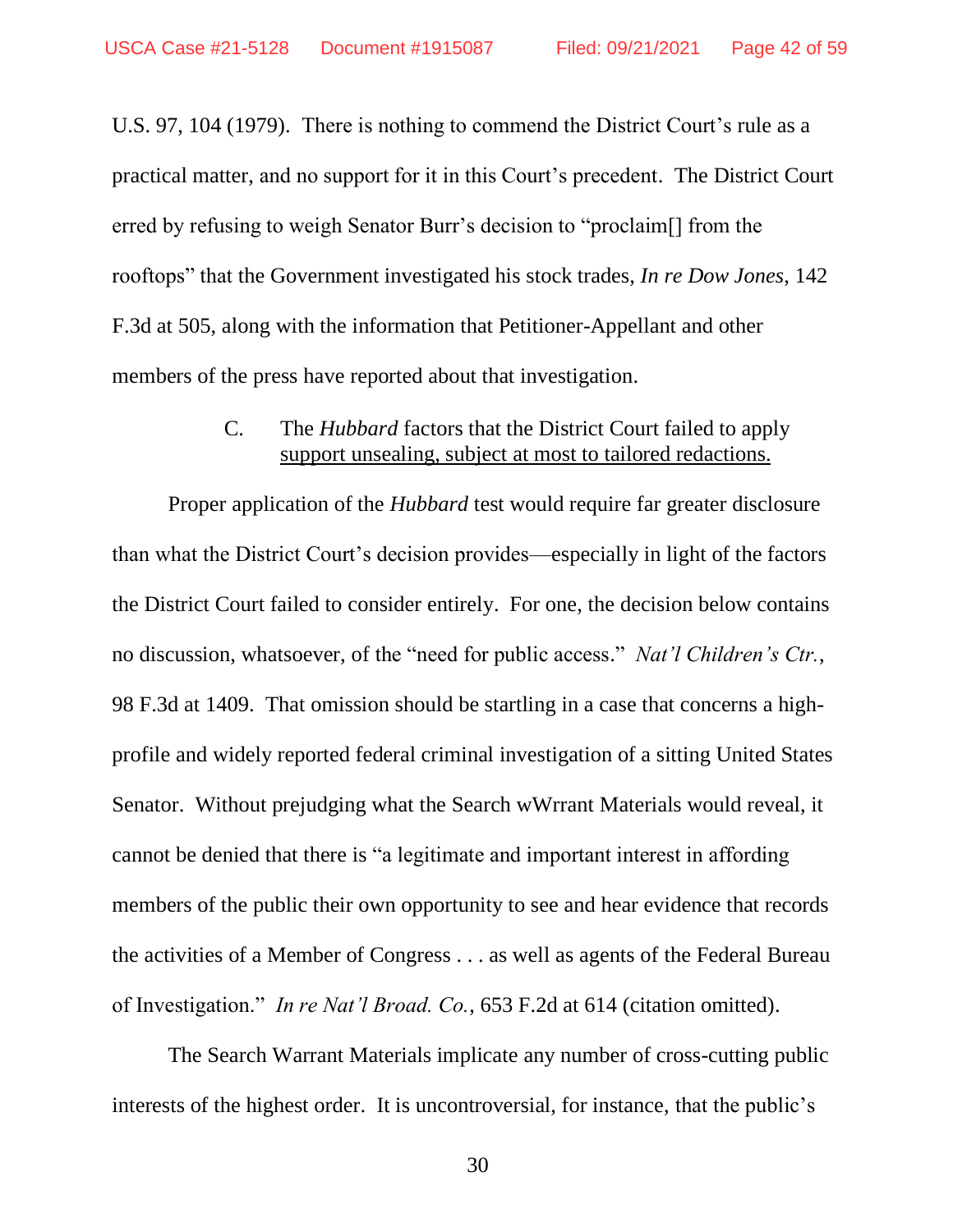U.S. 97, 104 (1979). There is nothing to commend the District Court's rule as a practical matter, and no support for it in this Court's precedent. The District Court erred by refusing to weigh Senator Burr's decision to "proclaim[] from the rooftops" that the Government investigated his stock trades, *In re Dow Jones*, 142 F.3d at 505, along with the information that Petitioner-Appellant and other members of the press have reported about that investigation.

### C. The *Hubbard* factors that the District Court failed to apply support unsealing, subject at most to tailored redactions.

Proper application of the *Hubbard* test would require far greater disclosure than what the District Court's decision provides—especially in light of the factors the District Court failed to consider entirely. For one, the decision below contains no discussion, whatsoever, of the "need for public access." *Nat'l Children's Ctr.*, 98 F.3d at 1409. That omission should be startling in a case that concerns a high-profile and widely reported federal criminal investigation of a sitting United States Senator. Without prejudging what the Search wWrrant Materials would reveal, it cannot be denied that there is "a legitimate and important interest in affording members of the public their own opportunity to see and hear evidence that records the activities of a Member of Congress . . . as well as agents of the Federal Bureau of Investigation." *In re Nat'l Broad. Co.*, 653 F.2d at 614 (citation omitted).

The Search Warrant Materials implicate any number of cross-cutting public interests of the highest order. It is uncontroversial, for instance, that the public's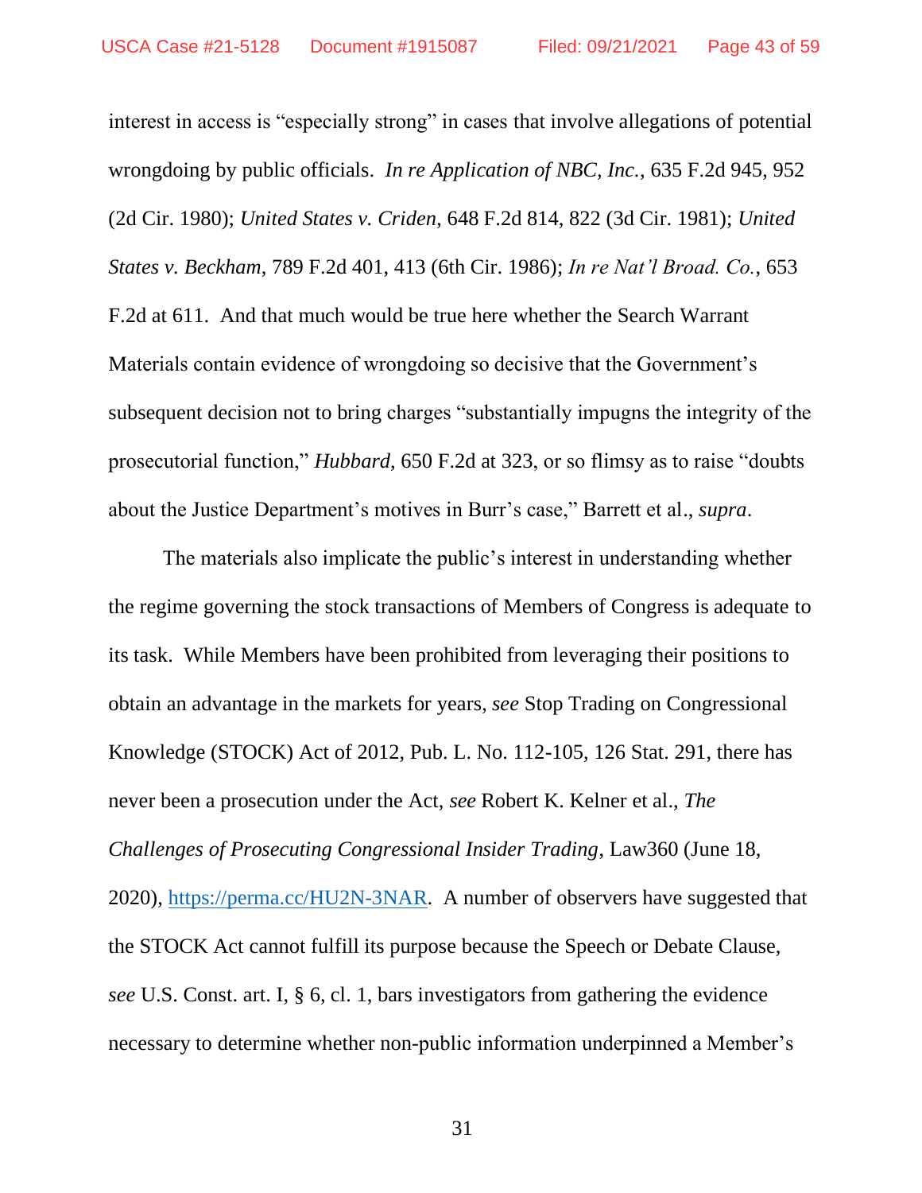interest in access is "especially strong" in cases that involve allegations of potential wrongdoing by public officials. *In re Application of NBC, Inc.*, 635 F.2d 945, 952 (2d Cir. 1980); *United States v. Criden*, 648 F.2d 814, 822 (3d Cir. 1981); *United States v. Beckham*, 789 F.2d 401, 413 (6th Cir. 1986); *In re Nat'l Broad. Co.*, 653 F.2d at 611. And that much would be true here whether the Search Warrant Materials contain evidence of wrongdoing so decisive that the Government's subsequent decision not to bring charges "substantially impugns the integrity of the prosecutorial function," *Hubbard*, 650 F.2d at 323, or so flimsy as to raise "doubts about the Justice Department's motives in Burr's case," Barrett et al., *supra*.

The materials also implicate the public's interest in understanding whether the regime governing the stock transactions of Members of Congress is adequate to its task. While Members have been prohibited from leveraging their positions to obtain an advantage in the markets for years, *see* Stop Trading on Congressional Knowledge (STOCK) Act of 2012, Pub. L. No. 112-105, 126 Stat. 291, there has never been a prosecution under the Act, *see* Robert K. Kelner et al., *The Challenges of Prosecuting Congressional Insider Trading*, Law360 (June 18, 2020), https://perma.cc/HU2N-3NAR. A number of observers have suggested that the STOCK Act cannot fulfill its purpose because the Speech or Debate Clause, *see* U.S. Const. art. I, § 6, cl. 1, bars investigators from gathering the evidence necessary to determine whether non-public information underpinned a Member's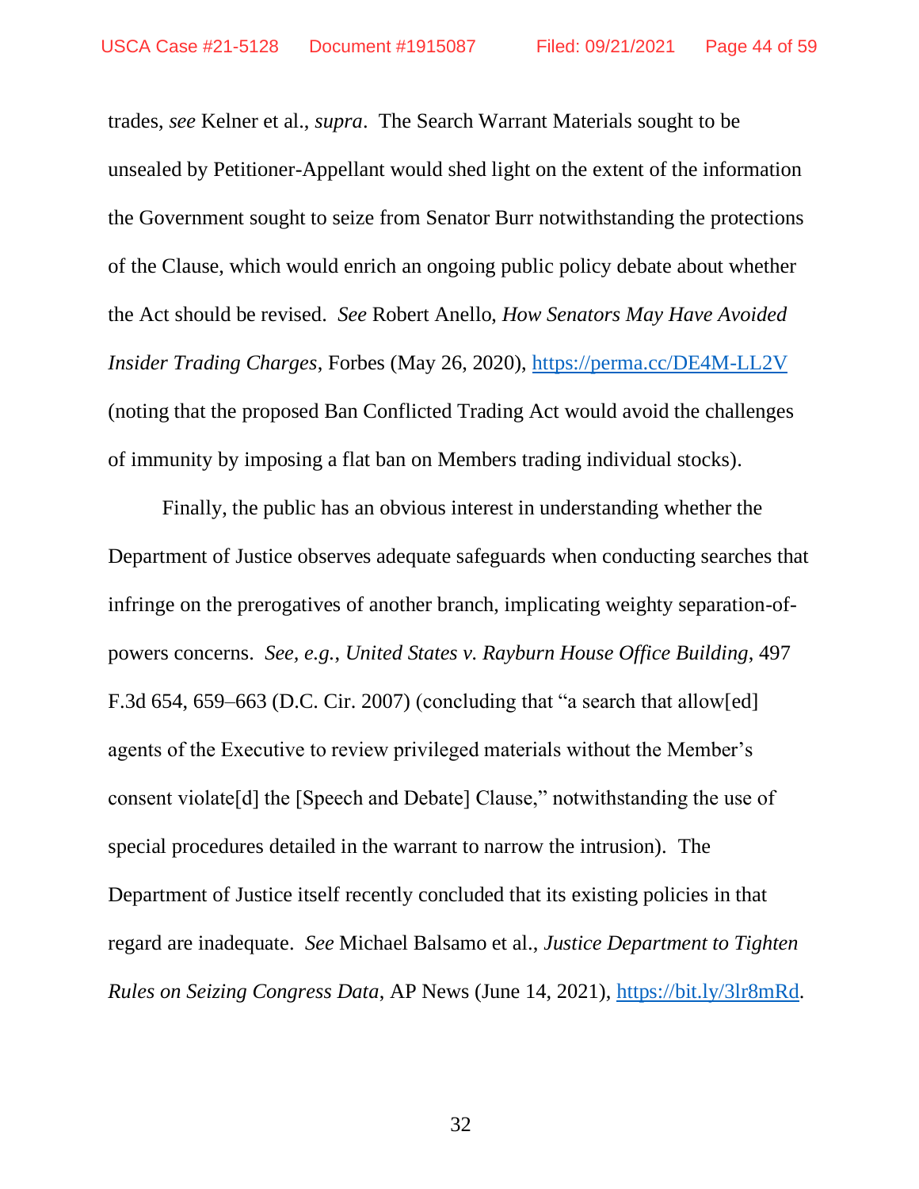trades, *see* Kelner et al., *supra*. The Search Warrant Materials sought to be unsealed by Petitioner-Appellant would shed light on the extent of the information the Government sought to seize from Senator Burr notwithstanding the protections of the Clause, which would enrich an ongoing public policy debate about whether the Act should be revised. *See* Robert Anello, *How Senators May Have Avoided Insider Trading Charges*, Forbes (May 26, 2020), https://perma.cc/DE4M-LL2V (noting that the proposed Ban Conflicted Trading Act would avoid the challenges of immunity by imposing a flat ban on Members trading individual stocks).

Finally, the public has an obvious interest in understanding whether the Department of Justice observes adequate safeguards when conducting searches that infringe on the prerogatives of another branch, implicating weighty separation-of-powers concerns. *See, e.g.*, *United States v. Rayburn House Office Building*, 497 F.3d 654, 659–663 (D.C. Cir. 2007) (concluding that "a search that allow[ed] agents of the Executive to review privileged materials without the Member's consent violate[d] the [Speech and Debate] Clause," notwithstanding the use of special procedures detailed in the warrant to narrow the intrusion). The Department of Justice itself recently concluded that its existing policies in that regard are inadequate. *See* Michael Balsamo et al., *Justice Department to Tighten Rules on Seizing Congress Data*, AP News (June 14, 2021), https://bit.ly/3lr8mRd.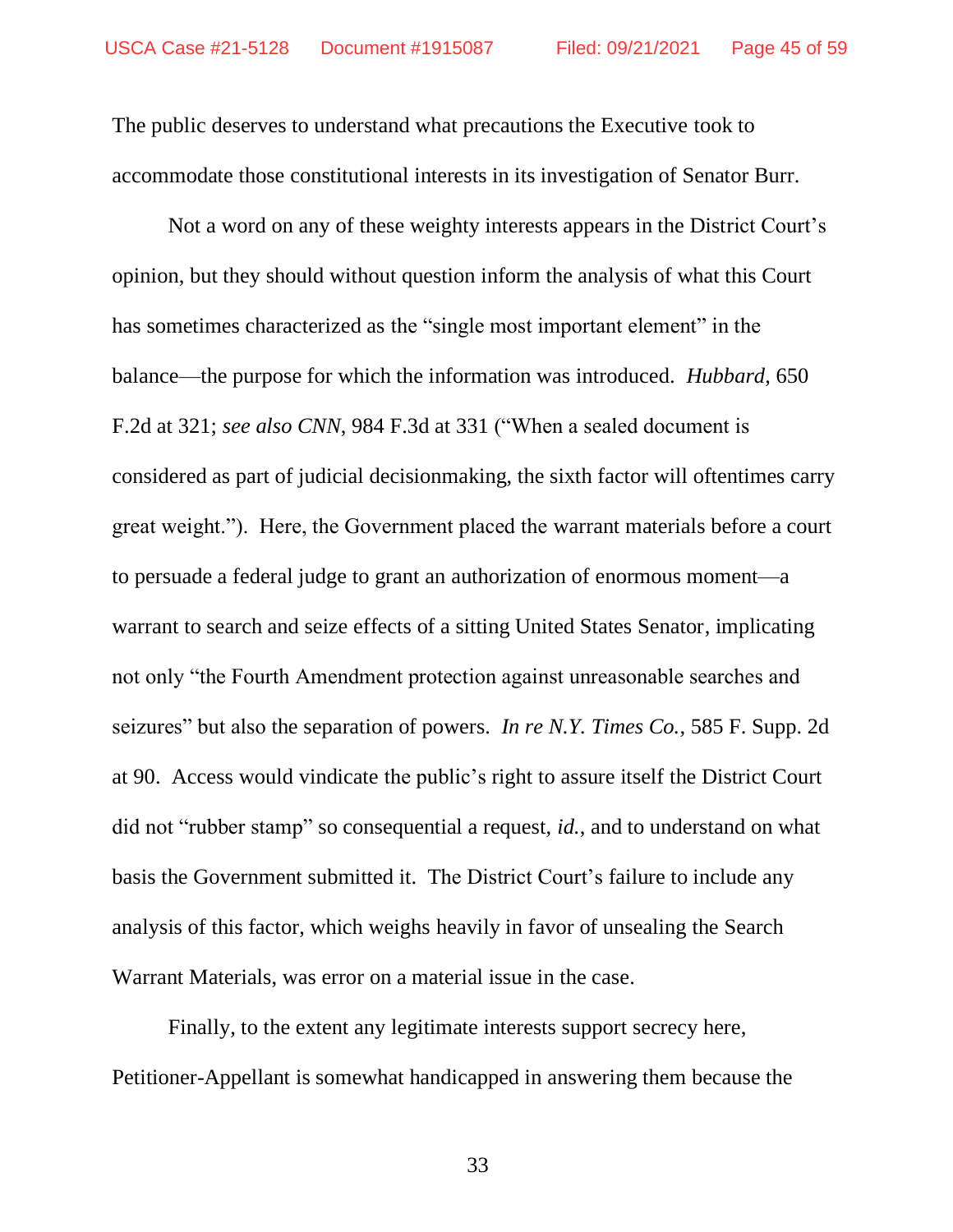The public deserves to understand what precautions the Executive took to accommodate those constitutional interests in its investigation of Senator Burr.

Not a word on any of these weighty interests appears in the District Court's opinion, but they should without question inform the analysis of what this Court has sometimes characterized as the "single most important element" in the balance—the purpose for which the information was introduced. *Hubbard*, 650 F.2d at 321; *see also CNN*, 984 F.3d at 331 ("When a sealed document is considered as part of judicial decisionmaking, the sixth factor will oftentimes carry great weight."). Here, the Government placed the warrant materials before a court to persuade a federal judge to grant an authorization of enormous moment—a warrant to search and seize effects of a sitting United States Senator, implicating not only "the Fourth Amendment protection against unreasonable searches and seizures" but also the separation of powers. *In re N.Y. Times Co.*, 585 F. Supp. 2d at 90. Access would vindicate the public's right to assure itself the District Court did not "rubber stamp" so consequential a request, *id.*, and to understand on what basis the Government submitted it. The District Court's failure to include any analysis of this factor, which weighs heavily in favor of unsealing the Search Warrant Materials, was error on a material issue in the case.

Finally, to the extent any legitimate interests support secrecy here, Petitioner-Appellant is somewhat handicapped in answering them because the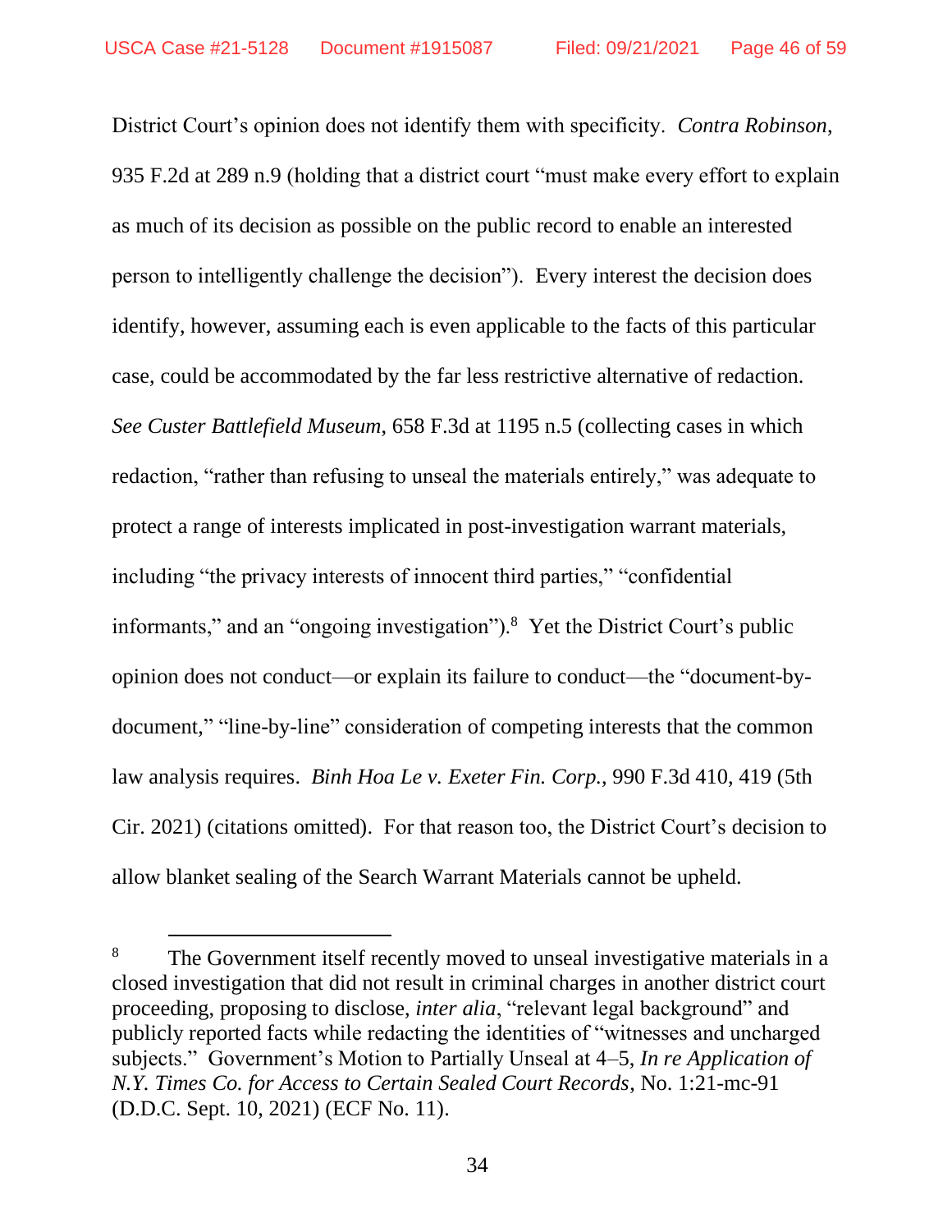District Court's opinion does not identify them with specificity. *Contra Robinson*, 935 F.2d at 289 n.9 (holding that a district court "must make every effort to explain as much of its decision as possible on the public record to enable an interested person to intelligently challenge the decision"). Every interest the decision does identify, however, assuming each is even applicable to the facts of this particular case, could be accommodated by the far less restrictive alternative of redaction. *See Custer Battlefield Museum*, 658 F.3d at 1195 n.5 (collecting cases in which redaction, "rather than refusing to unseal the materials entirely," was adequate to protect a range of interests implicated in post-investigation warrant materials, including "the privacy interests of innocent third parties," "confidential informants," and an "ongoing investigation").[8] Yet the District Court's public opinion does not conduct—or explain its failure to conduct—the "document-by-document," "line-by-line" consideration of competing interests that the common law analysis requires. *Binh Hoa Le v. Exeter Fin. Corp.*, 990 F.3d 410, 419 (5th Cir. 2021) (citations omitted). For that reason too, the District Court's decision to allow blanket sealing of the Search Warrant Materials cannot be upheld.

---

[8] The Government itself recently moved to unseal investigative materials in a closed investigation that did not result in criminal charges in another district court proceeding, proposing to disclose, *inter alia*, "relevant legal background" and publicly reported facts while redacting the identities of "witnesses and uncharged subjects." Government's Motion to Partially Unseal at 4–5, *In re Application of N.Y. Times Co. for Access to Certain Sealed Court Records*, No. 1:21-mc-91 (D.D.C. Sept. 10, 2021) (ECF No. 11).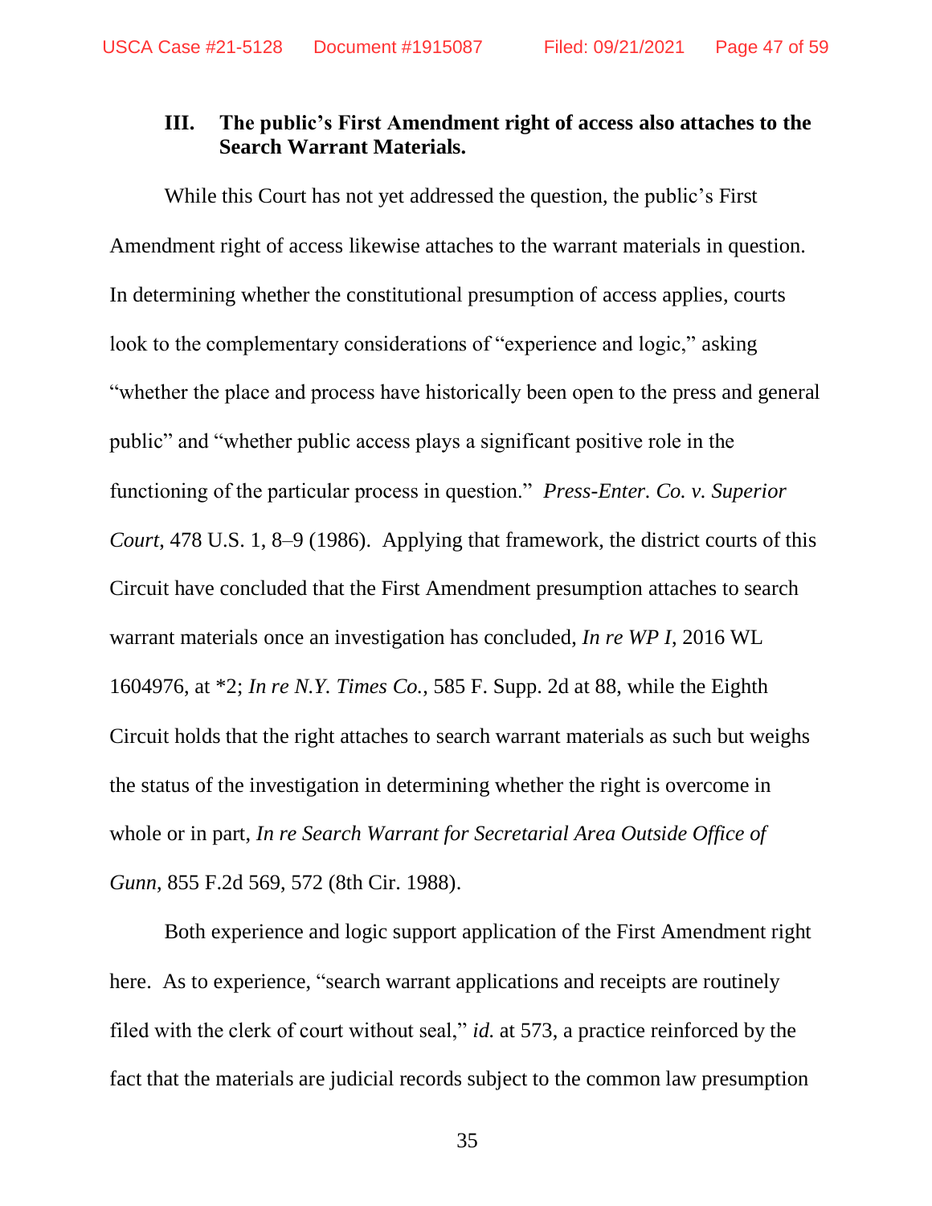### III. The public's First Amendment right of access also attaches to the Search Warrant Materials.

While this Court has not yet addressed the question, the public's First Amendment right of access likewise attaches to the warrant materials in question. In determining whether the constitutional presumption of access applies, courts look to the complementary considerations of "experience and logic," asking "whether the place and process have historically been open to the press and general public" and "whether public access plays a significant positive role in the functioning of the particular process in question." *Press-Enter. Co. v. Superior Court*, 478 U.S. 1, 8–9 (1986). Applying that framework, the district courts of this Circuit have concluded that the First Amendment presumption attaches to search warrant materials once an investigation has concluded, *In re WP I*, 2016 WL 1604976, at *2; *In re N.Y. Times Co.*, 585 F. Supp. 2d at 88, while the Eighth Circuit holds that the right attaches to search warrant materials as such but weighs the status of the investigation in determining whether the right is overcome in whole or in part, *In re Search Warrant for Secretarial Area Outside Office of Gunn*, 855 F.2d 569, 572 (8th Cir. 1988).

Both experience and logic support application of the First Amendment right here. As to experience, "search warrant applications and receipts are routinely filed with the clerk of court without seal," *id.* at 573, a practice reinforced by the fact that the materials are judicial records subject to the common law presumption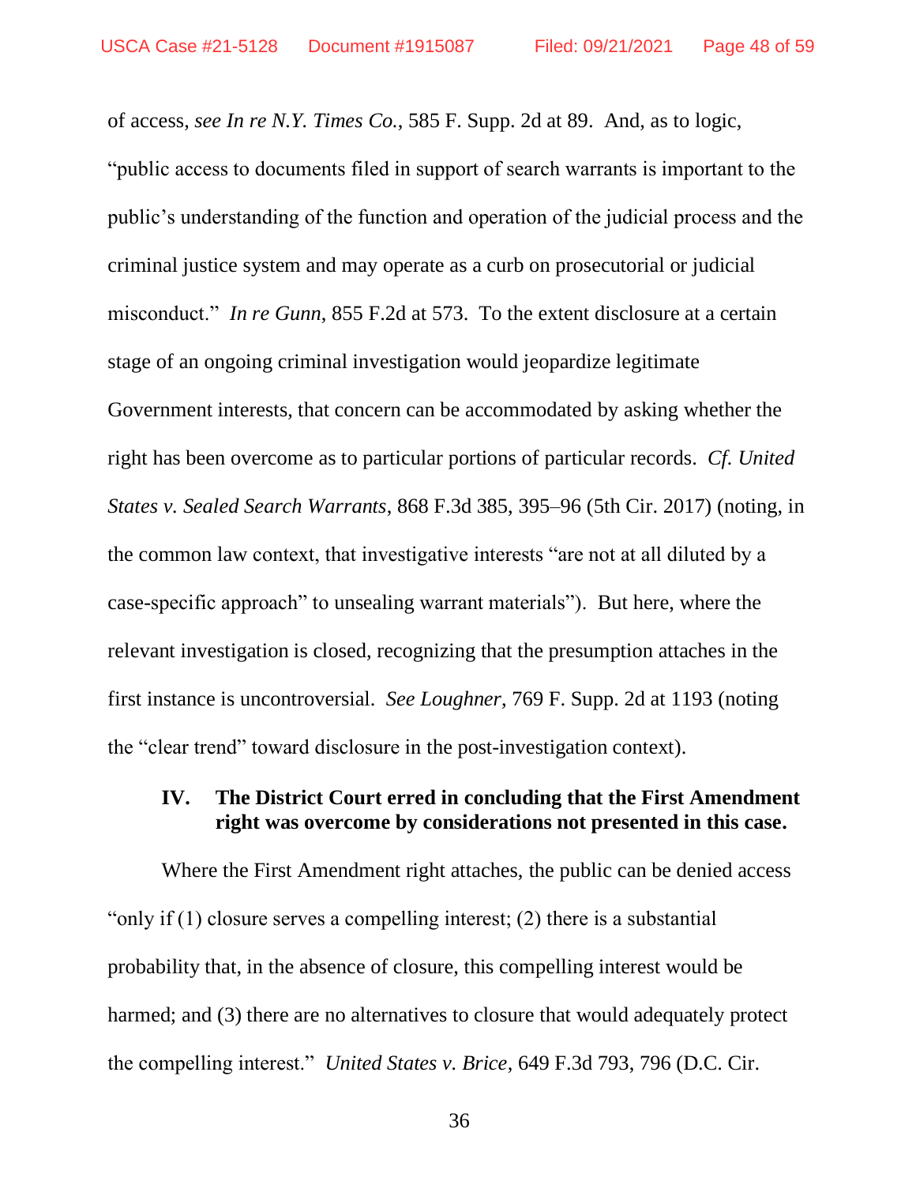of access, *see In re N.Y. Times Co.*, 585 F. Supp. 2d at 89. And, as to logic, "public access to documents filed in support of search warrants is important to the public's understanding of the function and operation of the judicial process and the criminal justice system and may operate as a curb on prosecutorial or judicial misconduct." *In re Gunn*, 855 F.2d at 573. To the extent disclosure at a certain stage of an ongoing criminal investigation would jeopardize legitimate Government interests, that concern can be accommodated by asking whether the right has been overcome as to particular portions of particular records. *Cf. United States v. Sealed Search Warrants*, 868 F.3d 385, 395–96 (5th Cir. 2017) (noting, in the common law context, that investigative interests "are not at all diluted by a case-specific approach" to unsealing warrant materials"). But here, where the relevant investigation is closed, recognizing that the presumption attaches in the first instance is uncontroversial. *See Loughner*, 769 F. Supp. 2d at 1193 (noting the "clear trend" toward disclosure in the post-investigation context).

## IV. The District Court erred in concluding that the First Amendment right was overcome by considerations not presented in this case.

Where the First Amendment right attaches, the public can be denied access "only if (1) closure serves a compelling interest; (2) there is a substantial probability that, in the absence of closure, this compelling interest would be harmed; and (3) there are no alternatives to closure that would adequately protect the compelling interest." *United States v. Brice*, 649 F.3d 793, 796 (D.C. Cir.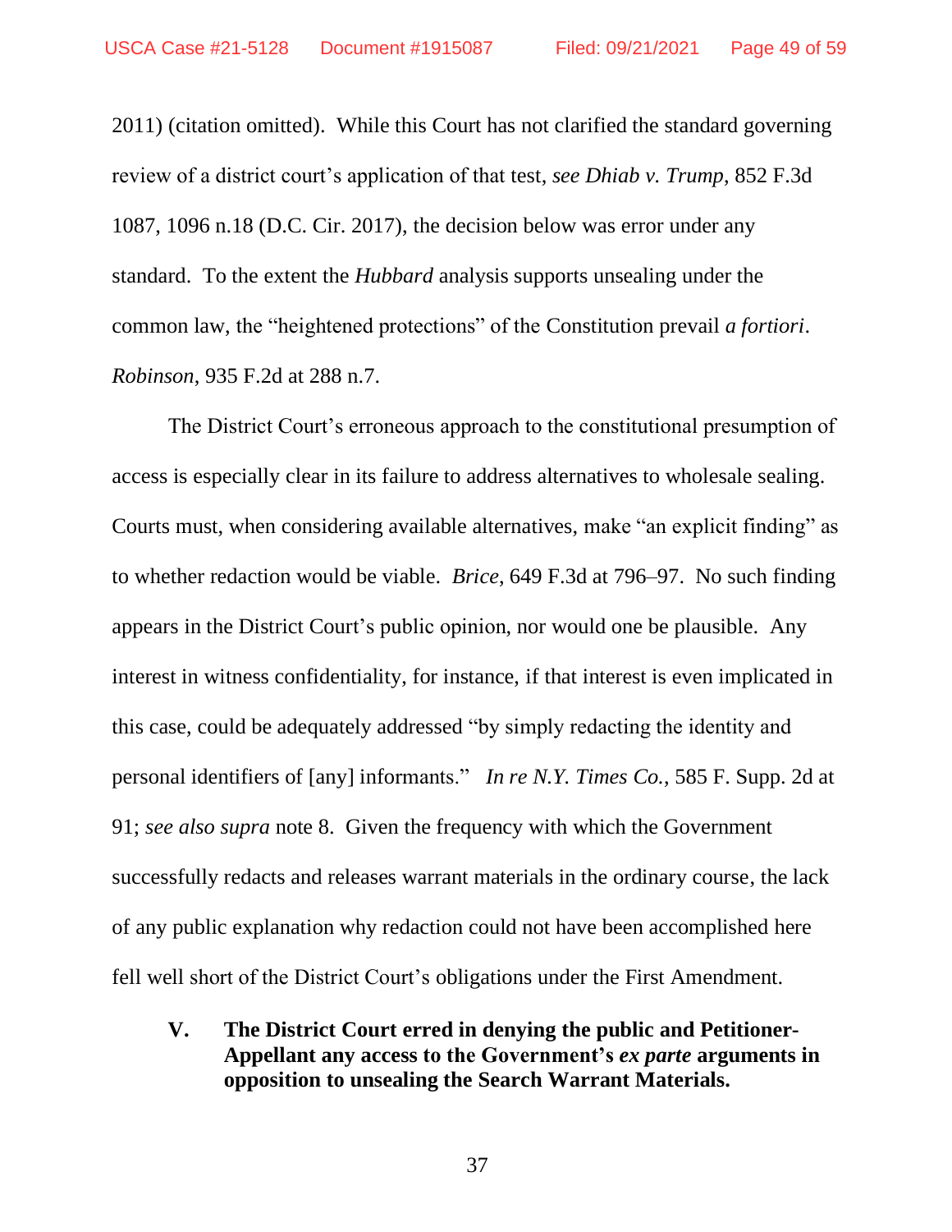2011) (citation omitted). While this Court has not clarified the standard governing review of a district court's application of that test, *see Dhiab v. Trump*, 852 F.3d 1087, 1096 n.18 (D.C. Cir. 2017), the decision below was error under any standard. To the extent the *Hubbard* analysis supports unsealing under the common law, the "heightened protections" of the Constitution prevail *a fortiori*. *Robinson*, 935 F.2d at 288 n.7.

The District Court's erroneous approach to the constitutional presumption of access is especially clear in its failure to address alternatives to wholesale sealing. Courts must, when considering available alternatives, make "an explicit finding" as to whether redaction would be viable. *Brice*, 649 F.3d at 796–97. No such finding appears in the District Court's public opinion, nor would one be plausible. Any interest in witness confidentiality, for instance, if that interest is even implicated in this case, could be adequately addressed "by simply redacting the identity and personal identifiers of [any] informants." *In re N.Y. Times Co.*, 585 F. Supp. 2d at 91; *see also supra* note 8. Given the frequency with which the Government successfully redacts and releases warrant materials in the ordinary course, the lack of any public explanation why redaction could not have been accomplished here fell well short of the District Court's obligations under the First Amendment.

## V. The District Court erred in denying the public and Petitioner-Appellant any access to the Government's *ex parte* arguments in opposition to unsealing the Search Warrant Materials.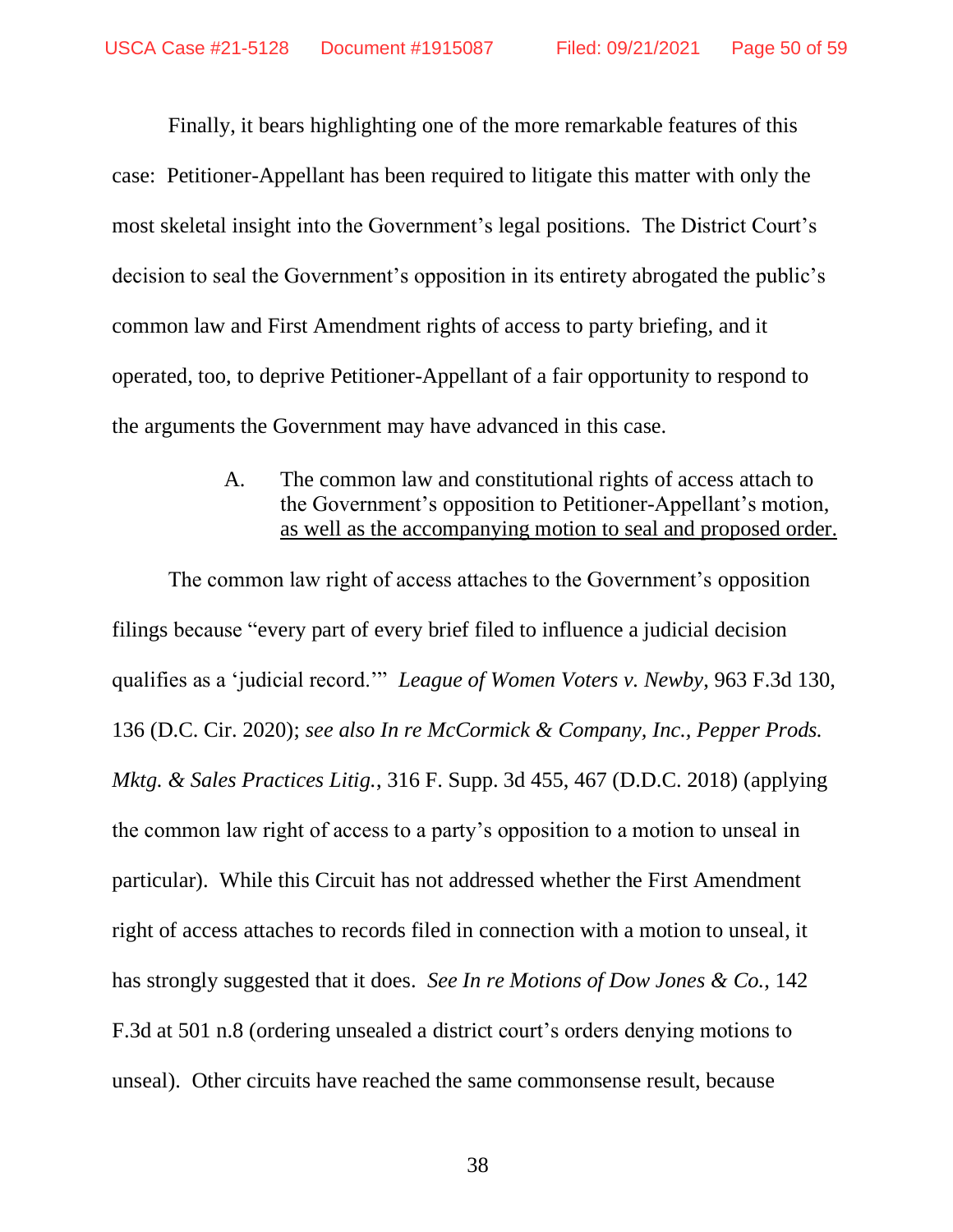Finally, it bears highlighting one of the more remarkable features of this case: Petitioner-Appellant has been required to litigate this matter with only the most skeletal insight into the Government's legal positions. The District Court's decision to seal the Government's opposition in its entirety abrogated the public's common law and First Amendment rights of access to party briefing, and it operated, too, to deprive Petitioner-Appellant of a fair opportunity to respond to the arguments the Government may have advanced in this case.

### A. The common law and constitutional rights of access attach to the Government's opposition to Petitioner-Appellant's motion, <u>as well as the accompanying motion to seal and proposed order.</u>

The common law right of access attaches to the Government's opposition filings because "every part of every brief filed to influence a judicial decision qualifies as a 'judicial record.'" *League of Women Voters v. Newby*, 963 F.3d 130, 136 (D.C. Cir. 2020); *see also In re McCormick & Company, Inc., Pepper Prods. Mktg. & Sales Practices Litig.*, 316 F. Supp. 3d 455, 467 (D.D.C. 2018) (applying the common law right of access to a party's opposition to a motion to unseal in particular). While this Circuit has not addressed whether the First Amendment right of access attaches to records filed in connection with a motion to unseal, it has strongly suggested that it does. *See In re Motions of Dow Jones & Co.*, 142 F.3d at 501 n.8 (ordering unsealed a district court's orders denying motions to unseal). Other circuits have reached the same commonsense result, because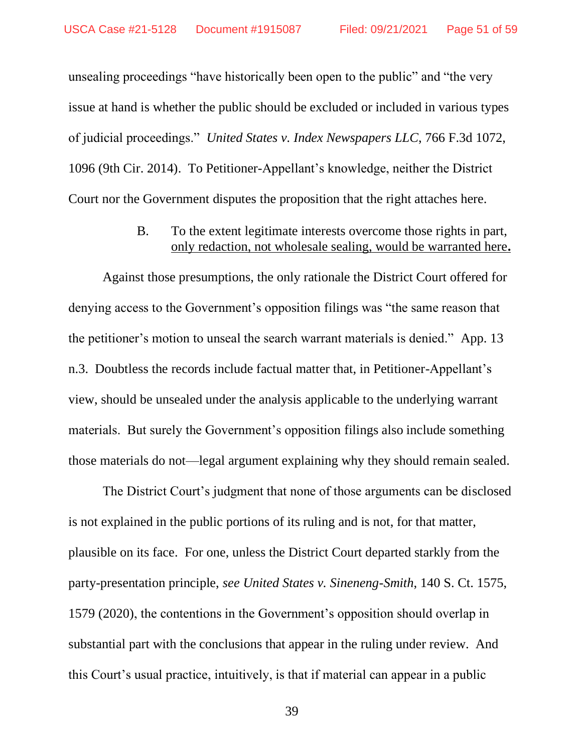unsealing proceedings "have historically been open to the public" and "the very issue at hand is whether the public should be excluded or included in various types of judicial proceedings." *United States v. Index Newspapers LLC*, 766 F.3d 1072, 1096 (9th Cir. 2014). To Petitioner-Appellant's knowledge, neither the District Court nor the Government disputes the proposition that the right attaches here.

### B. To the extent legitimate interests overcome those rights in part, only redaction, not wholesale sealing, would be warranted here.

Against those presumptions, the only rationale the District Court offered for denying access to the Government's opposition filings was "the same reason that the petitioner's motion to unseal the search warrant materials is denied." App. 13 n.3. Doubtless the records include factual matter that, in Petitioner-Appellant's view, should be unsealed under the analysis applicable to the underlying warrant materials. But surely the Government's opposition filings also include something those materials do not—legal argument explaining why they should remain sealed.

The District Court's judgment that none of those arguments can be disclosed is not explained in the public portions of its ruling and is not, for that matter, plausible on its face. For one, unless the District Court departed starkly from the party-presentation principle, *see United States v. Sineneng-Smith*, 140 S. Ct. 1575, 1579 (2020), the contentions in the Government's opposition should overlap in substantial part with the conclusions that appear in the ruling under review. And this Court's usual practice, intuitively, is that if material can appear in a public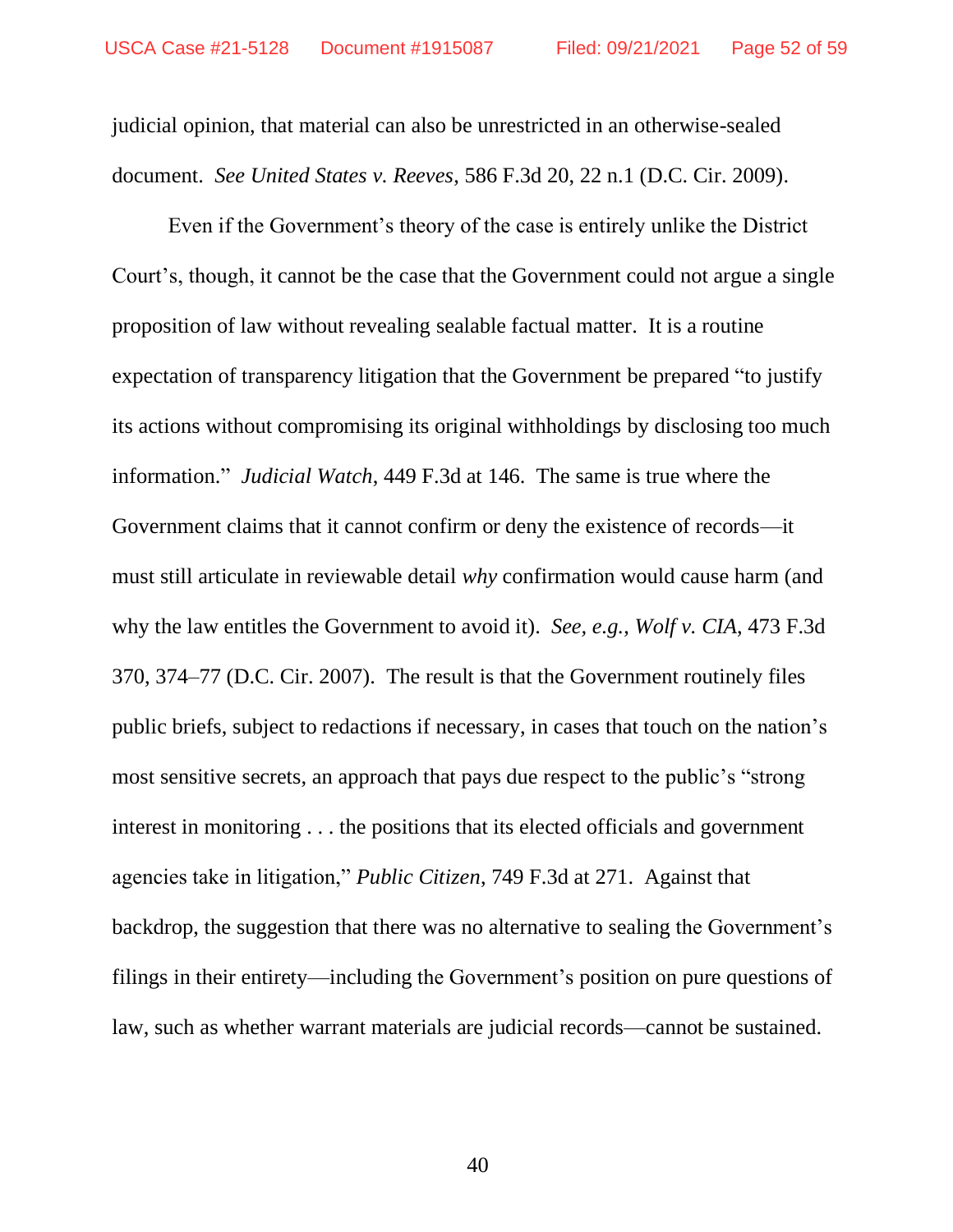judicial opinion, that material can also be unrestricted in an otherwise-sealed document. *See United States v. Reeves*, 586 F.3d 20, 22 n.1 (D.C. Cir. 2009).

Even if the Government's theory of the case is entirely unlike the District Court's, though, it cannot be the case that the Government could not argue a single proposition of law without revealing sealable factual matter. It is a routine expectation of transparency litigation that the Government be prepared "to justify its actions without compromising its original withholdings by disclosing too much information." *Judicial Watch*, 449 F.3d at 146. The same is true where the Government claims that it cannot confirm or deny the existence of records—it must still articulate in reviewable detail *why* confirmation would cause harm (and why the law entitles the Government to avoid it). *See, e.g.*, *Wolf v. CIA*, 473 F.3d 370, 374–77 (D.C. Cir. 2007). The result is that the Government routinely files public briefs, subject to redactions if necessary, in cases that touch on the nation's most sensitive secrets, an approach that pays due respect to the public's "strong interest in monitoring . . . the positions that its elected officials and government agencies take in litigation," *Public Citizen*, 749 F.3d at 271. Against that backdrop, the suggestion that there was no alternative to sealing the Government's filings in their entirety—including the Government's position on pure questions of law, such as whether warrant materials are judicial records—cannot be sustained.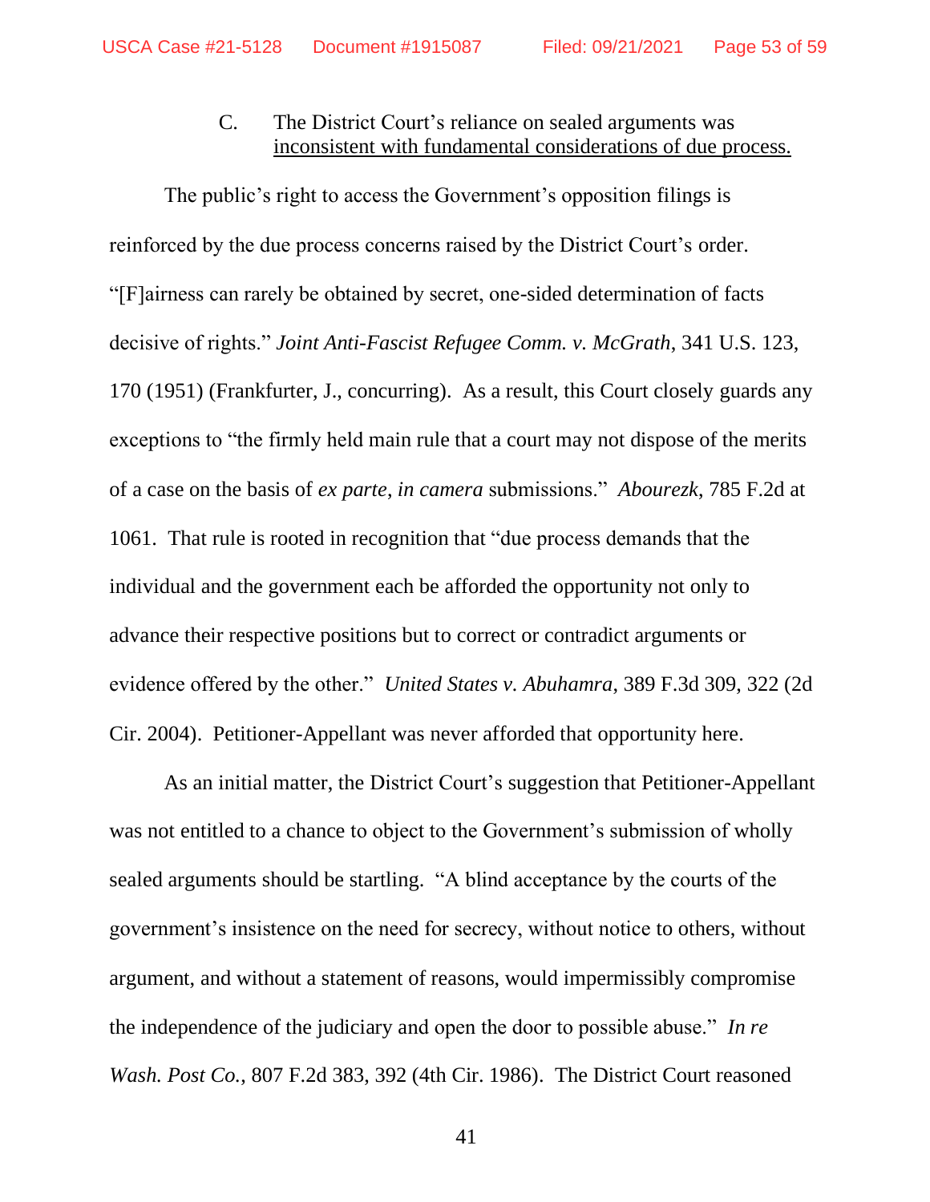### C. The District Court's reliance on sealed arguments was inconsistent with fundamental considerations of due process.

The public's right to access the Government's opposition filings is reinforced by the due process concerns raised by the District Court's order. "[F]airness can rarely be obtained by secret, one-sided determination of facts decisive of rights." *Joint Anti-Fascist Refugee Comm. v. McGrath*, 341 U.S. 123, 170 (1951) (Frankfurter, J., concurring). As a result, this Court closely guards any exceptions to "the firmly held main rule that a court may not dispose of the merits of a case on the basis of *ex parte*, *in camera* submissions." *Abourezk*, 785 F.2d at 1061. That rule is rooted in recognition that "due process demands that the individual and the government each be afforded the opportunity not only to advance their respective positions but to correct or contradict arguments or evidence offered by the other." *United States v. Abuhamra*, 389 F.3d 309, 322 (2d Cir. 2004). Petitioner-Appellant was never afforded that opportunity here.

As an initial matter, the District Court's suggestion that Petitioner-Appellant was not entitled to a chance to object to the Government's submission of wholly sealed arguments should be startling. "A blind acceptance by the courts of the government's insistence on the need for secrecy, without notice to others, without argument, and without a statement of reasons, would impermissibly compromise the independence of the judiciary and open the door to possible abuse." *In re Wash. Post Co.*, 807 F.2d 383, 392 (4th Cir. 1986). The District Court reasoned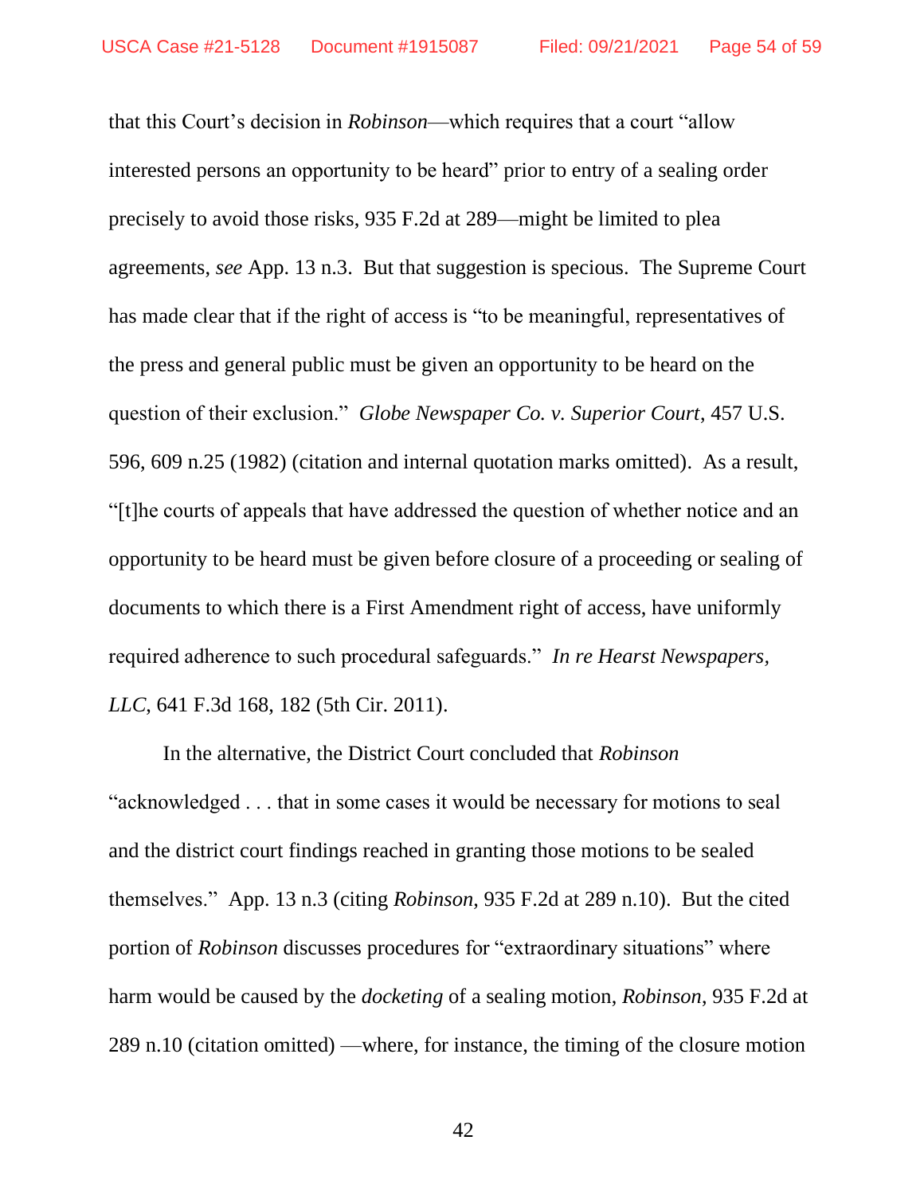that this Court's decision in *Robinson*—which requires that a court "allow interested persons an opportunity to be heard" prior to entry of a sealing order precisely to avoid those risks, 935 F.2d at 289—might be limited to plea agreements, *see* App. 13 n.3. But that suggestion is specious. The Supreme Court has made clear that if the right of access is "to be meaningful, representatives of the press and general public must be given an opportunity to be heard on the question of their exclusion." *Globe Newspaper Co. v. Superior Court*, 457 U.S. 596, 609 n.25 (1982) (citation and internal quotation marks omitted). As a result, "[t]he courts of appeals that have addressed the question of whether notice and an opportunity to be heard must be given before closure of a proceeding or sealing of documents to which there is a First Amendment right of access, have uniformly required adherence to such procedural safeguards." *In re Hearst Newspapers, LLC*, 641 F.3d 168, 182 (5th Cir. 2011).

In the alternative, the District Court concluded that *Robinson* "acknowledged . . . that in some cases it would be necessary for motions to seal and the district court findings reached in granting those motions to be sealed themselves." App. 13 n.3 (citing *Robinson*, 935 F.2d at 289 n.10). But the cited portion of *Robinson* discusses procedures for "extraordinary situations" where harm would be caused by the *docketing* of a sealing motion, *Robinson*, 935 F.2d at 289 n.10 (citation omitted) —where, for instance, the timing of the closure motion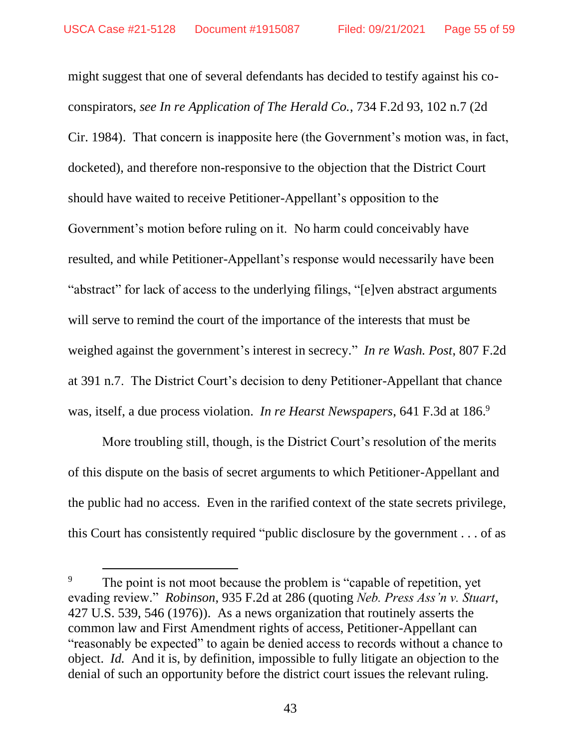might suggest that one of several defendants has decided to testify against his co-conspirators, *see In re Application of The Herald Co.*, 734 F.2d 93, 102 n.7 (2d Cir. 1984). That concern is inapposite here (the Government's motion was, in fact, docketed), and therefore non-responsive to the objection that the District Court should have waited to receive Petitioner-Appellant's opposition to the Government's motion before ruling on it. No harm could conceivably have resulted, and while Petitioner-Appellant's response would necessarily have been "abstract" for lack of access to the underlying filings, "[e]ven abstract arguments will serve to remind the court of the importance of the interests that must be weighed against the government's interest in secrecy." *In re Wash. Post*, 807 F.2d at 391 n.7. The District Court's decision to deny Petitioner-Appellant that chance was, itself, a due process violation. *In re Hearst Newspapers*, 641 F.3d at 186.[9]

More troubling still, though, is the District Court's resolution of the merits of this dispute on the basis of secret arguments to which Petitioner-Appellant and the public had no access. Even in the rarified context of the state secrets privilege, this Court has consistently required "public disclosure by the government . . . of as

---

[9] The point is not moot because the problem is "capable of repetition, yet evading review." *Robinson*, 935 F.2d at 286 (quoting *Neb. Press Ass'n v. Stuart*, 427 U.S. 539, 546 (1976)). As a news organization that routinely asserts the common law and First Amendment rights of access, Petitioner-Appellant can "reasonably be expected" to again be denied access to records without a chance to object. *Id.* And it is, by definition, impossible to fully litigate an objection to the denial of such an opportunity before the district court issues the relevant ruling.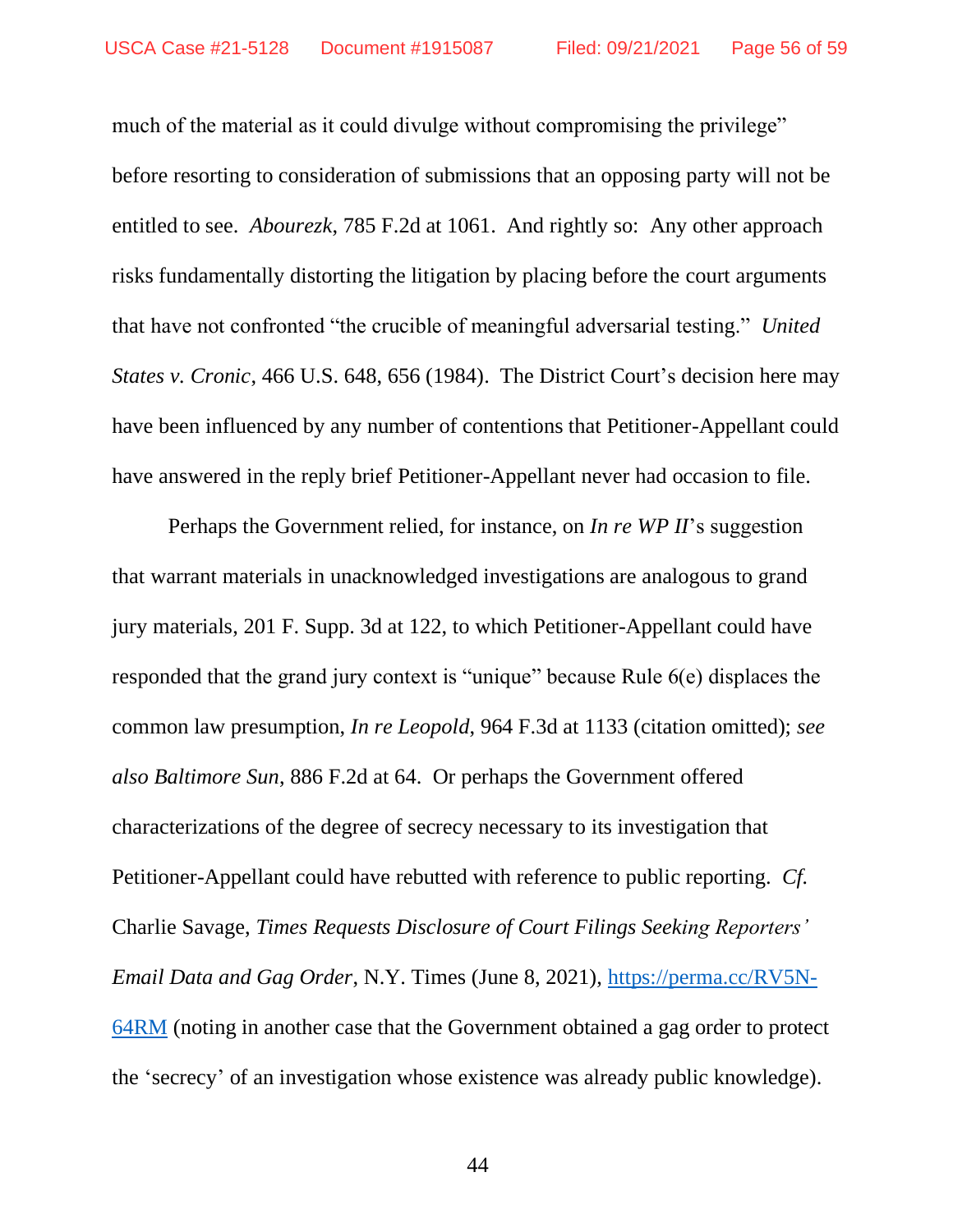much of the material as it could divulge without compromising the privilege" before resorting to consideration of submissions that an opposing party will not be entitled to see. *Abourezk*, 785 F.2d at 1061. And rightly so: Any other approach risks fundamentally distorting the litigation by placing before the court arguments that have not confronted "the crucible of meaningful adversarial testing." *United States v. Cronic*, 466 U.S. 648, 656 (1984). The District Court's decision here may have been influenced by any number of contentions that Petitioner-Appellant could have answered in the reply brief Petitioner-Appellant never had occasion to file.

Perhaps the Government relied, for instance, on *In re WP II*'s suggestion that warrant materials in unacknowledged investigations are analogous to grand jury materials, 201 F. Supp. 3d at 122, to which Petitioner-Appellant could have responded that the grand jury context is "unique" because Rule 6(e) displaces the common law presumption, *In re Leopold*, 964 F.3d at 1133 (citation omitted); *see also Baltimore Sun*, 886 F.2d at 64. Or perhaps the Government offered characterizations of the degree of secrecy necessary to its investigation that Petitioner-Appellant could have rebutted with reference to public reporting. *Cf.* Charlie Savage, *Times Requests Disclosure of Court Filings Seeking Reporters' Email Data and Gag Order*, N.Y. Times (June 8, 2021), https://perma.cc/RV5N-64RM (noting in another case that the Government obtained a gag order to protect the 'secrecy' of an investigation whose existence was already public knowledge).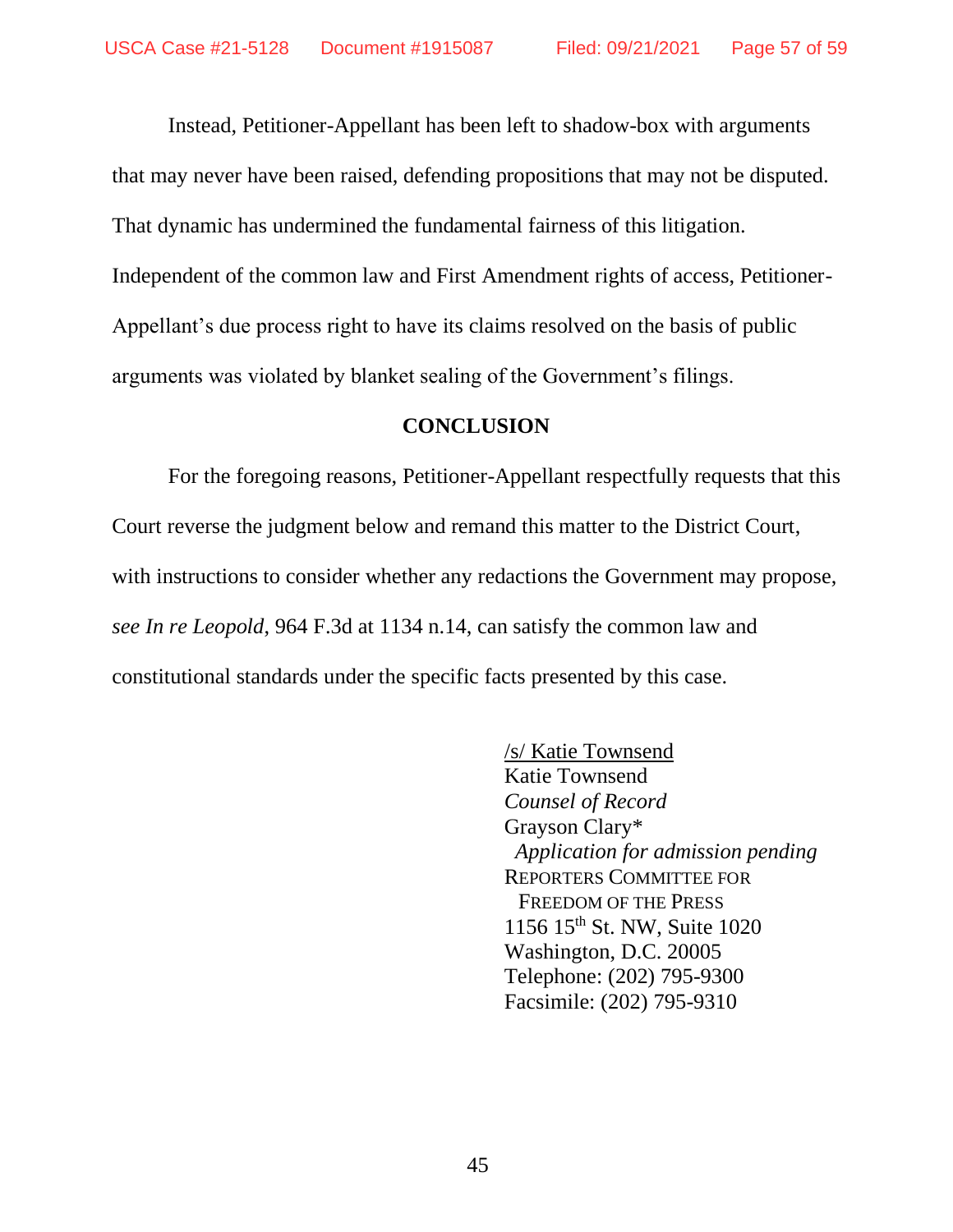Instead, Petitioner-Appellant has been left to shadow-box with arguments that may never have been raised, defending propositions that may not be disputed. That dynamic has undermined the fundamental fairness of this litigation. Independent of the common law and First Amendment rights of access, Petitioner-Appellant's due process right to have its claims resolved on the basis of public arguments was violated by blanket sealing of the Government's filings.

## CONCLUSION

For the foregoing reasons, Petitioner-Appellant respectfully requests that this Court reverse the judgment below and remand this matter to the District Court, with instructions to consider whether any redactions the Government may propose, *see In re Leopold*, 964 F.3d at 1134 n.14, can satisfy the common law and constitutional standards under the specific facts presented by this case.

/s/ Katie Townsend
Katie Townsend
*Counsel of Record*
Grayson Clary*
*Application for admission pending*
REPORTERS COMMITTEE FOR FREEDOM OF THE PRESS
1156 15th St. NW, Suite 1020
Washington, D.C. 20005
Telephone: (202) 795-9300
Facsimile: (202) 795-9310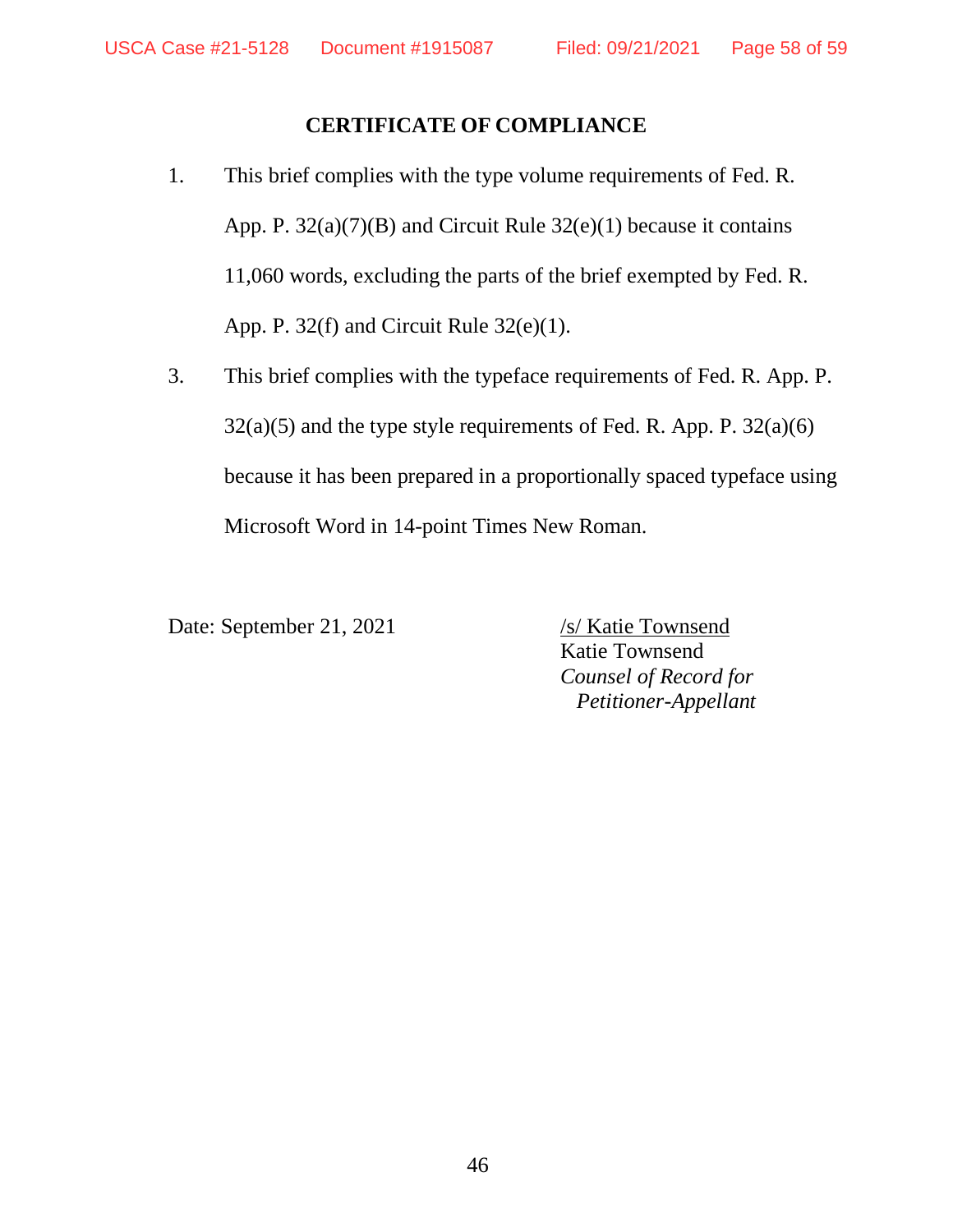**CERTIFICATE OF COMPLIANCE**

1. This brief complies with the type volume requirements of Fed. R. App. P. 32(a)(7)(B) and Circuit Rule 32(e)(1) because it contains 11,060 words, excluding the parts of the brief exempted by Fed. R. App. P. 32(f) and Circuit Rule 32(e)(1).

3. This brief complies with the typeface requirements of Fed. R. App. P. 32(a)(5) and the type style requirements of Fed. R. App. P. 32(a)(6) because it has been prepared in a proportionally spaced typeface using Microsoft Word in 14-point Times New Roman.

Date: September 21, 2021

/s/ Katie Townsend
Katie Townsend
*Counsel of Record for Petitioner-Appellant*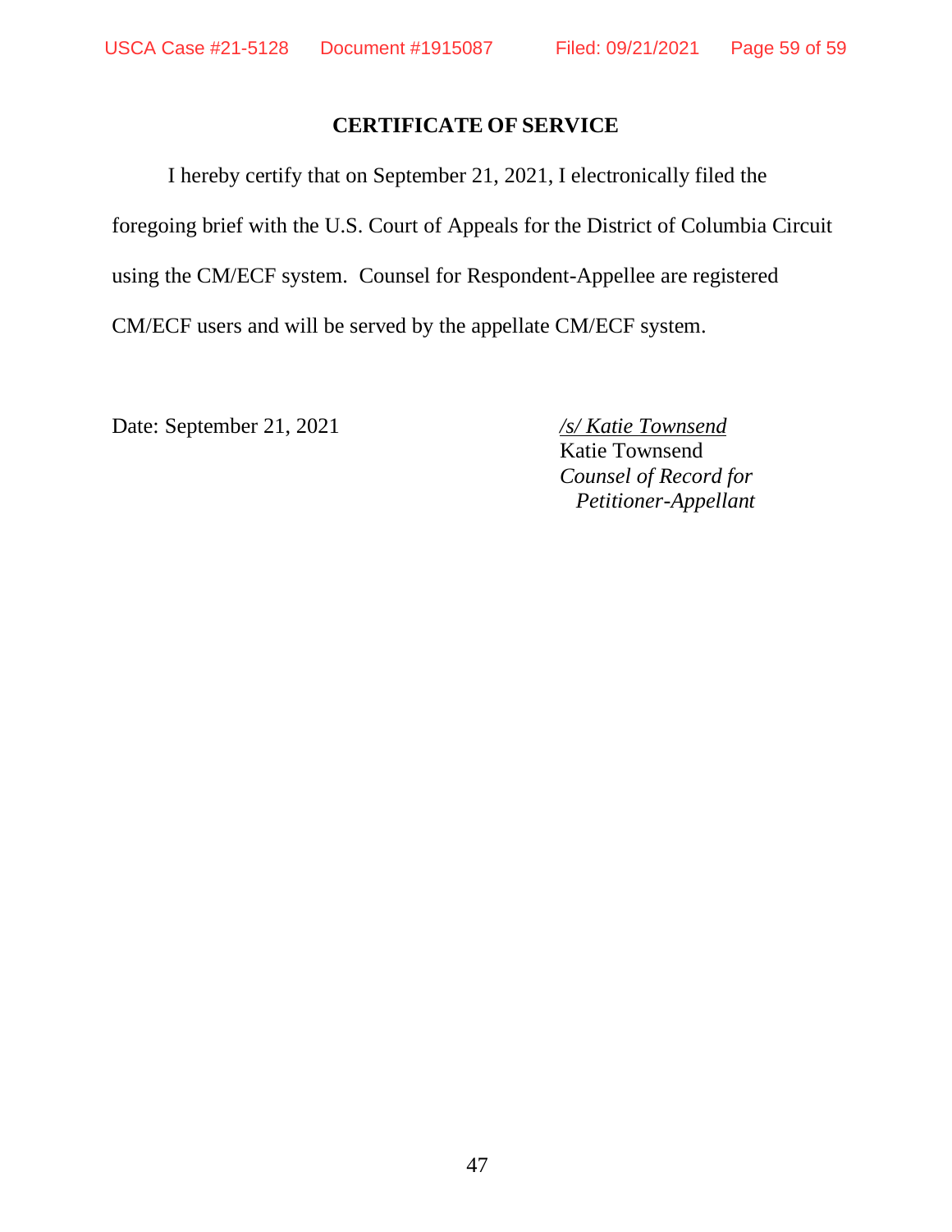## CERTIFICATE OF SERVICE

I hereby certify that on September 21, 2021, I electronically filed the foregoing brief with the U.S. Court of Appeals for the District of Columbia Circuit using the CM/ECF system. Counsel for Respondent-Appellee are registered CM/ECF users and will be served by the appellate CM/ECF system.

Date: September 21, 2021

*/s/ Katie Townsend*
Katie Townsend
*Counsel of Record for Petitioner-Appellant*